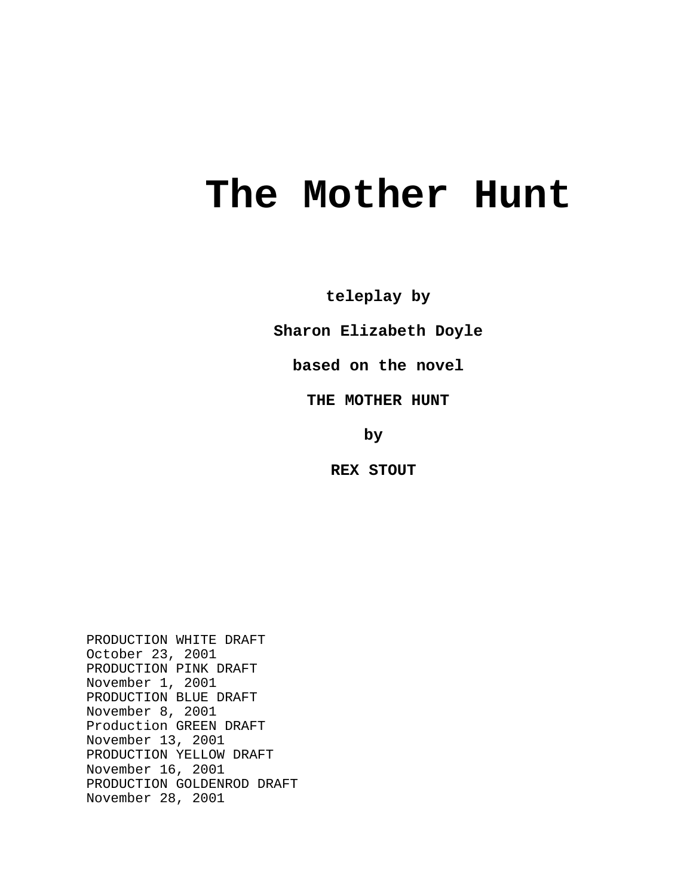# The Mother Hunt

**teleplay by**

**Sharon Elizabeth Doyle**

**based on the novel**

**THE MOTHER HUNT**

**by**

**REX STOUT**

PRODUCTION WHITE DRAFT
October 23, 2001
PRODUCTION PINK DRAFT
November 1, 2001
PRODUCTION BLUE DRAFT
November 8, 2001
Production GREEN DRAFT
November 13, 2001
PRODUCTION YELLOW DRAFT
November 16, 2001
PRODUCTION GOLDENROD DRAFT
November 28, 2001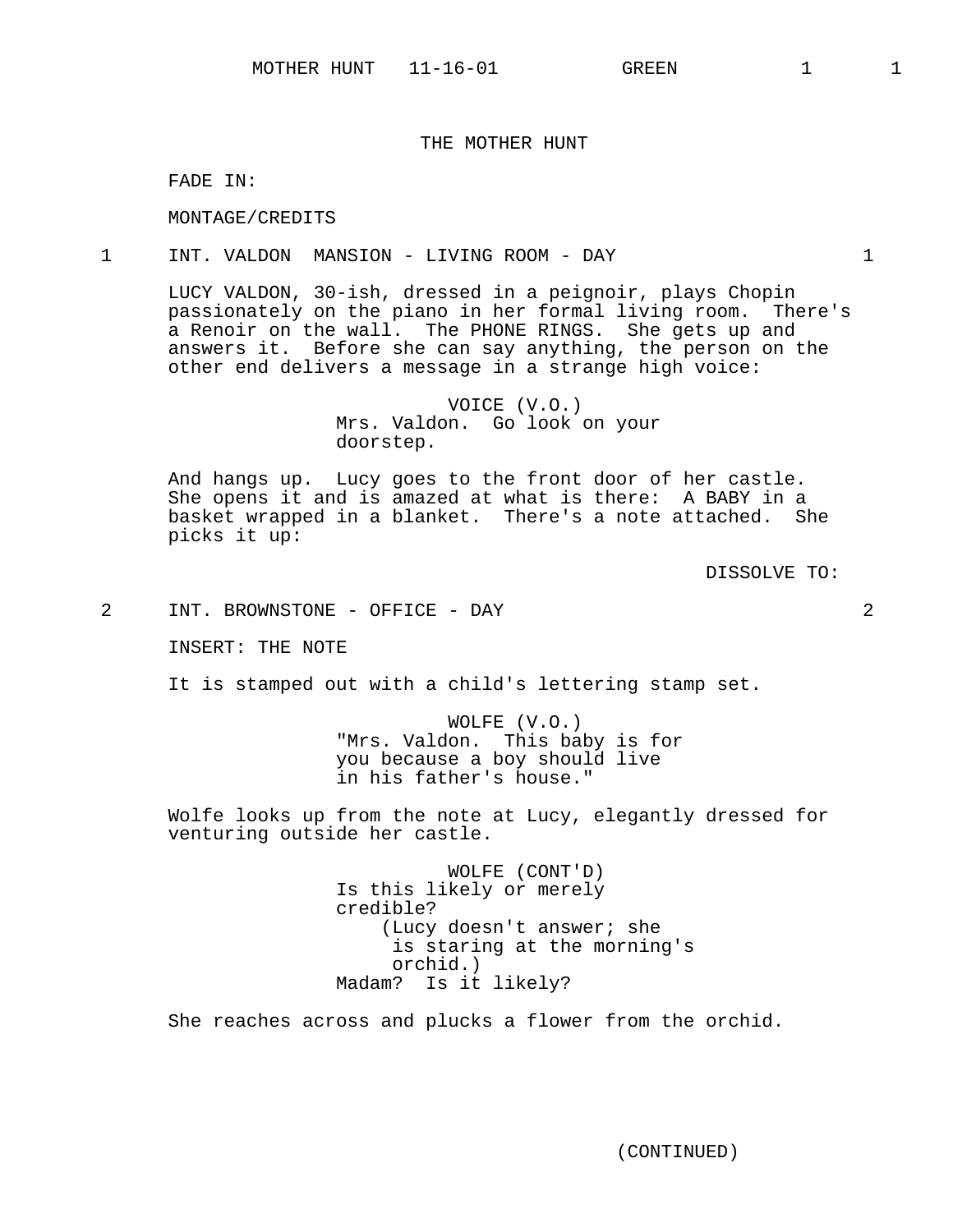# THE MOTHER HUNT

FADE IN:

MONTAGE/CREDITS

1 INT. VALDON MANSION - LIVING ROOM - DAY 1

LUCY VALDON, 30-ish, dressed in a peignoir, plays Chopin passionately on the piano in her formal living room. There's a Renoir on the wall. The PHONE RINGS. She gets up and answers it. Before she can say anything, the person on the other end delivers a message in a strange high voice:

VOICE (V.O.)
Mrs. Valdon. Go look on your doorstep.

And hangs up. Lucy goes to the front door of her castle. She opens it and is amazed at what is there: A BABY in a basket wrapped in a blanket. There's a note attached. She picks it up:

DISSOLVE TO:

2 INT. BROWNSTONE - OFFICE - DAY 2

INSERT: THE NOTE

It is stamped out with a child's lettering stamp set.

WOLFE (V.O.)
"Mrs. Valdon. This baby is for you because a boy should live in his father's house."

Wolfe looks up from the note at Lucy, elegantly dressed for venturing outside her castle.

WOLFE (CONT'D)
Is this likely or merely credible?
(Lucy doesn't answer; she is staring at the morning's orchid.)
Madam? Is it likely?

She reaches across and plucks a flower from the orchid.

(CONTINUED)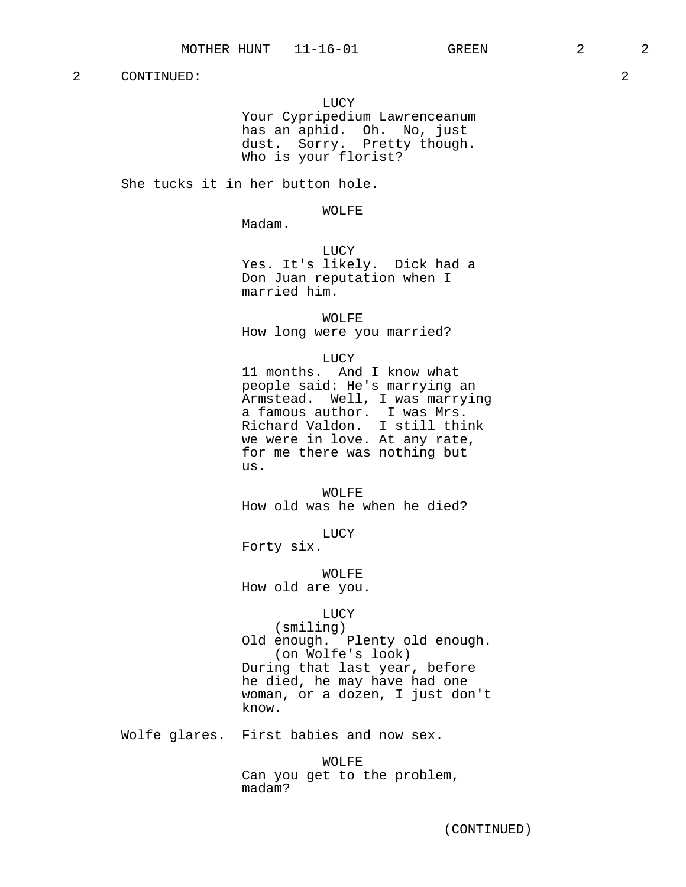2 CONTINUED: 2

LUCY
Your Cypripedium Lawrenceanum has an aphid. Oh. No, just dust. Sorry. Pretty though. Who is your florist?

She tucks it in her button hole.

WOLFE
Madam.

LUCY
Yes. It's likely. Dick had a Don Juan reputation when I married him.

WOLFE
How long were you married?

LUCY
11 months. And I know what people said: He's marrying an Armstead. Well, I was marrying a famous author. I was Mrs. Richard Valdon. I still think we were in love. At any rate, for me there was nothing but us.

WOLFE
How old was he when he died?

LUCY
Forty six.

WOLFE
How old are you.

LUCY
(smiling)
Old enough. Plenty old enough.
(on Wolfe's look)
During that last year, before he died, he may have had one woman, or a dozen, I just don't know.

Wolfe glares. First babies and now sex.

WOLFE
Can you get to the problem, madam?

(CONTINUED)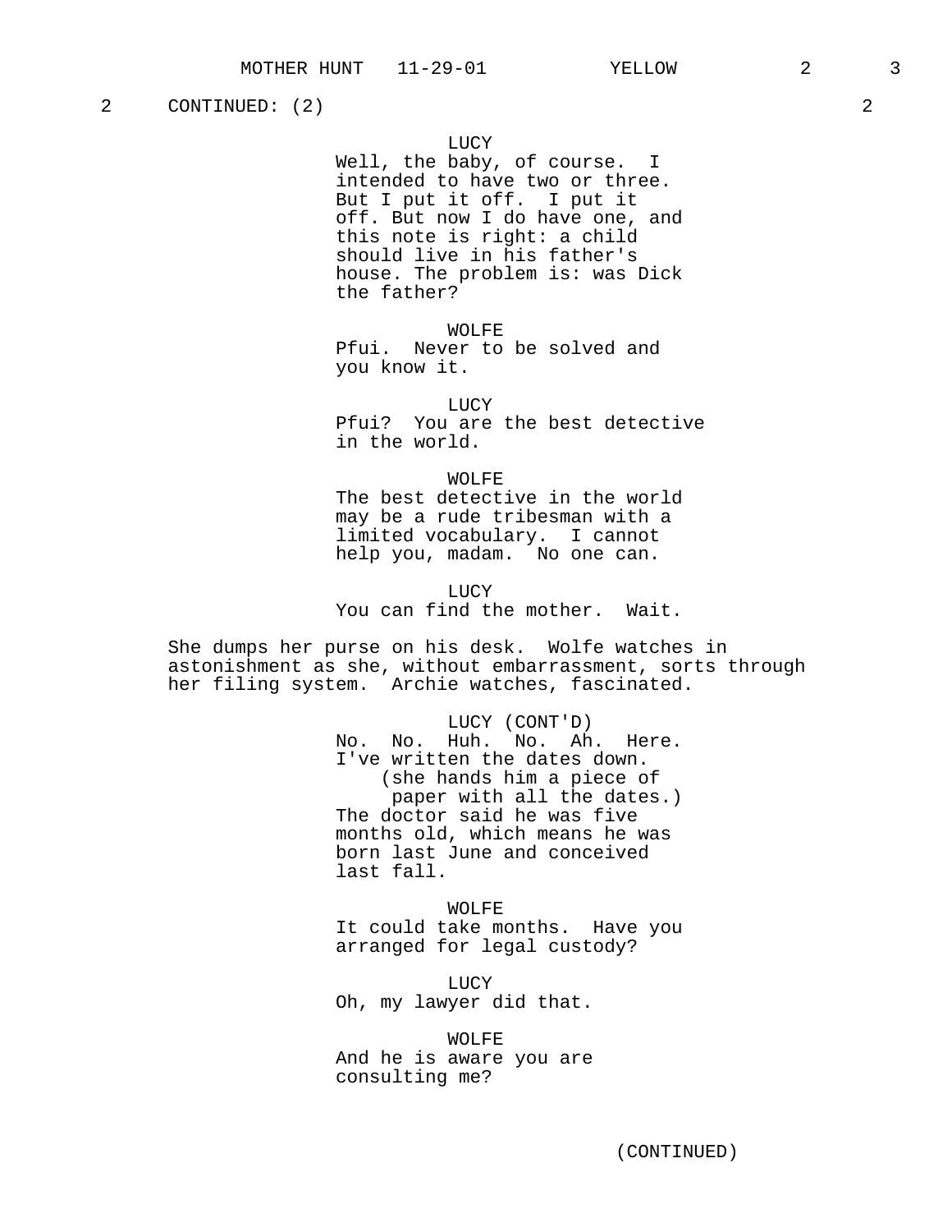2 CONTINUED: (2) 2

LUCY
Well, the baby, of course. I intended to have two or three. But I put it off. I put it off. But now I do have one, and this note is right: a child should live in his father's house. The problem is: was Dick the father?

WOLFE
Pfui. Never to be solved and you know it.

LUCY
Pfui? You are the best detective in the world.

WOLFE
The best detective in the world may be a rude tribesman with a limited vocabulary. I cannot help you, madam. No one can.

LUCY
You can find the mother. Wait.

She dumps her purse on his desk. Wolfe watches in astonishment as she, without embarrassment, sorts through her filing system. Archie watches, fascinated.

LUCY (CONT'D)
No. No. Huh. No. Ah. Here. I've written the dates down.
(she hands him a piece of paper with all the dates.)
The doctor said he was five months old, which means he was born last June and conceived last fall.

WOLFE
It could take months. Have you arranged for legal custody?

LUCY
Oh, my lawyer did that.

WOLFE
And he is aware you are consulting me?

(CONTINUED)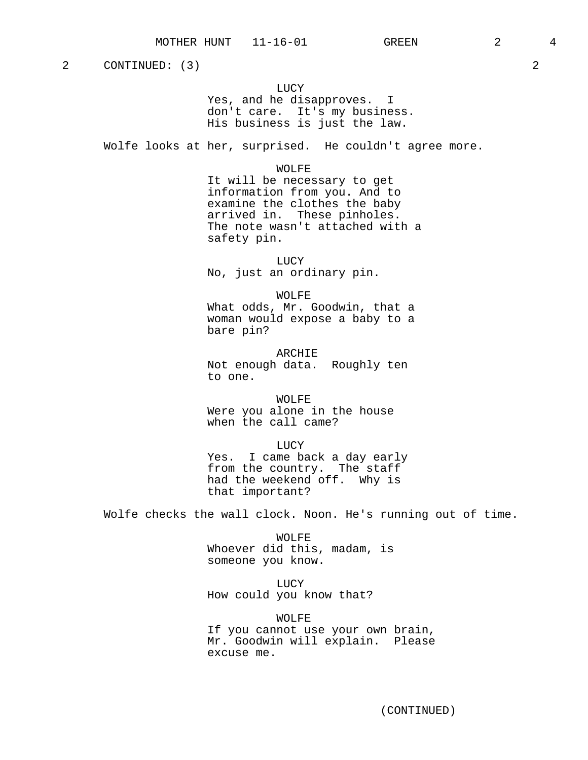2 CONTINUED: (3) 2

LUCY
Yes, and he disapproves. I don't care. It's my business. His business is just the law.

Wolfe looks at her, surprised. He couldn't agree more.

WOLFE
It will be necessary to get information from you. And to examine the clothes the baby arrived in. These pinholes. The note wasn't attached with a safety pin.

LUCY
No, just an ordinary pin.

WOLFE
What odds, Mr. Goodwin, that a woman would expose a baby to a bare pin?

ARCHIE
Not enough data. Roughly ten to one.

WOLFE
Were you alone in the house when the call came?

LUCY
Yes. I came back a day early from the country. The staff had the weekend off. Why is that important?

Wolfe checks the wall clock. Noon. He's running out of time.

WOLFE
Whoever did this, madam, is someone you know.

LUCY
How could you know that?

WOLFE
If you cannot use your own brain, Mr. Goodwin will explain. Please excuse me.

(CONTINUED)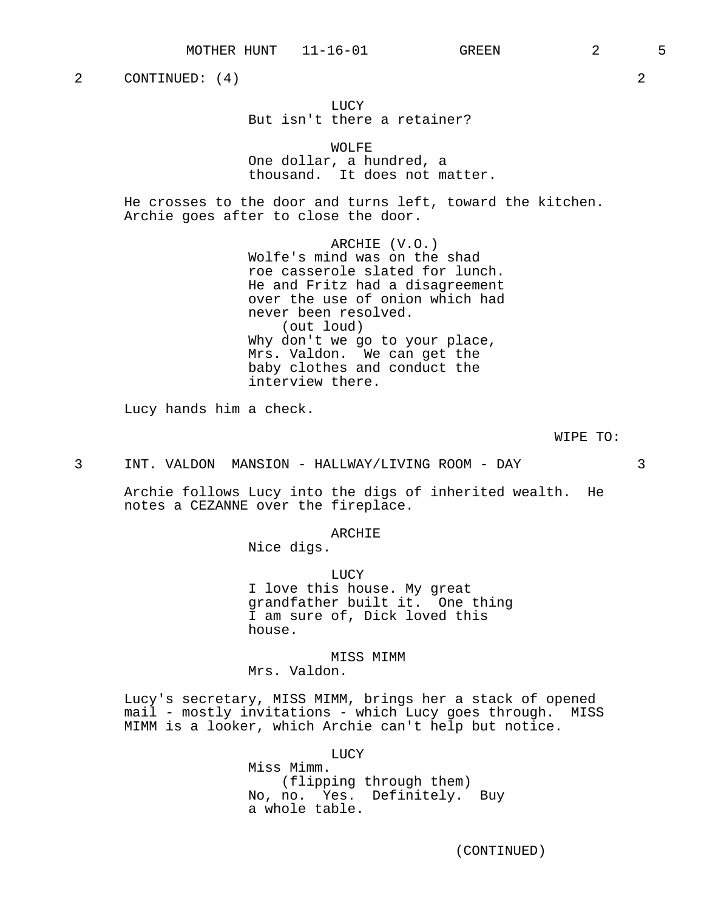2 CONTINUED: (4) 2

LUCY
But isn't there a retainer?

WOLFE
One dollar, a hundred, a thousand. It does not matter.

He crosses to the door and turns left, toward the kitchen. Archie goes after to close the door.

ARCHIE (V.O.)
Wolfe's mind was on the shad roe casserole slated for lunch. He and Fritz had a disagreement over the use of onion which had never been resolved.
(out loud)
Why don't we go to your place, Mrs. Valdon. We can get the baby clothes and conduct the interview there.

Lucy hands him a check.

WIPE TO:

3 INT. VALDON MANSION - HALLWAY/LIVING ROOM - DAY 3

Archie follows Lucy into the digs of inherited wealth. He notes a CEZANNE over the fireplace.

ARCHIE
Nice digs.

LUCY
I love this house. My great grandfather built it. One thing I am sure of, Dick loved this house.

MISS MIMM
Mrs. Valdon.

Lucy's secretary, MISS MIMM, brings her a stack of opened mail - mostly invitations - which Lucy goes through. MISS MIMM is a looker, which Archie can't help but notice.

LUCY
Miss Mimm.
(flipping through them)
No, no. Yes. Definitely. Buy a whole table.

(CONTINUED)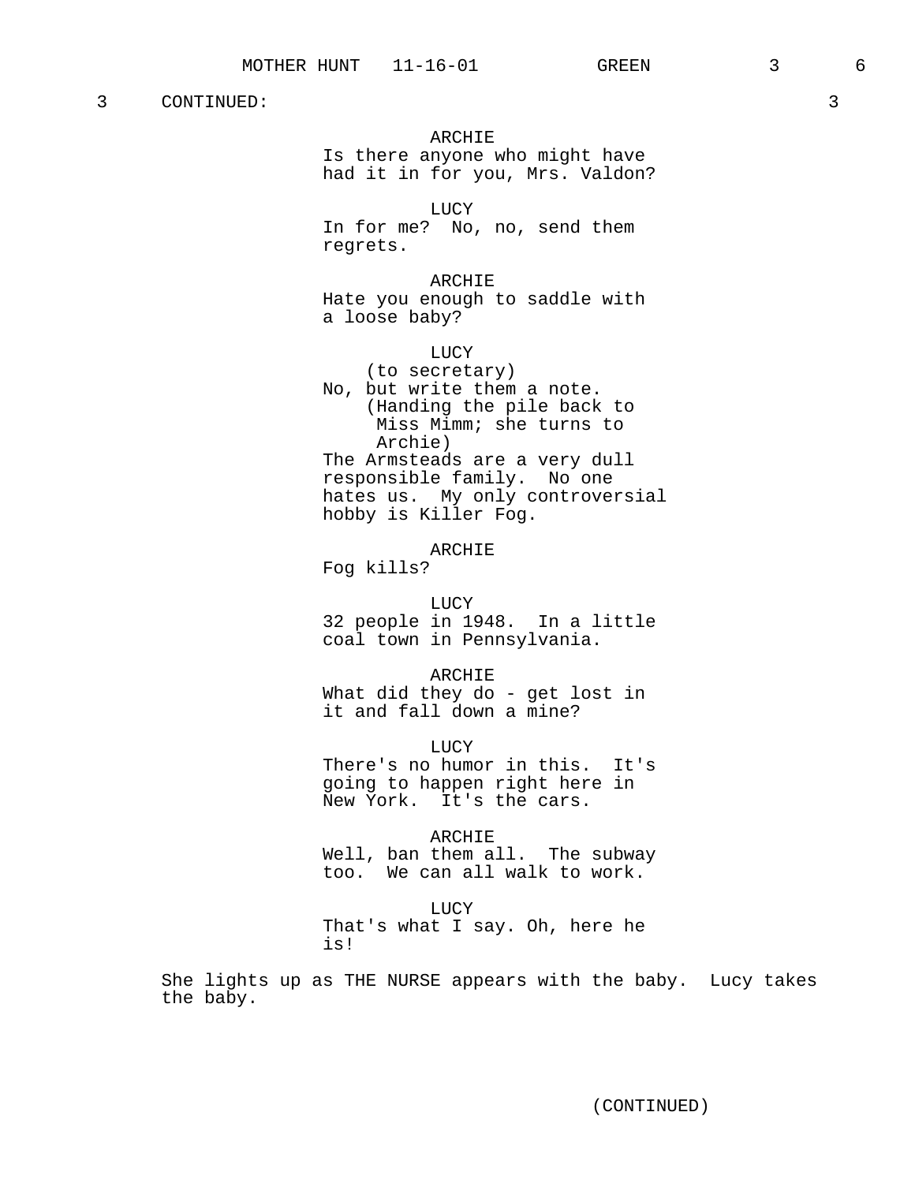3 CONTINUED: 3

ARCHIE
Is there anyone who might have had it in for you, Mrs. Valdon?

LUCY
In for me? No, no, send them regrets.

ARCHIE
Hate you enough to saddle with a loose baby?

LUCY
(to secretary)
No, but write them a note.
(Handing the pile back to Miss Mimm; she turns to Archie)
The Armsteads are a very dull responsible family. No one hates us. My only controversial hobby is Killer Fog.

ARCHIE
Fog kills?

LUCY
32 people in 1948. In a little coal town in Pennsylvania.

ARCHIE
What did they do - get lost in it and fall down a mine?

LUCY
There's no humor in this. It's going to happen right here in New York. It's the cars.

ARCHIE
Well, ban them all. The subway too. We can all walk to work.

LUCY
That's what I say. Oh, here he is!

She lights up as THE NURSE appears with the baby. Lucy takes the baby.

(CONTINUED)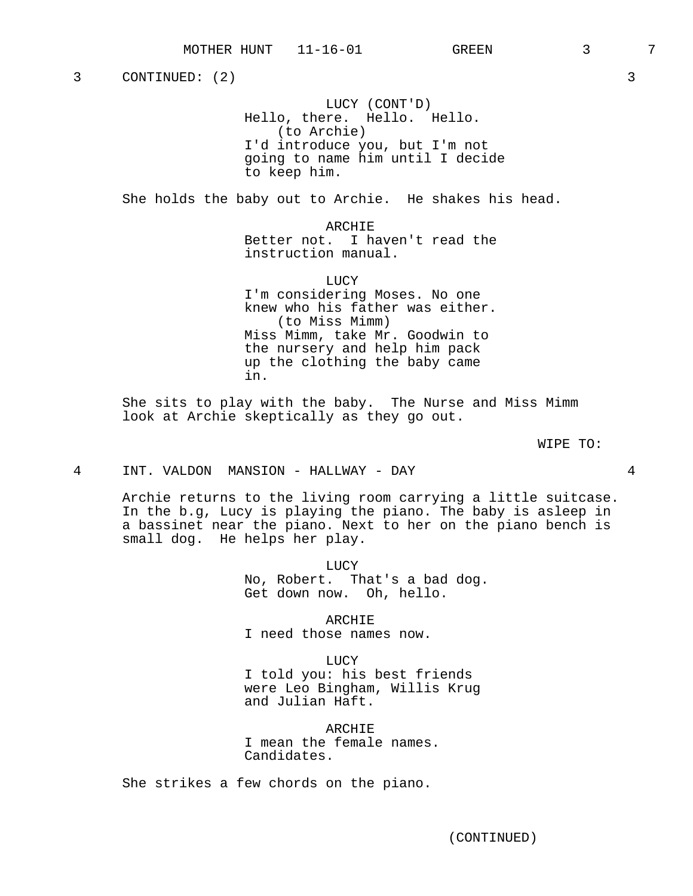3 CONTINUED: (2) 3

LUCY (CONT'D)
Hello, there. Hello. Hello.
(to Archie)
I'd introduce you, but I'm not going to name him until I decide to keep him.

She holds the baby out to Archie. He shakes his head.

ARCHIE
Better not. I haven't read the instruction manual.

LUCY
I'm considering Moses. No one knew who his father was either.
(to Miss Mimm)
Miss Mimm, take Mr. Goodwin to the nursery and help him pack up the clothing the baby came in.

She sits to play with the baby. The Nurse and Miss Mimm look at Archie skeptically as they go out.

WIPE TO:

4 INT. VALDON MANSION - HALLWAY - DAY 4

Archie returns to the living room carrying a little suitcase. In the b.g, Lucy is playing the piano. The baby is asleep in a bassinet near the piano. Next to her on the piano bench is small dog. He helps her play.

LUCY
No, Robert. That's a bad dog. Get down now. Oh, hello.

ARCHIE
I need those names now.

LUCY
I told you: his best friends were Leo Bingham, Willis Krug and Julian Haft.

ARCHIE
I mean the female names. Candidates.

She strikes a few chords on the piano.

(CONTINUED)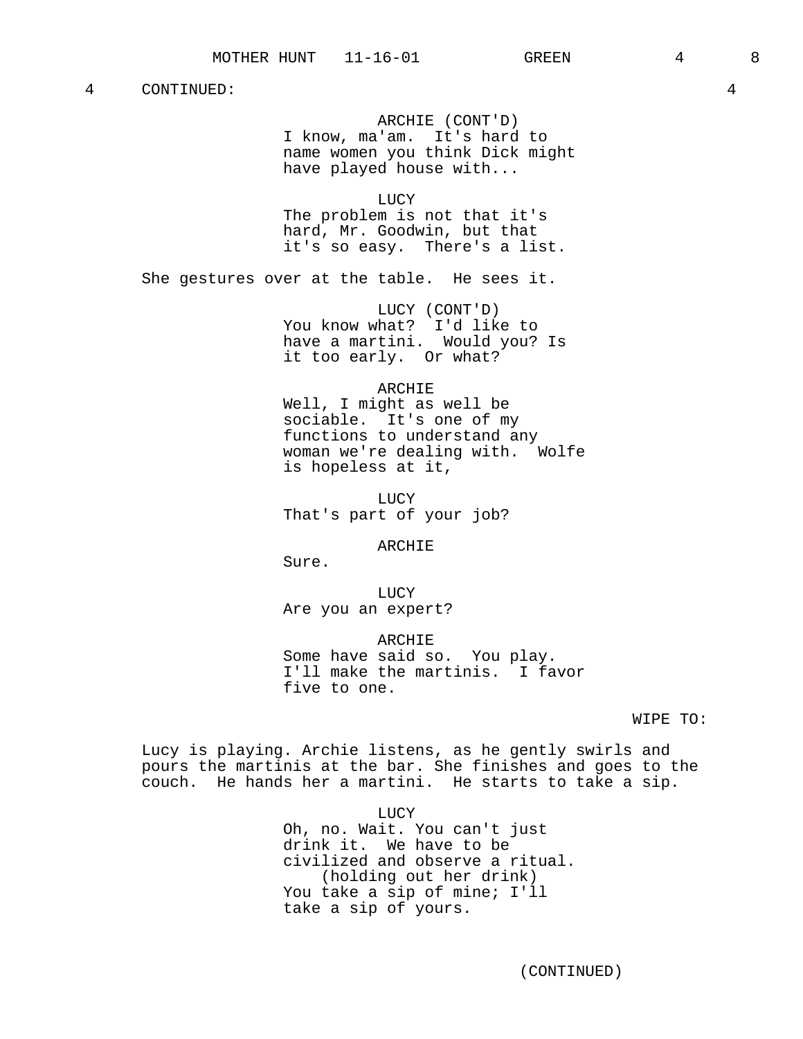4 CONTINUED: 4

ARCHIE (CONT'D)
I know, ma'am. It's hard to name women you think Dick might have played house with...

LUCY
The problem is not that it's hard, Mr. Goodwin, but that it's so easy. There's a list.

She gestures over at the table. He sees it.

LUCY (CONT'D)
You know what? I'd like to have a martini. Would you? Is it too early. Or what?

ARCHIE
Well, I might as well be sociable. It's one of my functions to understand any woman we're dealing with. Wolfe is hopeless at it,

LUCY
That's part of your job?

ARCHIE
Sure.

LUCY
Are you an expert?

ARCHIE
Some have said so. You play. I'll make the martinis. I favor five to one.

WIPE TO:

Lucy is playing. Archie listens, as he gently swirls and pours the martinis at the bar. She finishes and goes to the couch. He hands her a martini. He starts to take a sip.

LUCY
Oh, no. Wait. You can't just drink it. We have to be civilized and observe a ritual.
(holding out her drink)
You take a sip of mine; I'll take a sip of yours.

(CONTINUED)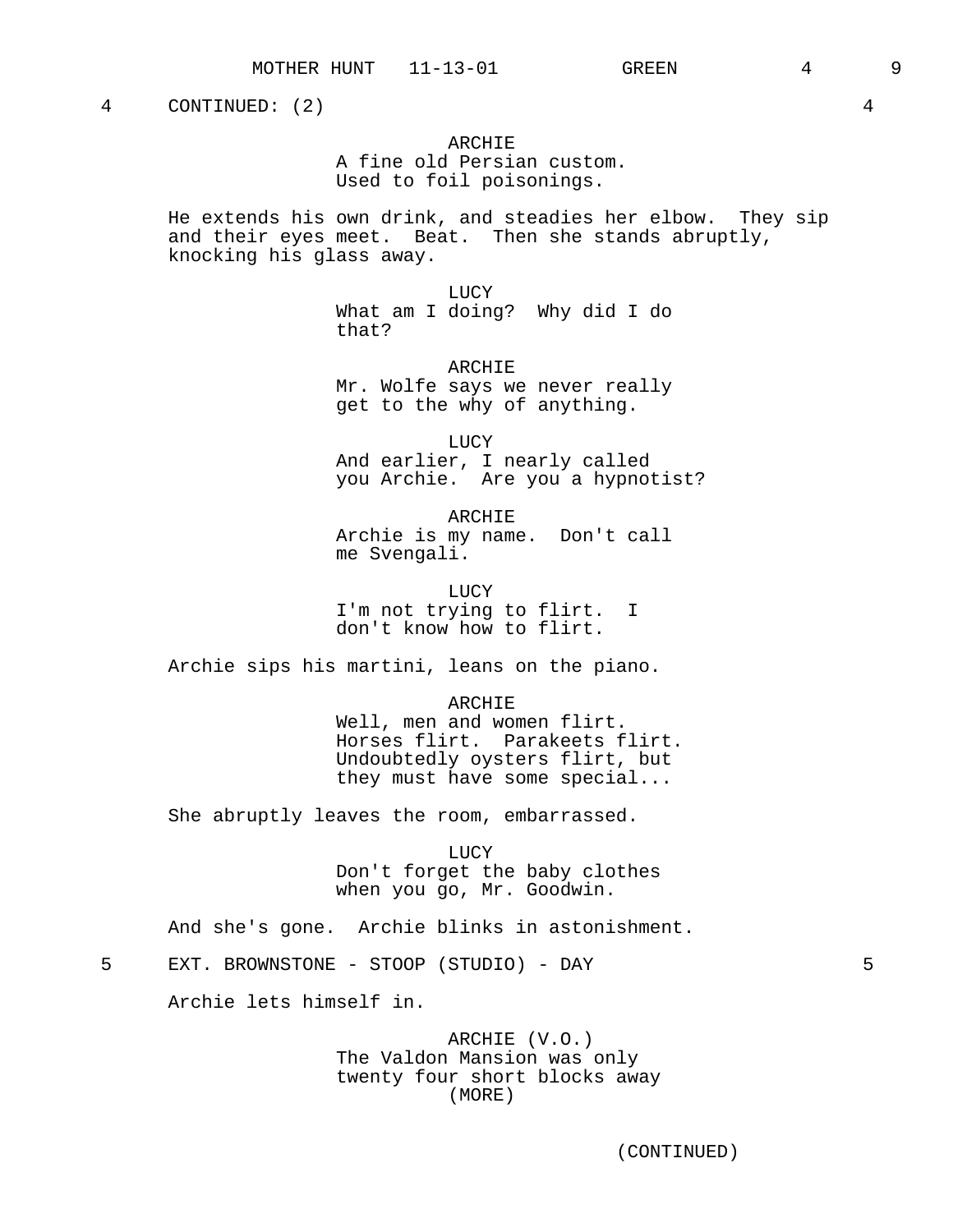4 CONTINUED: (2) 4

ARCHIE
A fine old Persian custom.
Used to foil poisonings.

He extends his own drink, and steadies her elbow. They sip and their eyes meet. Beat. Then she stands abruptly, knocking his glass away.

LUCY
What am I doing? Why did I do that?

ARCHIE
Mr. Wolfe says we never really get to the why of anything.

LUCY
And earlier, I nearly called you Archie. Are you a hypnotist?

ARCHIE
Archie is my name. Don't call me Svengali.

LUCY
I'm not trying to flirt. I don't know how to flirt.

Archie sips his martini, leans on the piano.

ARCHIE
Well, men and women flirt. Horses flirt. Parakeets flirt. Undoubtedly oysters flirt, but they must have some special...

She abruptly leaves the room, embarrassed.

LUCY
Don't forget the baby clothes when you go, Mr. Goodwin.

And she's gone. Archie blinks in astonishment.

5 EXT. BROWNSTONE - STOOP (STUDIO) - DAY 5

Archie lets himself in.

ARCHIE (V.O.)
The Valdon Mansion was only twenty four short blocks away
(MORE)

(CONTINUED)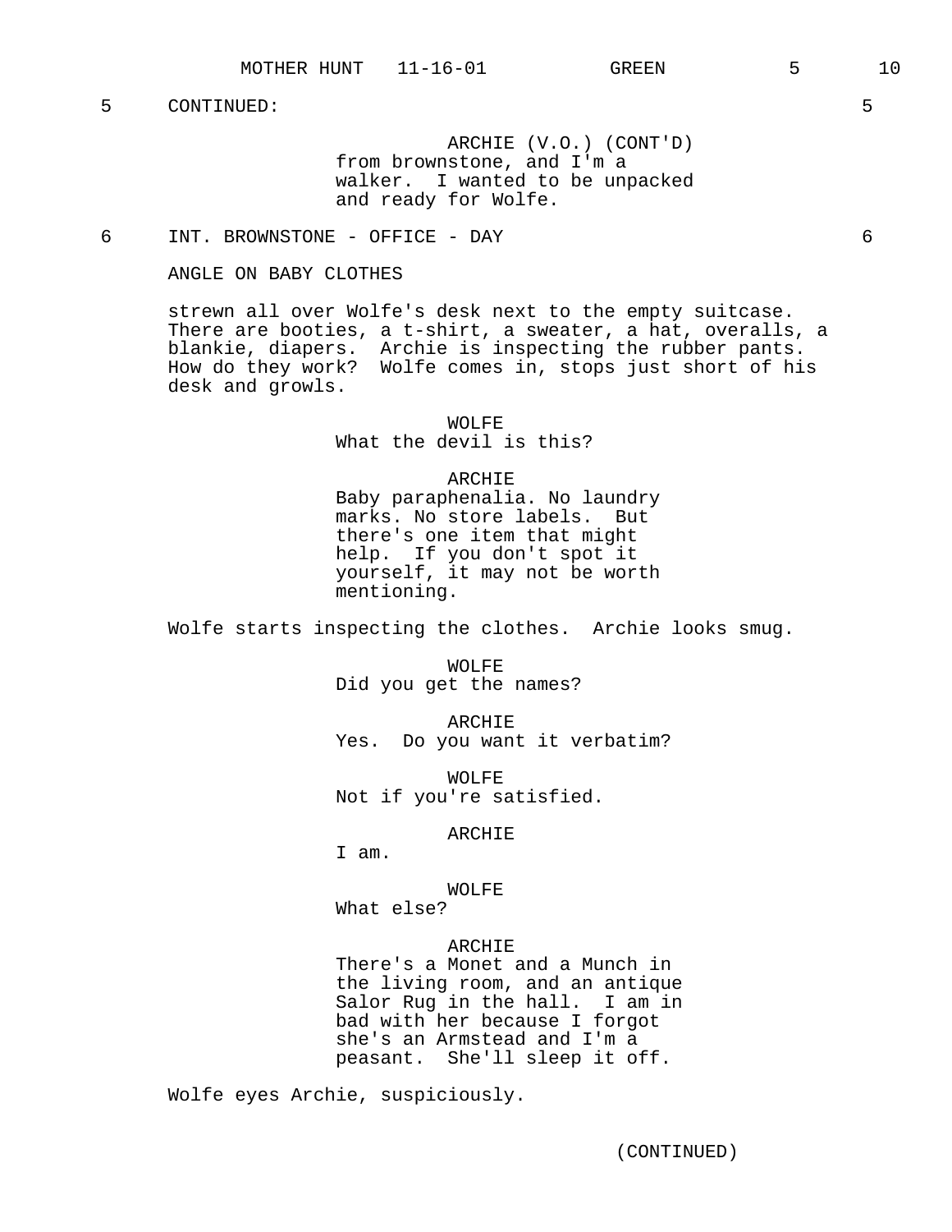5 CONTINUED: 5

ARCHIE (V.O.) (CONT'D)
from brownstone, and I'm a walker. I wanted to be unpacked and ready for Wolfe.

6 INT. BROWNSTONE - OFFICE - DAY 6

ANGLE ON BABY CLOTHES

strewn all over Wolfe's desk next to the empty suitcase. There are booties, a t-shirt, a sweater, a hat, overalls, a blankie, diapers. Archie is inspecting the rubber pants. How do they work? Wolfe comes in, stops just short of his desk and growls.

WOLFE
What the devil is this?

ARCHIE
Baby paraphenalia. No laundry marks. No store labels. But there's one item that might help. If you don't spot it yourself, it may not be worth mentioning.

Wolfe starts inspecting the clothes. Archie looks smug.

WOLFE
Did you get the names?

ARCHIE
Yes. Do you want it verbatim?

WOLFE
Not if you're satisfied.

ARCHIE
I am.

WOLFE
What else?

ARCHIE
There's a Monet and a Munch in the living room, and an antique Salor Rug in the hall. I am in bad with her because I forgot she's an Armstead and I'm a peasant. She'll sleep it off.

Wolfe eyes Archie, suspiciously.

(CONTINUED)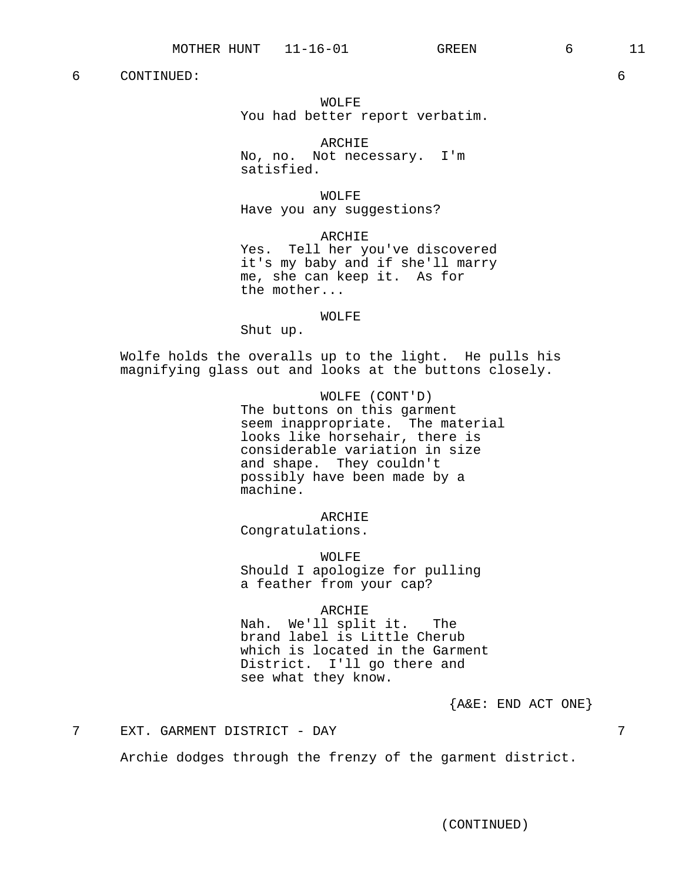6 CONTINUED: 6

WOLFE
You had better report verbatim.

ARCHIE
No, no. Not necessary. I'm satisfied.

WOLFE
Have you any suggestions?

ARCHIE
Yes. Tell her you've discovered it's my baby and if she'll marry me, she can keep it. As for the mother...

WOLFE
Shut up.

Wolfe holds the overalls up to the light. He pulls his magnifying glass out and looks at the buttons closely.

WOLFE (CONT'D)
The buttons on this garment seem inappropriate. The material looks like horsehair, there is considerable variation in size and shape. They couldn't possibly have been made by a machine.

ARCHIE
Congratulations.

WOLFE
Should I apologize for pulling a feather from your cap?

ARCHIE
Nah. We'll split it. The brand label is Little Cherub which is located in the Garment District. I'll go there and see what they know.

{A&E: END ACT ONE}

7 EXT. GARMENT DISTRICT - DAY 7

Archie dodges through the frenzy of the garment district.

(CONTINUED)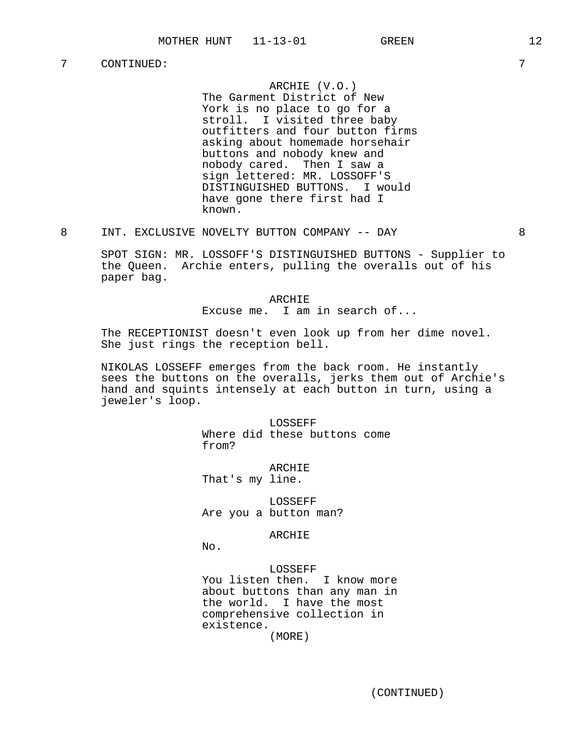7 CONTINUED: 7

ARCHIE (V.O.)
The Garment District of New York is no place to go for a stroll. I visited three baby outfitters and four button firms asking about homemade horsehair buttons and nobody knew and nobody cared. Then I saw a sign lettered: MR. LOSSOFF'S DISTINGUISHED BUTTONS. I would have gone there first had I known.

8 INT. EXCLUSIVE NOVELTY BUTTON COMPANY -- DAY 8

SPOT SIGN: MR. LOSSOFF'S DISTINGUISHED BUTTONS - Supplier to the Queen. Archie enters, pulling the overalls out of his paper bag.

ARCHIE
Excuse me. I am in search of...

The RECEPTIONIST doesn't even look up from her dime novel. She just rings the reception bell.

NIKOLAS LOSSEFF emerges from the back room. He instantly sees the buttons on the overalls, jerks them out of Archie's hand and squints intensely at each button in turn, using a jeweler's loop.

LOSSEFF
Where did these buttons come from?

ARCHIE
That's my line.

LOSSEFF
Are you a button man?

ARCHIE
No.

LOSSEFF
You listen then. I know more about buttons than any man in the world. I have the most comprehensive collection in existence.
(MORE)

(CONTINUED)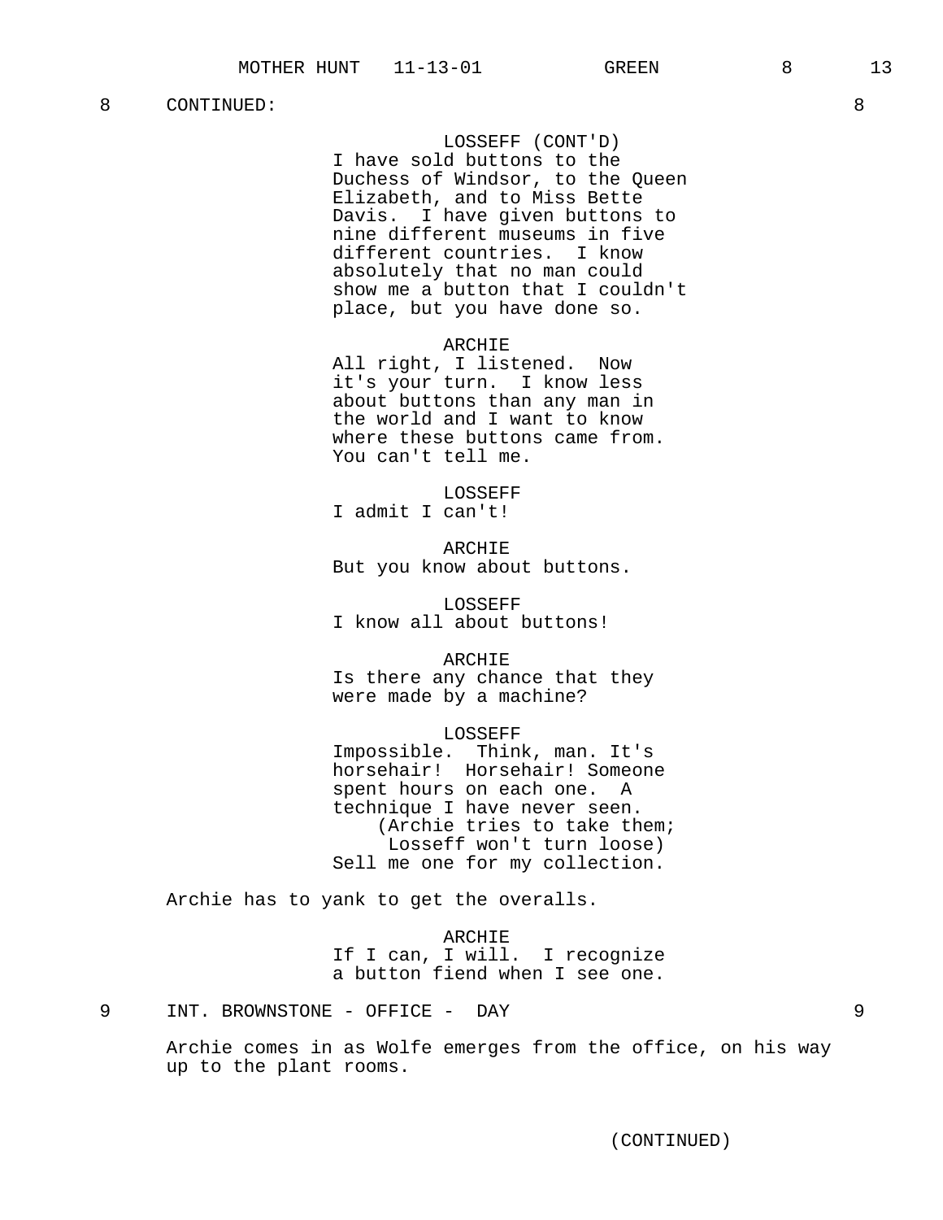8 CONTINUED: 8

LOSSEFF (CONT'D)
I have sold buttons to the Duchess of Windsor, to the Queen Elizabeth, and to Miss Bette Davis. I have given buttons to nine different museums in five different countries. I know absolutely that no man could show me a button that I couldn't place, but you have done so.

ARCHIE
All right, I listened. Now it's your turn. I know less about buttons than any man in the world and I want to know where these buttons came from. You can't tell me.

LOSSEFF
I admit I can't!

ARCHIE
But you know about buttons.

LOSSEFF
I know all about buttons!

ARCHIE
Is there any chance that they were made by a machine?

LOSSEFF
Impossible. Think, man. It's horsehair! Horsehair! Someone spent hours on each one. A technique I have never seen.
(Archie tries to take them; Losseff won't turn loose)
Sell me one for my collection.

Archie has to yank to get the overalls.

ARCHIE
If I can, I will. I recognize a button fiend when I see one.

9 INT. BROWNSTONE - OFFICE - DAY 9

Archie comes in as Wolfe emerges from the office, on his way up to the plant rooms.

(CONTINUED)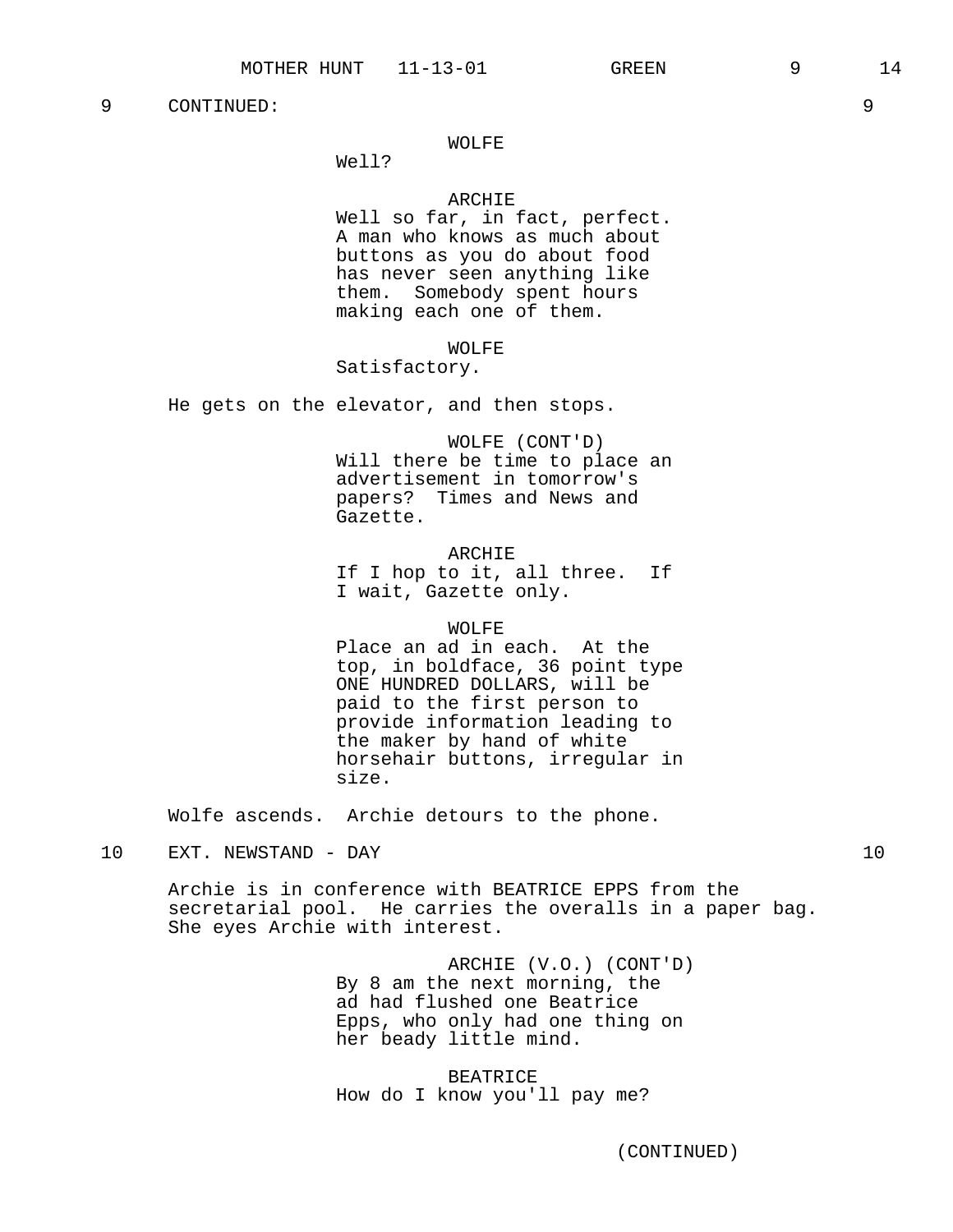9 CONTINUED: 9

WOLFE
Well?

ARCHIE
Well so far, in fact, perfect. A man who knows as much about buttons as you do about food has never seen anything like them. Somebody spent hours making each one of them.

WOLFE
Satisfactory.

He gets on the elevator, and then stops.

WOLFE (CONT'D)
Will there be time to place an advertisement in tomorrow's papers? Times and News and Gazette.

ARCHIE
If I hop to it, all three. If I wait, Gazette only.

WOLFE
Place an ad in each. At the top, in boldface, 36 point type ONE HUNDRED DOLLARS, will be paid to the first person to provide information leading to the maker by hand of white horsehair buttons, irregular in size.

Wolfe ascends. Archie detours to the phone.

10 EXT. NEWSTAND - DAY 10

Archie is in conference with BEATRICE EPPS from the secretarial pool. He carries the overalls in a paper bag. She eyes Archie with interest.

ARCHIE (V.O.) (CONT'D)
By 8 am the next morning, the ad had flushed one Beatrice Epps, who only had one thing on her beady little mind.

BEATRICE
How do I know you'll pay me?

(CONTINUED)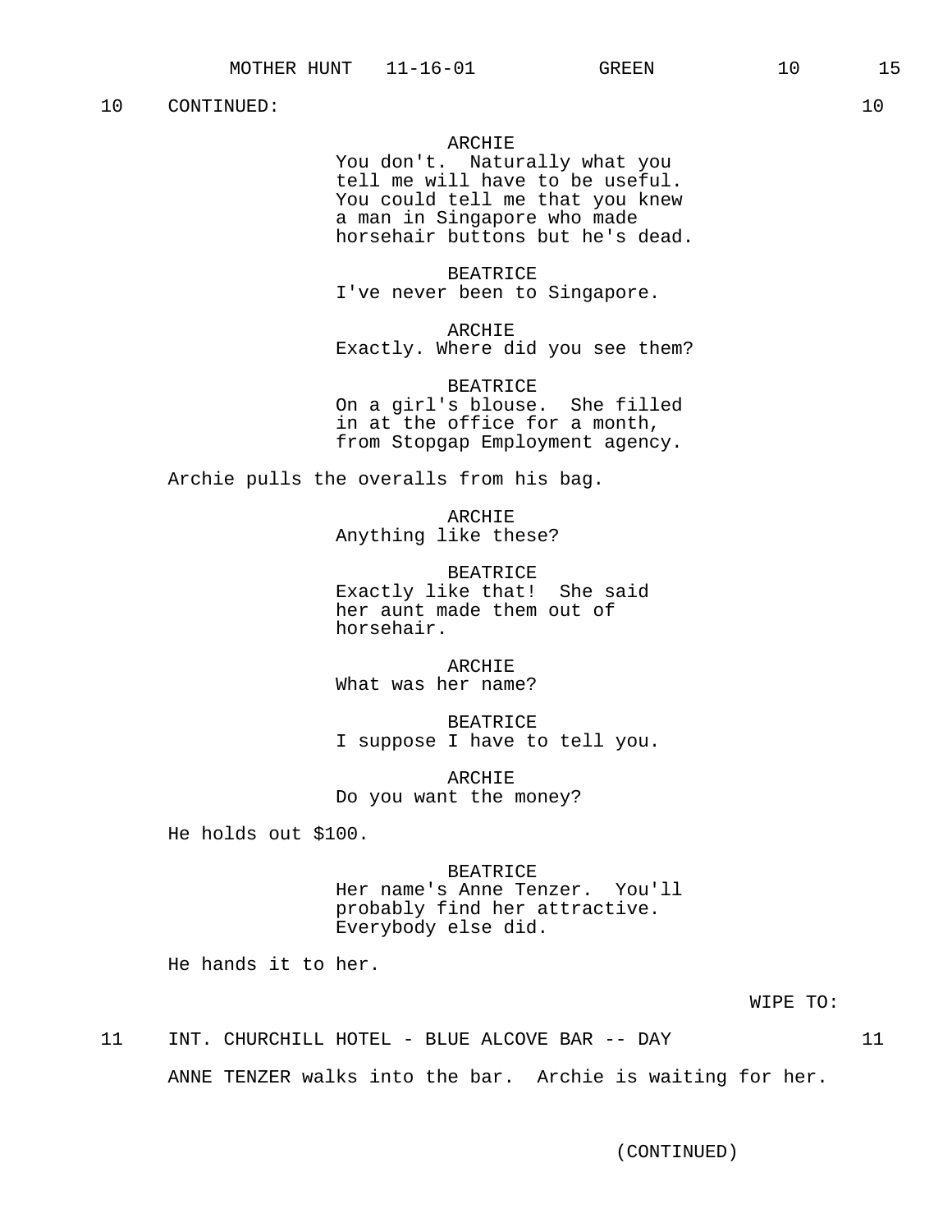10 CONTINUED: 10

ARCHIE
You don't. Naturally what you tell me will have to be useful. You could tell me that you knew a man in Singapore who made horsehair buttons but he's dead.

BEATRICE
I've never been to Singapore.

ARCHIE
Exactly. Where did you see them?

BEATRICE
On a girl's blouse. She filled in at the office for a month, from Stopgap Employment agency.

Archie pulls the overalls from his bag.

ARCHIE
Anything like these?

BEATRICE
Exactly like that! She said her aunt made them out of horsehair.

ARCHIE
What was her name?

BEATRICE
I suppose I have to tell you.

ARCHIE
Do you want the money?

He holds out $100.

BEATRICE
Her name's Anne Tenzer. You'll probably find her attractive. Everybody else did.

He hands it to her.

WIPE TO:

11 INT. CHURCHILL HOTEL - BLUE ALCOVE BAR -- DAY 11

ANNE TENZER walks into the bar. Archie is waiting for her.

(CONTINUED)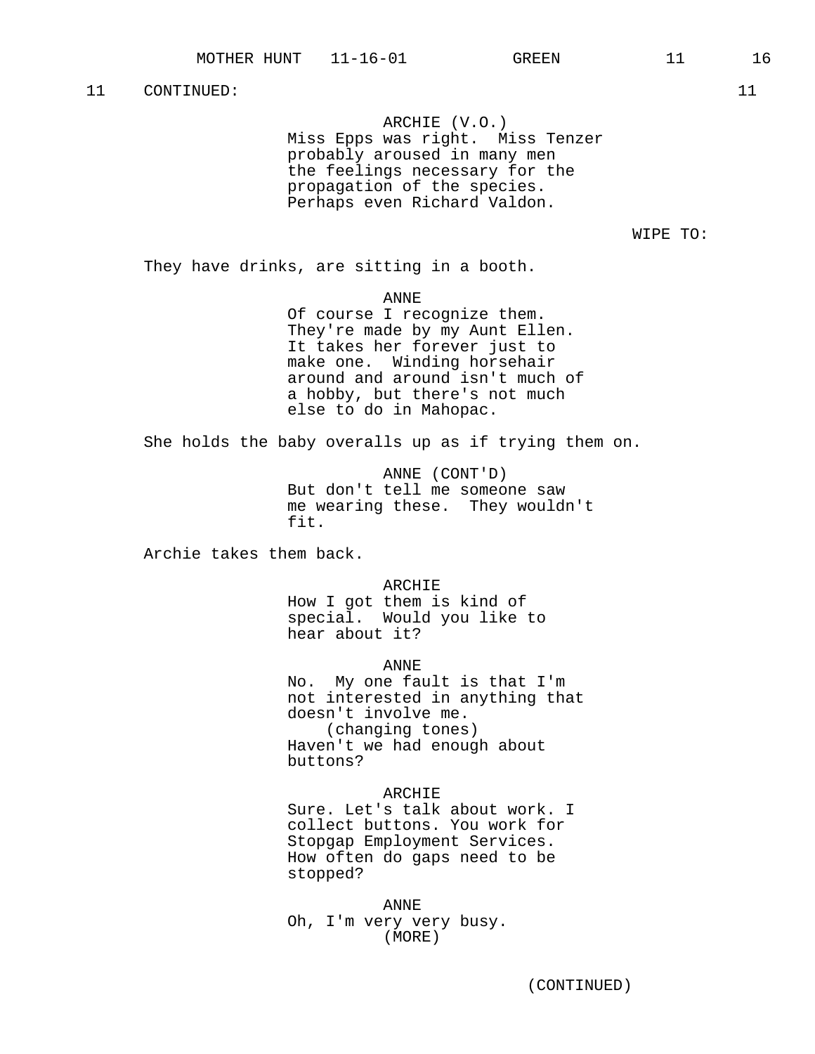11 CONTINUED: 11

ARCHIE (V.O.)
Miss Epps was right. Miss Tenzer probably aroused in many men the feelings necessary for the propagation of the species. Perhaps even Richard Valdon.

WIPE TO:

They have drinks, are sitting in a booth.

ANNE
Of course I recognize them. They're made by my Aunt Ellen. It takes her forever just to make one. Winding horsehair around and around isn't much of a hobby, but there's not much else to do in Mahopac.

She holds the baby overalls up as if trying them on.

ANNE (CONT'D)
But don't tell me someone saw me wearing these. They wouldn't fit.

Archie takes them back.

ARCHIE
How I got them is kind of special. Would you like to hear about it?

ANNE
No. My one fault is that I'm not interested in anything that doesn't involve me.
(changing tones)
Haven't we had enough about buttons?

ARCHIE
Sure. Let's talk about work. I collect buttons. You work for Stopgap Employment Services. How often do gaps need to be stopped?

ANNE
Oh, I'm very very busy.
(MORE)

(CONTINUED)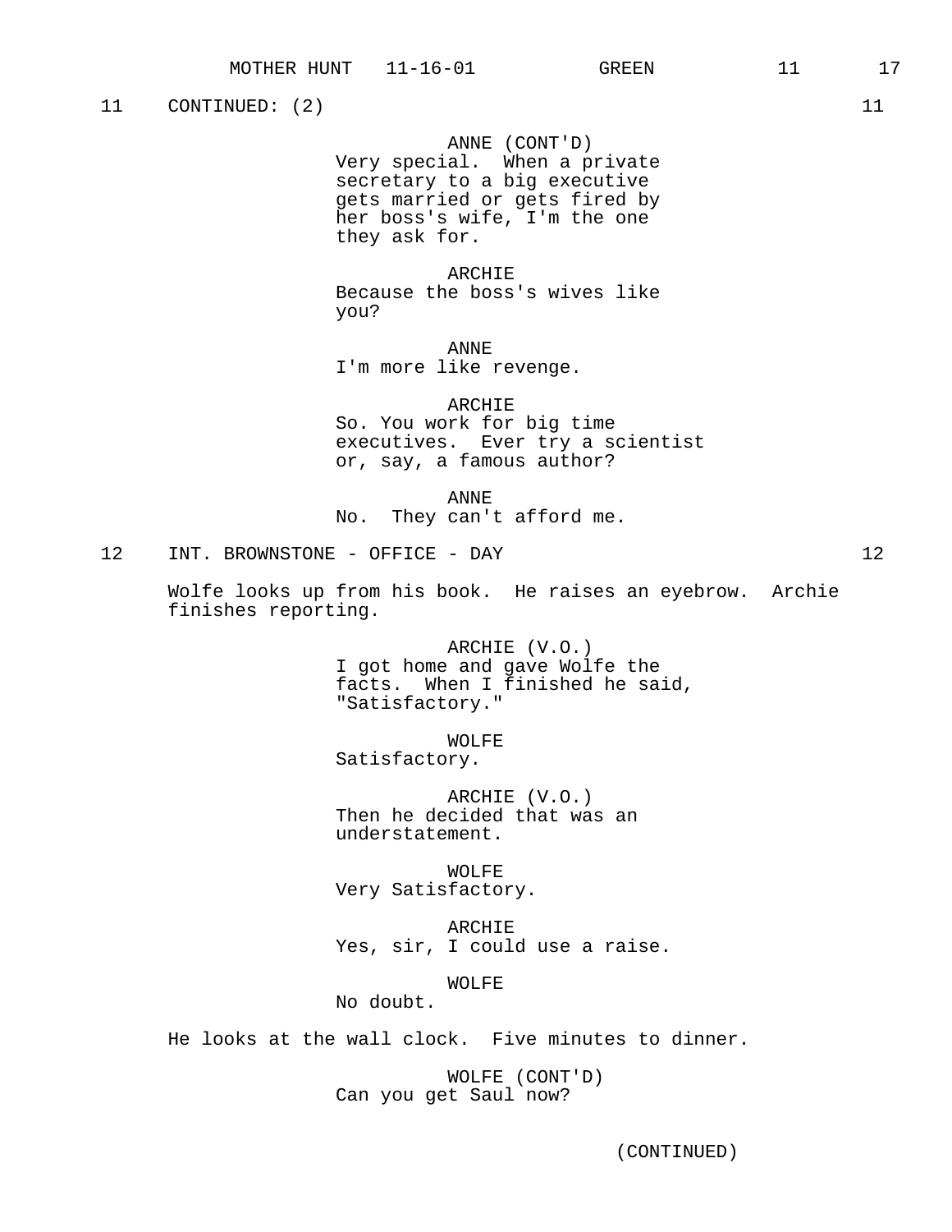11 CONTINUED: (2) 11

ANNE (CONT'D)
Very special. When a private secretary to a big executive gets married or gets fired by her boss's wife, I'm the one they ask for.

ARCHIE
Because the boss's wives like you?

ANNE
I'm more like revenge.

ARCHIE
So. You work for big time executives. Ever try a scientist or, say, a famous author?

ANNE
No. They can't afford me.

12 INT. BROWNSTONE - OFFICE - DAY 12

Wolfe looks up from his book. He raises an eyebrow. Archie finishes reporting.

ARCHIE (V.O.)
I got home and gave Wolfe the facts. When I finished he said, "Satisfactory."

WOLFE
Satisfactory.

ARCHIE (V.O.)
Then he decided that was an understatement.

WOLFE
Very Satisfactory.

ARCHIE
Yes, sir, I could use a raise.

WOLFE
No doubt.

He looks at the wall clock. Five minutes to dinner.

WOLFE (CONT'D)
Can you get Saul now?

(CONTINUED)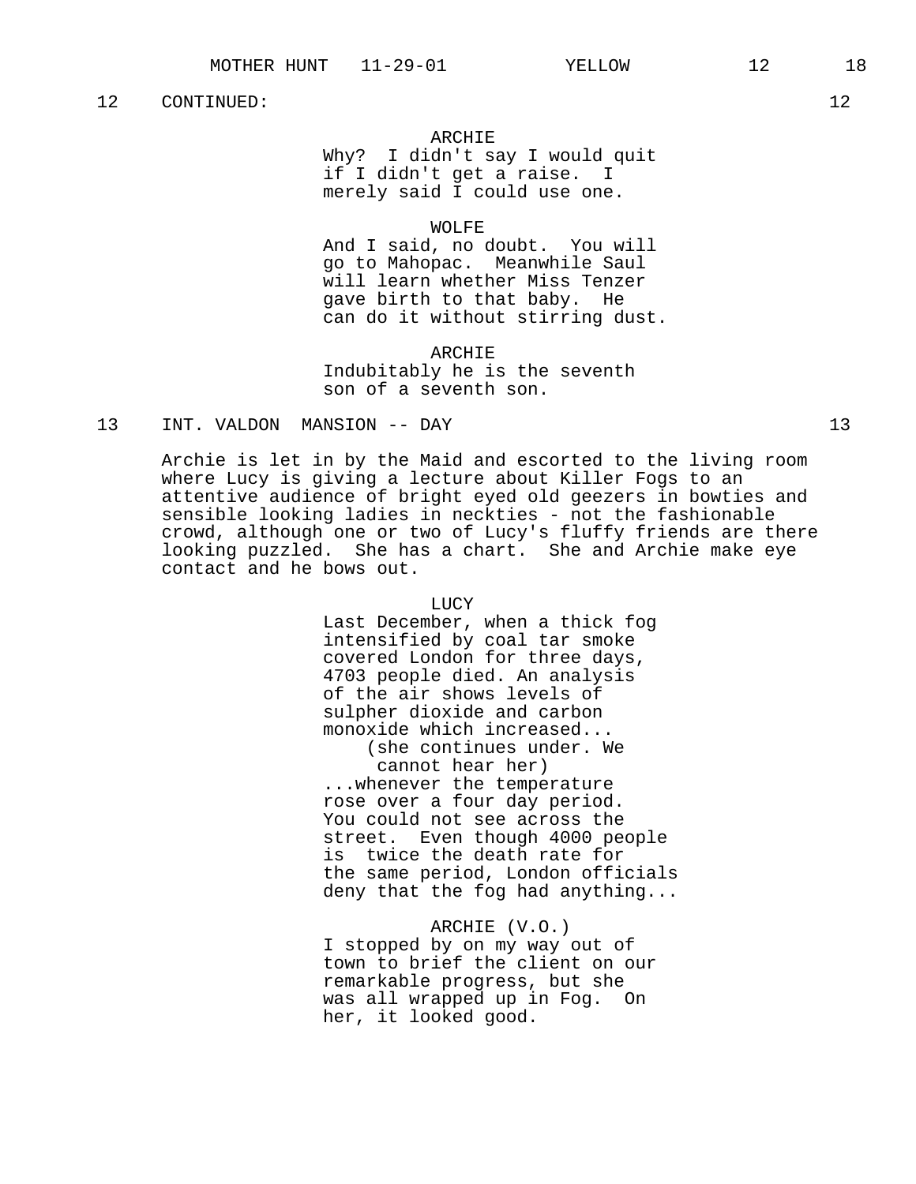12 CONTINUED: 12

ARCHIE
Why? I didn't say I would quit if I didn't get a raise. I merely said I could use one.

WOLFE
And I said, no doubt. You will go to Mahopac. Meanwhile Saul will learn whether Miss Tenzer gave birth to that baby. He can do it without stirring dust.

ARCHIE
Indubitably he is the seventh son of a seventh son.

## 13 INT. VALDON MANSION -- DAY 13

Archie is let in by the Maid and escorted to the living room where Lucy is giving a lecture about Killer Fogs to an attentive audience of bright eyed old geezers in bowties and sensible looking ladies in neckties - not the fashionable crowd, although one or two of Lucy's fluffy friends are there looking puzzled. She has a chart. She and Archie make eye contact and he bows out.

LUCY
Last December, when a thick fog intensified by coal tar smoke covered London for three days, 4703 people died. An analysis of the air shows levels of sulpher dioxide and carbon monoxide which increased...
(she continues under. We cannot hear her)
...whenever the temperature rose over a four day period. You could not see across the street. Even though 4000 people is twice the death rate for the same period, London officials deny that the fog had anything...

ARCHIE (V.O.)
I stopped by on my way out of town to brief the client on our remarkable progress, but she was all wrapped up in Fog. On her, it looked good.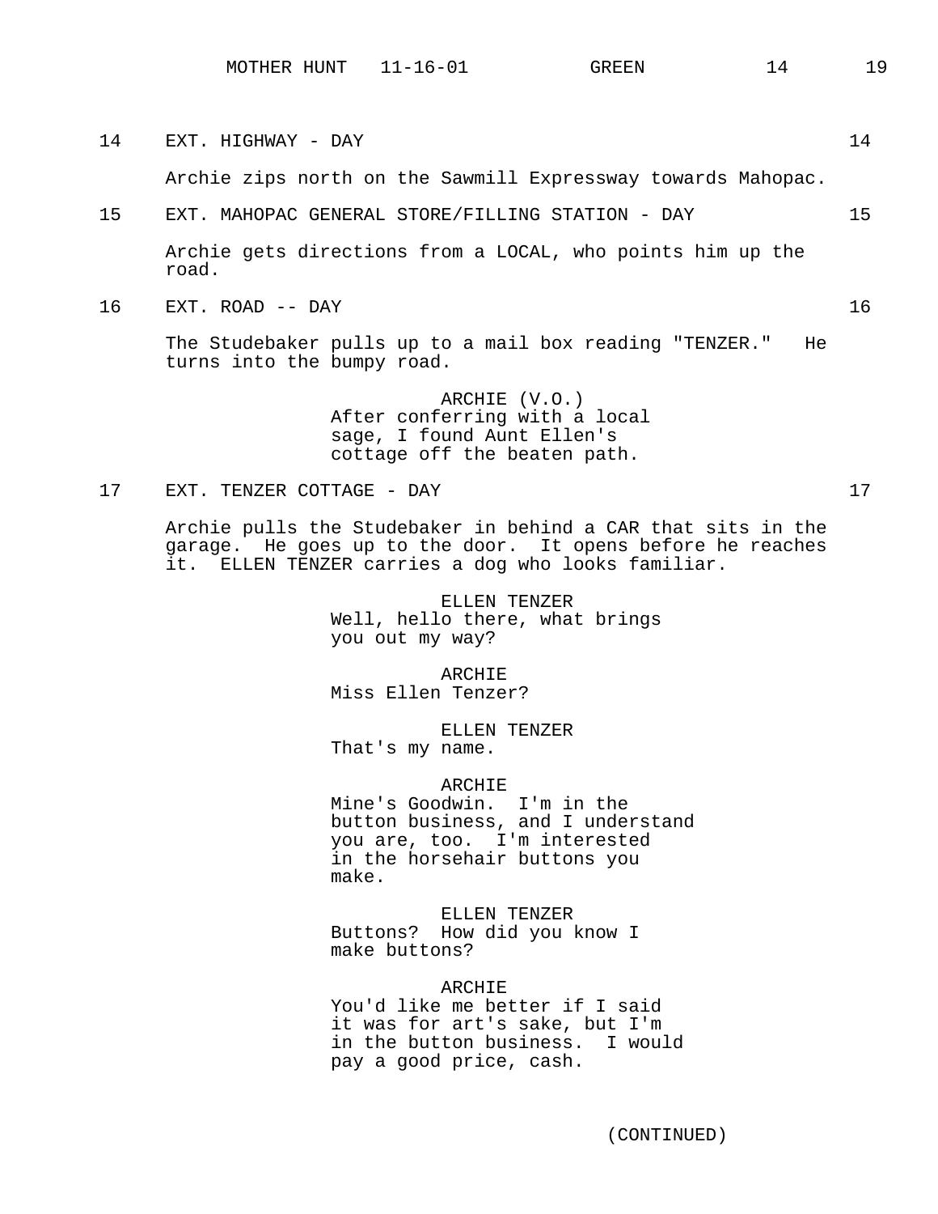14 EXT. HIGHWAY - DAY 14

Archie zips north on the Sawmill Expressway towards Mahopac.

15 EXT. MAHOPAC GENERAL STORE/FILLING STATION - DAY 15

Archie gets directions from a LOCAL, who points him up the road.

16 EXT. ROAD -- DAY 16

The Studebaker pulls up to a mail box reading "TENZER." He turns into the bumpy road.

ARCHIE (V.O.)
After conferring with a local sage, I found Aunt Ellen's cottage off the beaten path.

17 EXT. TENZER COTTAGE - DAY 17

Archie pulls the Studebaker in behind a CAR that sits in the garage. He goes up to the door. It opens before he reaches it. ELLEN TENZER carries a dog who looks familiar.

ELLEN TENZER
Well, hello there, what brings you out my way?

ARCHIE
Miss Ellen Tenzer?

ELLEN TENZER
That's my name.

ARCHIE
Mine's Goodwin. I'm in the button business, and I understand you are, too. I'm interested in the horsehair buttons you make.

ELLEN TENZER
Buttons? How did you know I make buttons?

ARCHIE
You'd like me better if I said it was for art's sake, but I'm in the button business. I would pay a good price, cash.

(CONTINUED)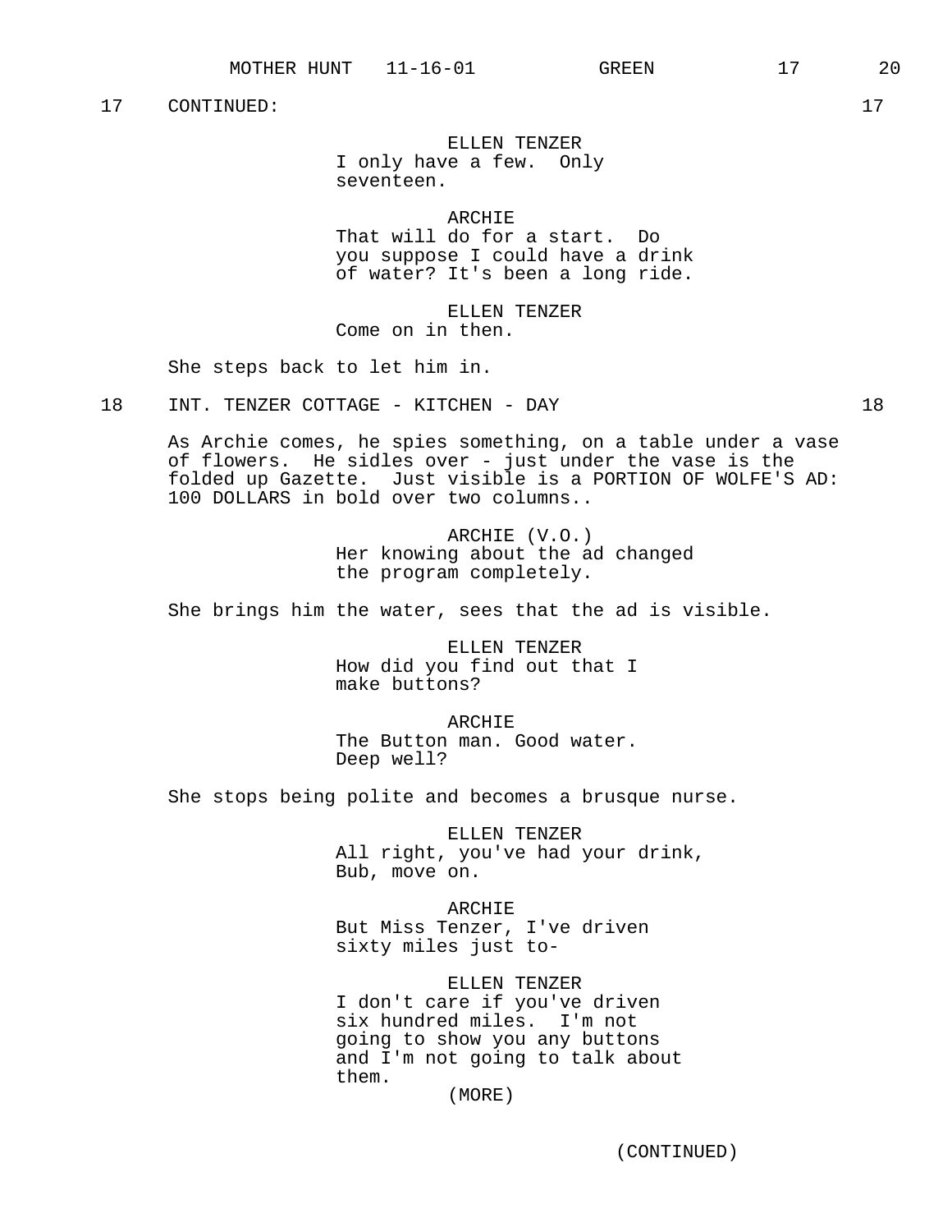17 CONTINUED: 17

ELLEN TENZER
I only have a few. Only seventeen.

ARCHIE
That will do for a start. Do you suppose I could have a drink of water? It's been a long ride.

ELLEN TENZER
Come on in then.

She steps back to let him in.

18 INT. TENZER COTTAGE - KITCHEN - DAY 18

As Archie comes, he spies something, on a table under a vase of flowers. He sidles over - just under the vase is the folded up Gazette. Just visible is a PORTION OF WOLFE'S AD: 100 DOLLARS in bold over two columns..

ARCHIE (V.O.)
Her knowing about the ad changed the program completely.

She brings him the water, sees that the ad is visible.

ELLEN TENZER
How did you find out that I make buttons?

ARCHIE
The Button man. Good water. Deep well?

She stops being polite and becomes a brusque nurse.

ELLEN TENZER
All right, you've had your drink, Bub, move on.

ARCHIE
But Miss Tenzer, I've driven sixty miles just to-

ELLEN TENZER
I don't care if you've driven six hundred miles. I'm not going to show you any buttons and I'm not going to talk about them.
(MORE)

(CONTINUED)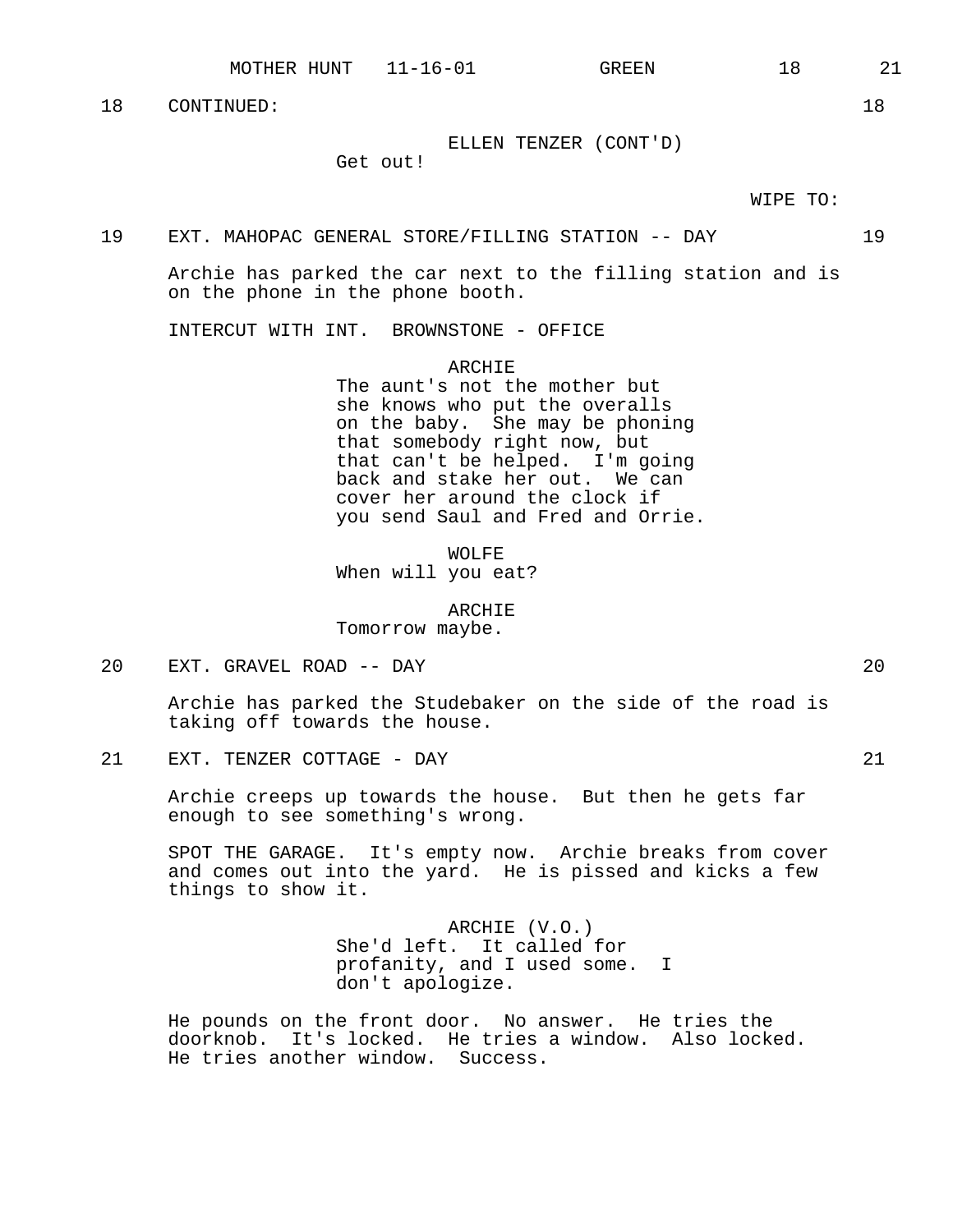18 CONTINUED: 18

ELLEN TENZER (CONT'D)
Get out!

WIPE TO:

19 EXT. MAHOPAC GENERAL STORE/FILLING STATION -- DAY 19

Archie has parked the car next to the filling station and is on the phone in the phone booth.

INTERCUT WITH INT. BROWNSTONE - OFFICE

ARCHIE
The aunt's not the mother but she knows who put the overalls on the baby. She may be phoning that somebody right now, but that can't be helped. I'm going back and stake her out. We can cover her around the clock if you send Saul and Fred and Orrie.

WOLFE
When will you eat?

ARCHIE
Tomorrow maybe.

20 EXT. GRAVEL ROAD -- DAY 20

Archie has parked the Studebaker on the side of the road is taking off towards the house.

21 EXT. TENZER COTTAGE - DAY 21

Archie creeps up towards the house. But then he gets far enough to see something's wrong.

SPOT THE GARAGE. It's empty now. Archie breaks from cover and comes out into the yard. He is pissed and kicks a few things to show it.

ARCHIE (V.O.)
She'd left. It called for profanity, and I used some. I don't apologize.

He pounds on the front door. No answer. He tries the doorknob. It's locked. He tries a window. Also locked. He tries another window. Success.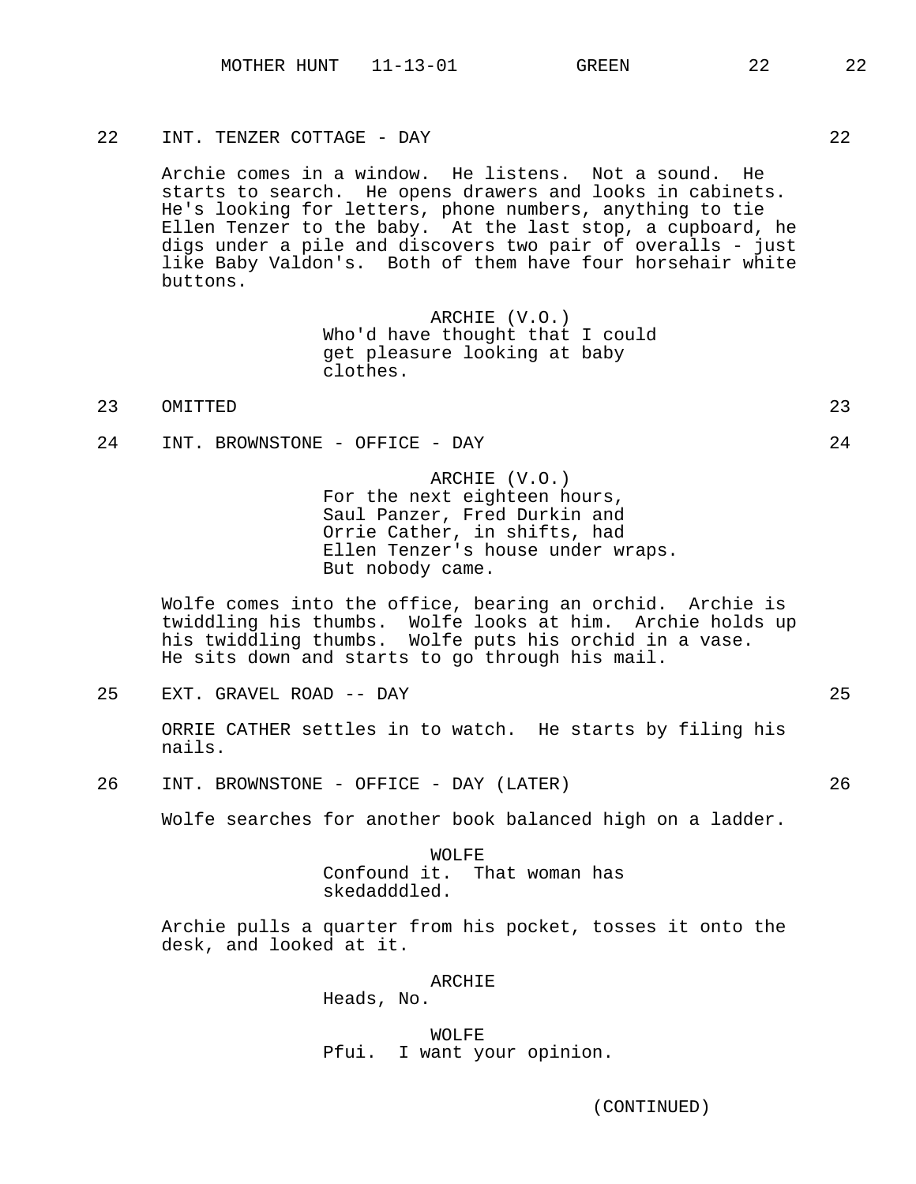22 INT. TENZER COTTAGE - DAY 22

Archie comes in a window. He listens. Not a sound. He starts to search. He opens drawers and looks in cabinets. He's looking for letters, phone numbers, anything to tie Ellen Tenzer to the baby. At the last stop, a cupboard, he digs under a pile and discovers two pair of overalls - just like Baby Valdon's. Both of them have four horsehair white buttons.

ARCHIE (V.O.)
Who'd have thought that I could get pleasure looking at baby clothes.

23 OMITTED 23

24 INT. BROWNSTONE - OFFICE - DAY 24

ARCHIE (V.O.)
For the next eighteen hours, Saul Panzer, Fred Durkin and Orrie Cather, in shifts, had Ellen Tenzer's house under wraps. But nobody came.

Wolfe comes into the office, bearing an orchid. Archie is twiddling his thumbs. Wolfe looks at him. Archie holds up his twiddling thumbs. Wolfe puts his orchid in a vase. He sits down and starts to go through his mail.

25 EXT. GRAVEL ROAD -- DAY 25

ORRIE CATHER settles in to watch. He starts by filing his nails.

26 INT. BROWNSTONE - OFFICE - DAY (LATER) 26

Wolfe searches for another book balanced high on a ladder.

WOLFE
Confound it. That woman has skedadddled.

Archie pulls a quarter from his pocket, tosses it onto the desk, and looked at it.

ARCHIE
Heads, No.

WOLFE
Pfui. I want your opinion.

(CONTINUED)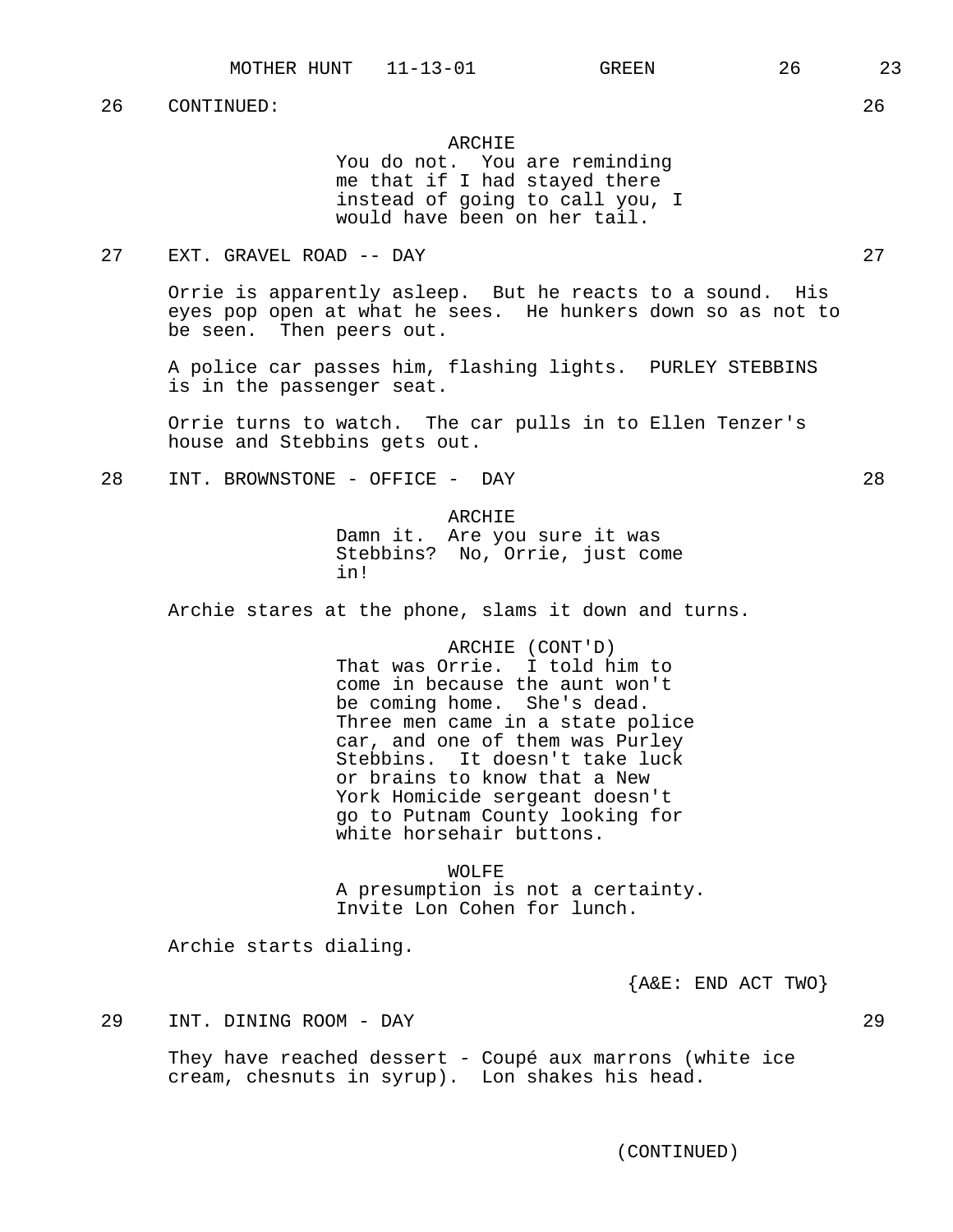26 CONTINUED: 26

ARCHIE
You do not. You are reminding me that if I had stayed there instead of going to call you, I would have been on her tail.

27 EXT. GRAVEL ROAD -- DAY 27

Orrie is apparently asleep. But he reacts to a sound. His eyes pop open at what he sees. He hunkers down so as not to be seen. Then peers out.

A police car passes him, flashing lights. PURLEY STEBBINS is in the passenger seat.

Orrie turns to watch. The car pulls in to Ellen Tenzer's house and Stebbins gets out.

28 INT. BROWNSTONE - OFFICE - DAY 28

ARCHIE
Damn it. Are you sure it was Stebbins? No, Orrie, just come in!

Archie stares at the phone, slams it down and turns.

ARCHIE (CONT'D)
That was Orrie. I told him to come in because the aunt won't be coming home. She's dead. Three men came in a state police car, and one of them was Purley Stebbins. It doesn't take luck or brains to know that a New York Homicide sergeant doesn't go to Putnam County looking for white horsehair buttons.

WOLFE
A presumption is not a certainty. Invite Lon Cohen for lunch.

Archie starts dialing.

{A&E: END ACT TWO}

29 INT. DINING ROOM - DAY 29

They have reached dessert - Coupé aux marrons (white ice cream, chesnuts in syrup). Lon shakes his head.

(CONTINUED)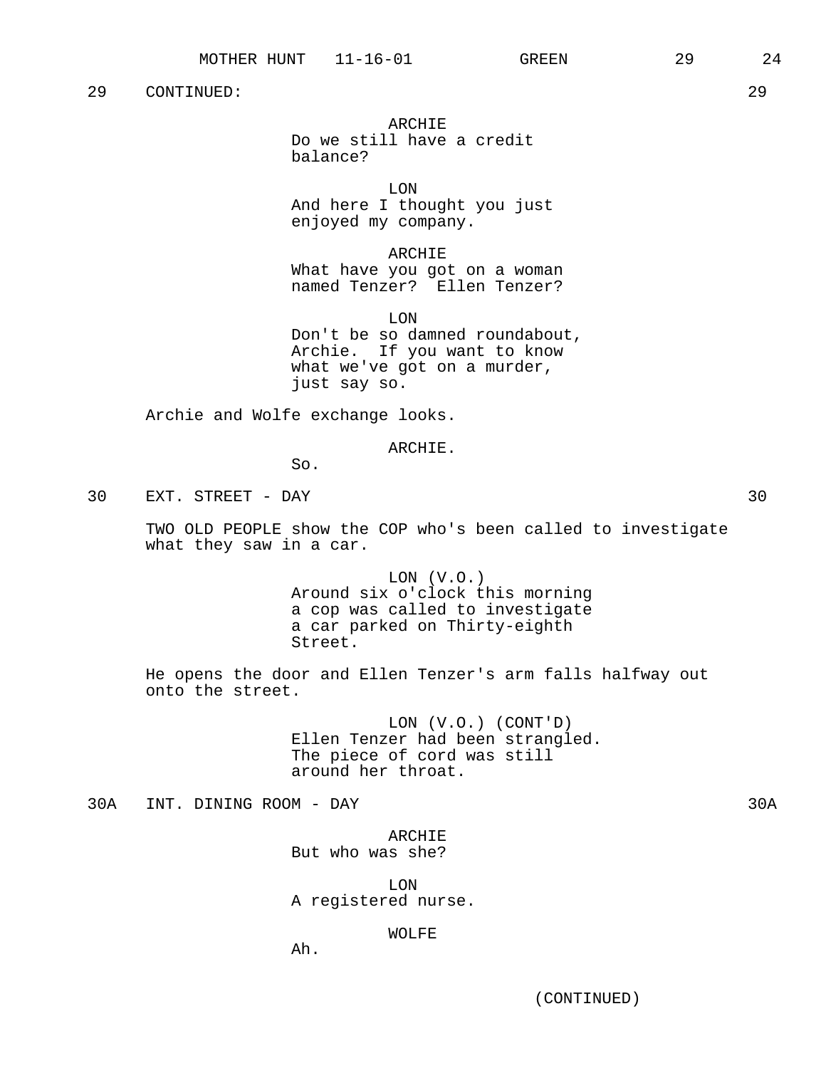29 CONTINUED: 29

ARCHIE
Do we still have a credit balance?

LON
And here I thought you just enjoyed my company.

ARCHIE
What have you got on a woman named Tenzer? Ellen Tenzer?

LON
Don't be so damned roundabout, Archie. If you want to know what we've got on a murder, just say so.

Archie and Wolfe exchange looks.

ARCHIE.
So.

30 EXT. STREET - DAY 30

TWO OLD PEOPLE show the COP who's been called to investigate what they saw in a car.

LON (V.O.)
Around six o'clock this morning a cop was called to investigate a car parked on Thirty-eighth Street.

He opens the door and Ellen Tenzer's arm falls halfway out onto the street.

LON (V.O.) (CONT'D)
Ellen Tenzer had been strangled. The piece of cord was still around her throat.

30A INT. DINING ROOM - DAY 30A

ARCHIE
But who was she?

LON
A registered nurse.

WOLFE
Ah.

(CONTINUED)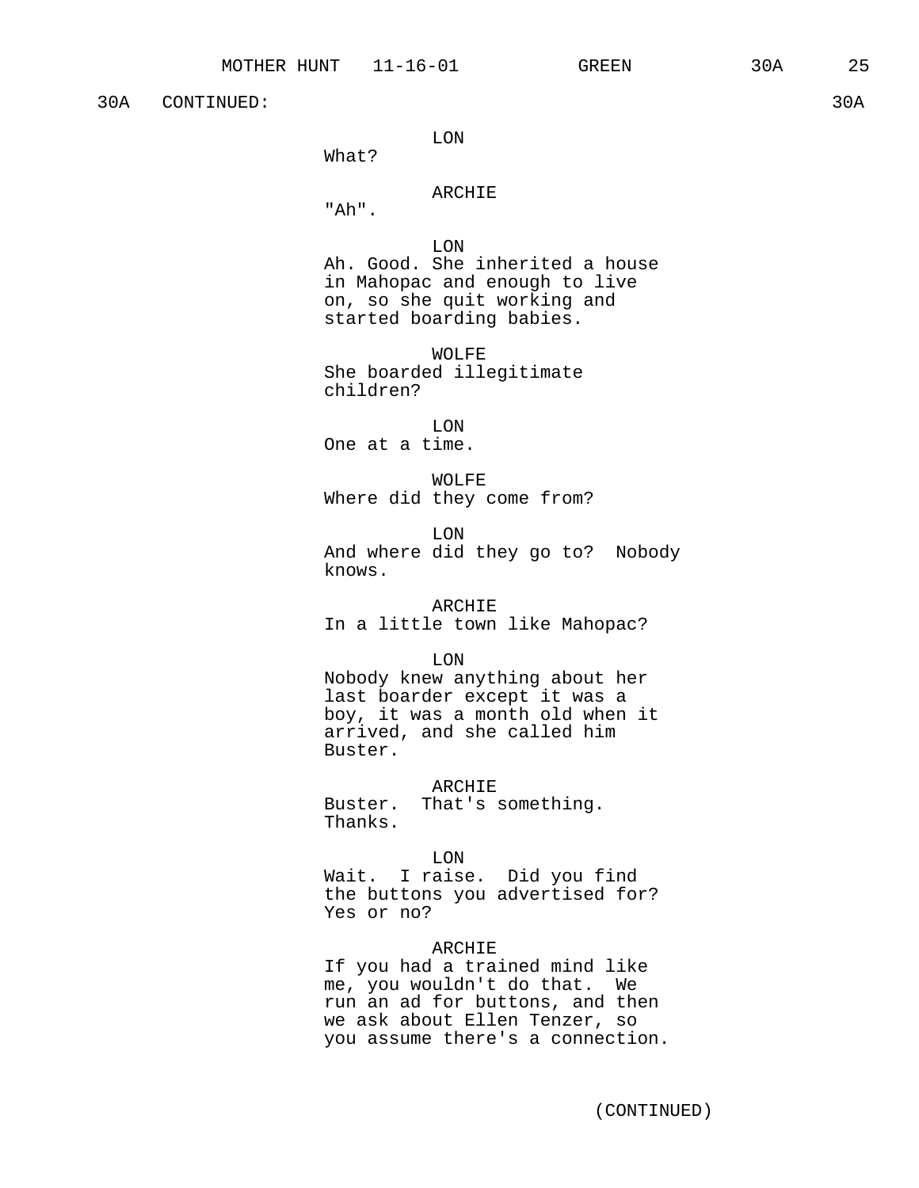30A CONTINUED: 30A

LON
What?

ARCHIE
"Ah".

LON
Ah. Good. She inherited a house in Mahopac and enough to live on, so she quit working and started boarding babies.

WOLFE
She boarded illegitimate children?

LON
One at a time.

WOLFE
Where did they come from?

LON
And where did they go to? Nobody knows.

ARCHIE
In a little town like Mahopac?

LON
Nobody knew anything about her last boarder except it was a boy, it was a month old when it arrived, and she called him Buster.

ARCHIE
Buster. That's something. Thanks.

LON
Wait. I raise. Did you find the buttons you advertised for? Yes or no?

ARCHIE
If you had a trained mind like me, you wouldn't do that. We run an ad for buttons, and then we ask about Ellen Tenzer, so you assume there's a connection.

(CONTINUED)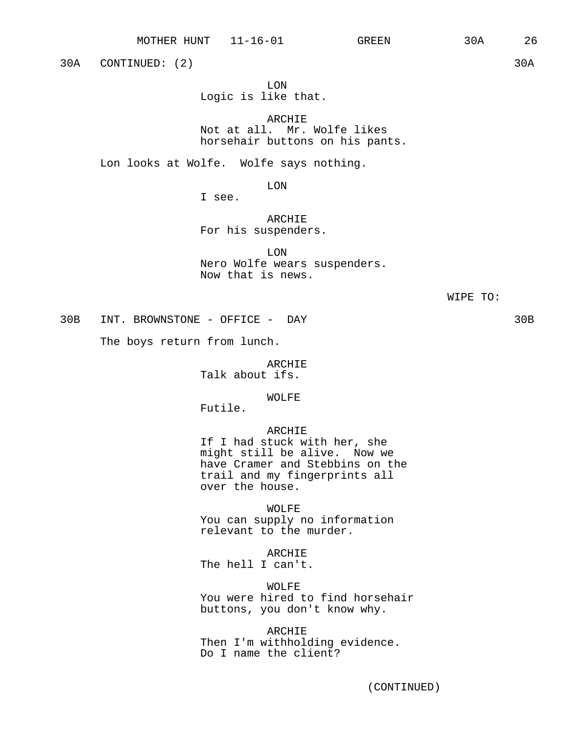30A CONTINUED: (2) 30A

LON
Logic is like that.

ARCHIE
Not at all. Mr. Wolfe likes horsehair buttons on his pants.

Lon looks at Wolfe. Wolfe says nothing.

LON
I see.

ARCHIE
For his suspenders.

LON
Nero Wolfe wears suspenders. Now that is news.

WIPE TO:

30B INT. BROWNSTONE - OFFICE - DAY 30B

The boys return from lunch.

ARCHIE
Talk about ifs.

WOLFE
Futile.

ARCHIE
If I had stuck with her, she might still be alive. Now we have Cramer and Stebbins on the trail and my fingerprints all over the house.

WOLFE
You can supply no information relevant to the murder.

ARCHIE
The hell I can't.

WOLFE
You were hired to find horsehair buttons, you don't know why.

ARCHIE
Then I'm withholding evidence. Do I name the client?

(CONTINUED)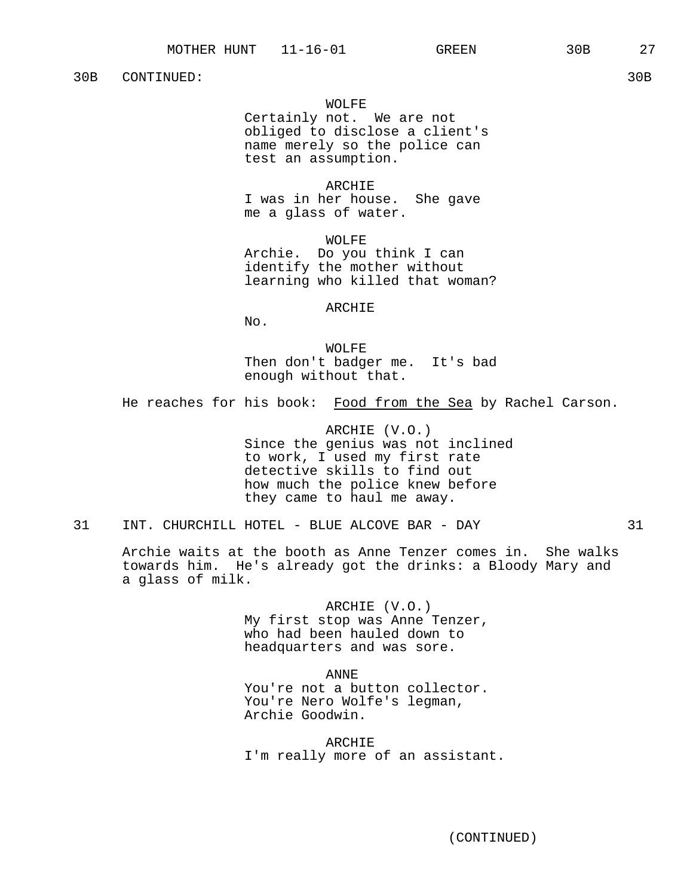30B CONTINUED: 30B

WOLFE
Certainly not. We are not obliged to disclose a client's name merely so the police can test an assumption.

ARCHIE
I was in her house. She gave me a glass of water.

WOLFE
Archie. Do you think I can identify the mother without learning who killed that woman?

ARCHIE
No.

WOLFE
Then don't badger me. It's bad enough without that.

He reaches for his book: Food from the Sea by Rachel Carson.

ARCHIE (V.O.)
Since the genius was not inclined to work, I used my first rate detective skills to find out how much the police knew before they came to haul me away.

31 INT. CHURCHILL HOTEL - BLUE ALCOVE BAR - DAY 31

Archie waits at the booth as Anne Tenzer comes in. She walks towards him. He's already got the drinks: a Bloody Mary and a glass of milk.

ARCHIE (V.O.)
My first stop was Anne Tenzer, who had been hauled down to headquarters and was sore.

ANNE
You're not a button collector. You're Nero Wolfe's legman, Archie Goodwin.

ARCHIE
I'm really more of an assistant.

(CONTINUED)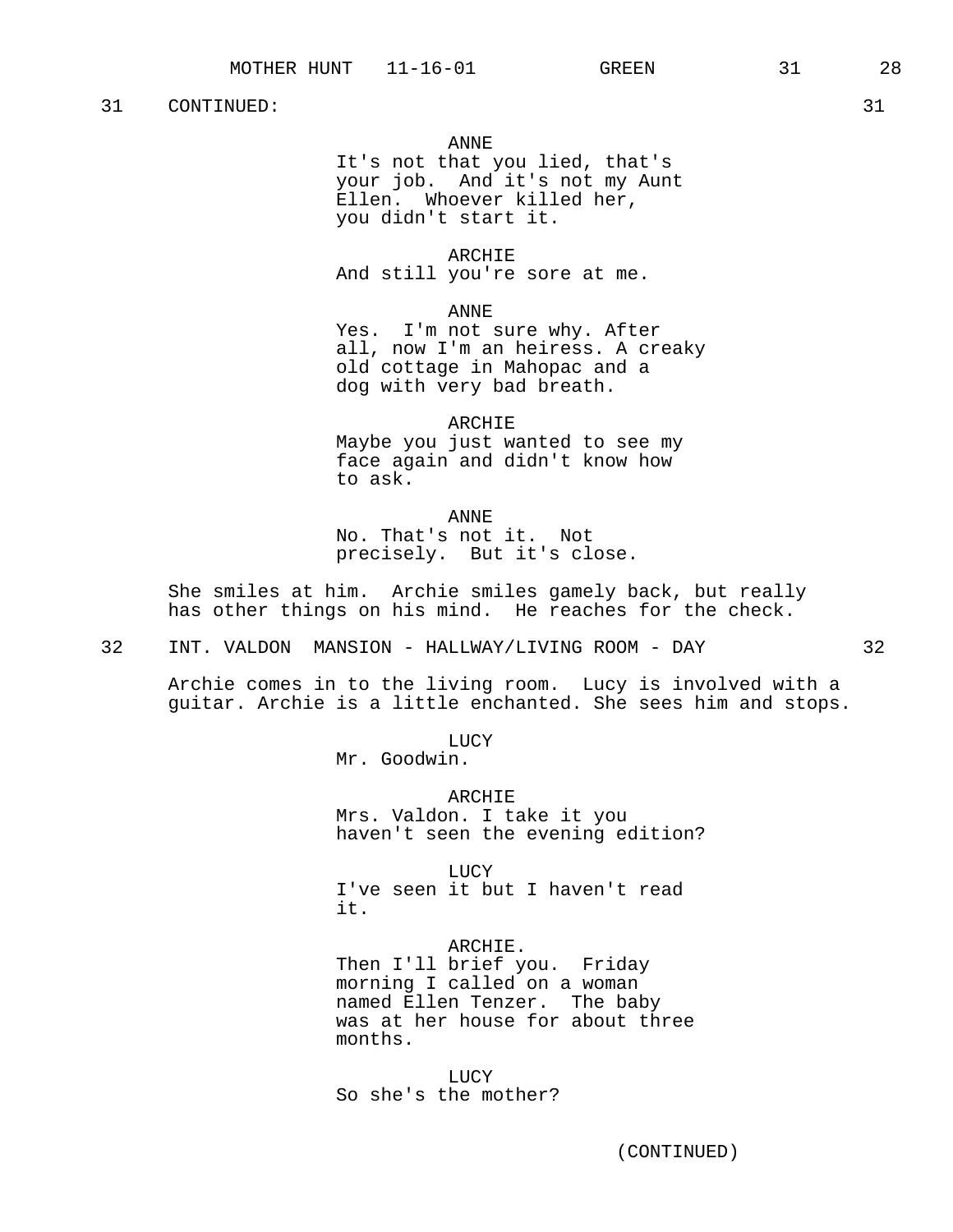31 CONTINUED: 31

ANNE
It's not that you lied, that's your job. And it's not my Aunt Ellen. Whoever killed her, you didn't start it.

ARCHIE
And still you're sore at me.

ANNE
Yes. I'm not sure why. After all, now I'm an heiress. A creaky old cottage in Mahopac and a dog with very bad breath.

ARCHIE
Maybe you just wanted to see my face again and didn't know how to ask.

ANNE
No. That's not it. Not precisely. But it's close.

She smiles at him. Archie smiles gamely back, but really has other things on his mind. He reaches for the check.

32 INT. VALDON MANSION - HALLWAY/LIVING ROOM - DAY 32

Archie comes in to the living room. Lucy is involved with a guitar. Archie is a little enchanted. She sees him and stops.

LUCY
Mr. Goodwin.

ARCHIE
Mrs. Valdon. I take it you haven't seen the evening edition?

LUCY
I've seen it but I haven't read it.

ARCHIE.
Then I'll brief you. Friday morning I called on a woman named Ellen Tenzer. The baby was at her house for about three months.

LUCY
So she's the mother?

(CONTINUED)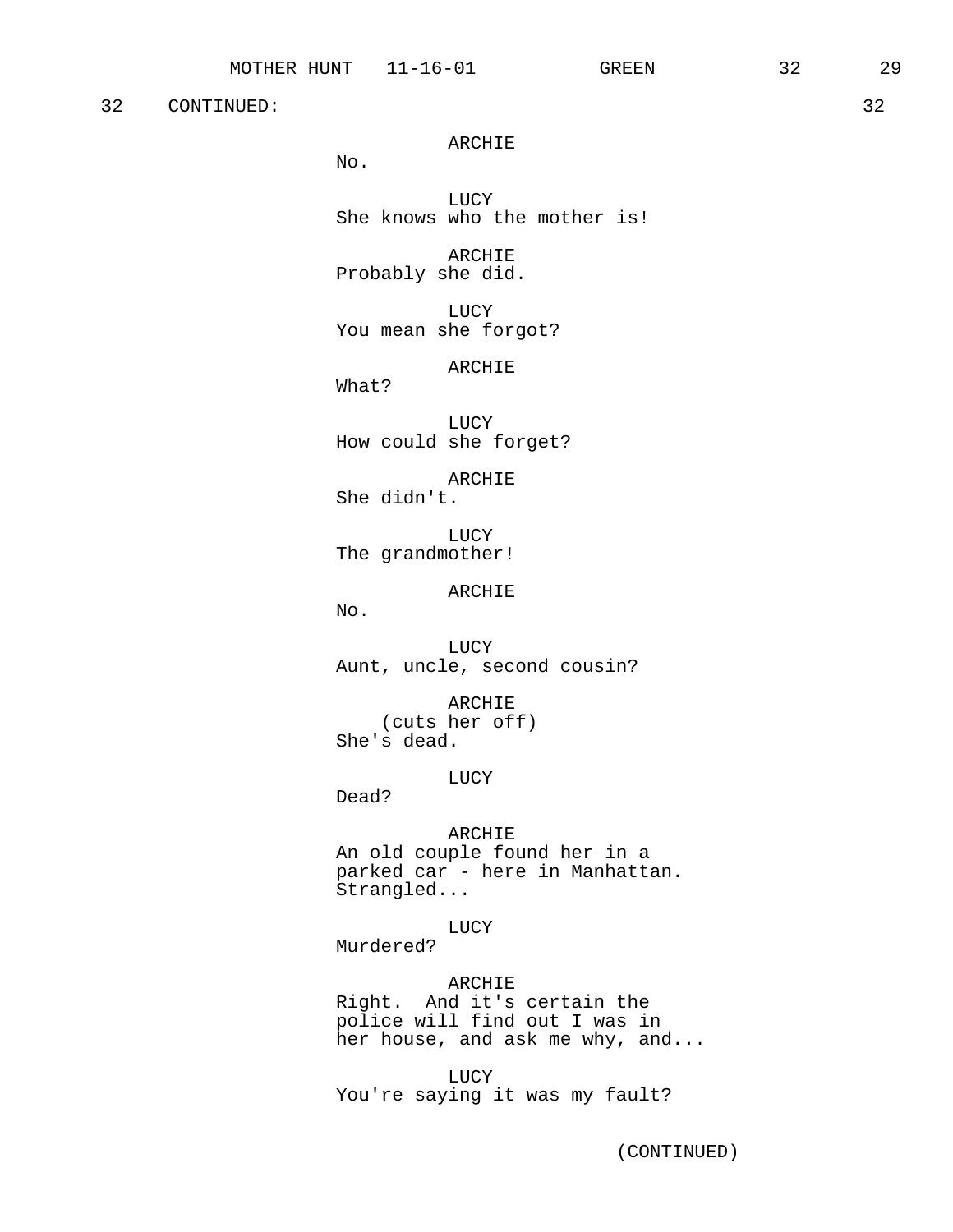32 CONTINUED: 32

ARCHIE
No.

LUCY
She knows who the mother is!

ARCHIE
Probably she did.

LUCY
You mean she forgot?

ARCHIE
What?

LUCY
How could she forget?

ARCHIE
She didn't.

LUCY
The grandmother!

ARCHIE
No.

LUCY
Aunt, uncle, second cousin?

ARCHIE
(cuts her off)
She's dead.

LUCY
Dead?

ARCHIE
An old couple found her in a parked car - here in Manhattan. Strangled...

LUCY
Murdered?

ARCHIE
Right. And it's certain the police will find out I was in her house, and ask me why, and...

LUCY
You're saying it was my fault?

(CONTINUED)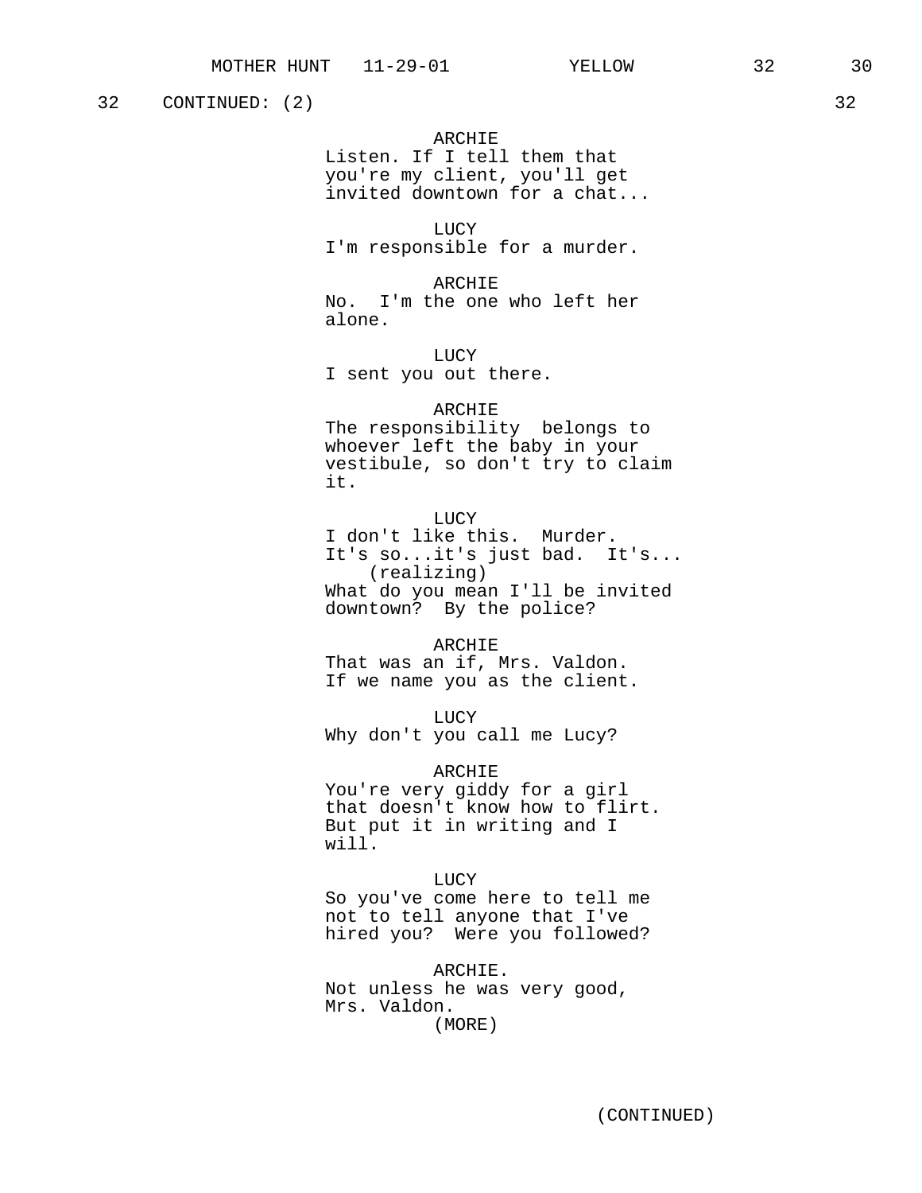32 CONTINUED: (2) 32

ARCHIE
Listen. If I tell them that you're my client, you'll get invited downtown for a chat...

LUCY
I'm responsible for a murder.

ARCHIE
No. I'm the one who left her alone.

LUCY
I sent you out there.

ARCHIE
The responsibility belongs to whoever left the baby in your vestibule, so don't try to claim it.

LUCY
I don't like this. Murder. It's so...it's just bad. It's...
(realizing)
What do you mean I'll be invited downtown? By the police?

ARCHIE
That was an if, Mrs. Valdon. If we name you as the client.

LUCY
Why don't you call me Lucy?

ARCHIE
You're very giddy for a girl that doesn't know how to flirt. But put it in writing and I will.

LUCY
So you've come here to tell me not to tell anyone that I've hired you? Were you followed?

ARCHIE.
Not unless he was very good, Mrs. Valdon.
(MORE)

(CONTINUED)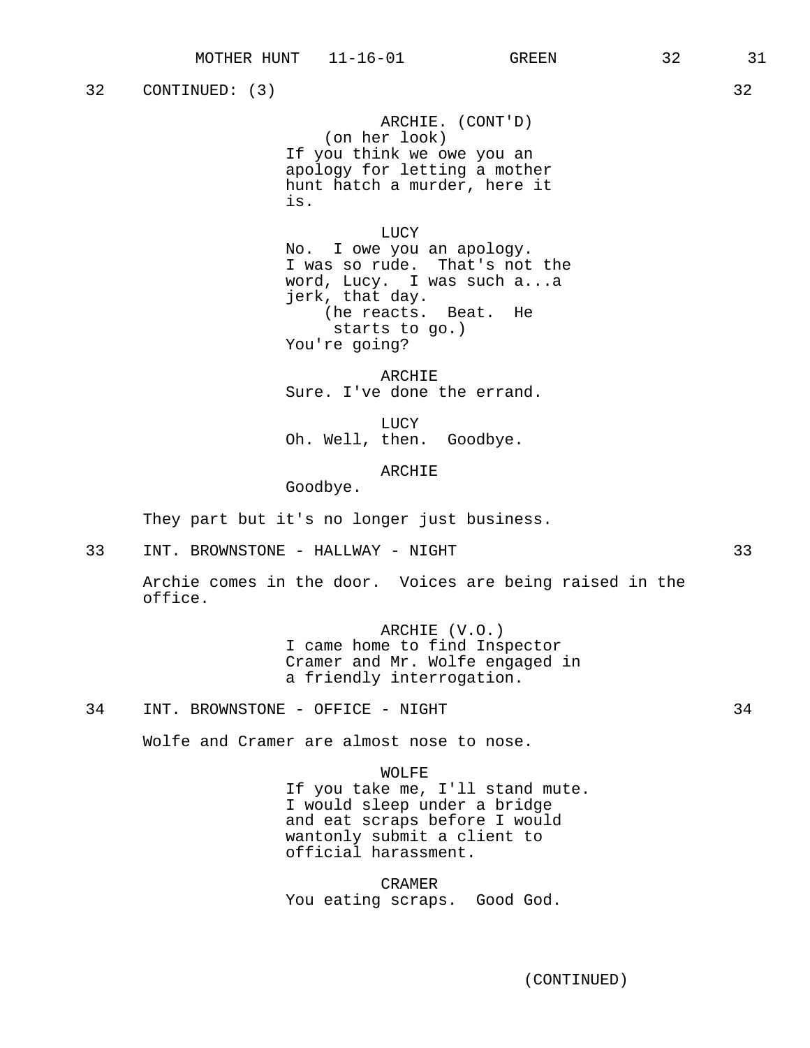32 CONTINUED: (3) 32

ARCHIE. (CONT'D)
(on her look)
If you think we owe you an apology for letting a mother hunt hatch a murder, here it is.

LUCY
No. I owe you an apology. I was so rude. That's not the word, Lucy. I was such a...a jerk, that day.
(he reacts. Beat. He starts to go.)
You're going?

ARCHIE
Sure. I've done the errand.

LUCY
Oh. Well, then. Goodbye.

ARCHIE
Goodbye.

They part but it's no longer just business.

33 INT. BROWNSTONE - HALLWAY - NIGHT 33

Archie comes in the door. Voices are being raised in the office.

ARCHIE (V.O.)
I came home to find Inspector Cramer and Mr. Wolfe engaged in a friendly interrogation.

34 INT. BROWNSTONE - OFFICE - NIGHT 34

Wolfe and Cramer are almost nose to nose.

WOLFE
If you take me, I'll stand mute. I would sleep under a bridge and eat scraps before I would wantonly submit a client to official harassment.

CRAMER
You eating scraps. Good God.

(CONTINUED)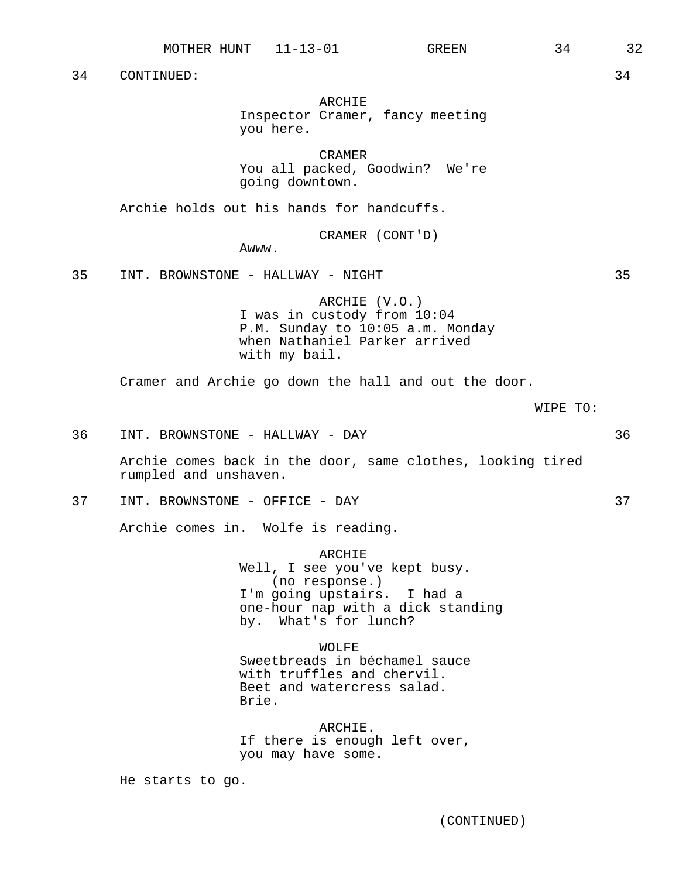34 CONTINUED: 34

ARCHIE
Inspector Cramer, fancy meeting you here.

CRAMER
You all packed, Goodwin? We're going downtown.

Archie holds out his hands for handcuffs.

CRAMER (CONT'D)
Awww.

35 INT. BROWNSTONE - HALLWAY - NIGHT 35

ARCHIE (V.O.)
I was in custody from 10:04 P.M. Sunday to 10:05 a.m. Monday when Nathaniel Parker arrived with my bail.

Cramer and Archie go down the hall and out the door.

WIPE TO:

36 INT. BROWNSTONE - HALLWAY - DAY 36

Archie comes back in the door, same clothes, looking tired rumpled and unshaven.

37 INT. BROWNSTONE - OFFICE - DAY 37

Archie comes in. Wolfe is reading.

ARCHIE
Well, I see you've kept busy.
(no response.)
I'm going upstairs. I had a one-hour nap with a dick standing by. What's for lunch?

WOLFE
Sweetbreads in béchamel sauce with truffles and chervil. Beet and watercress salad. Brie.

ARCHIE.
If there is enough left over, you may have some.

He starts to go.

(CONTINUED)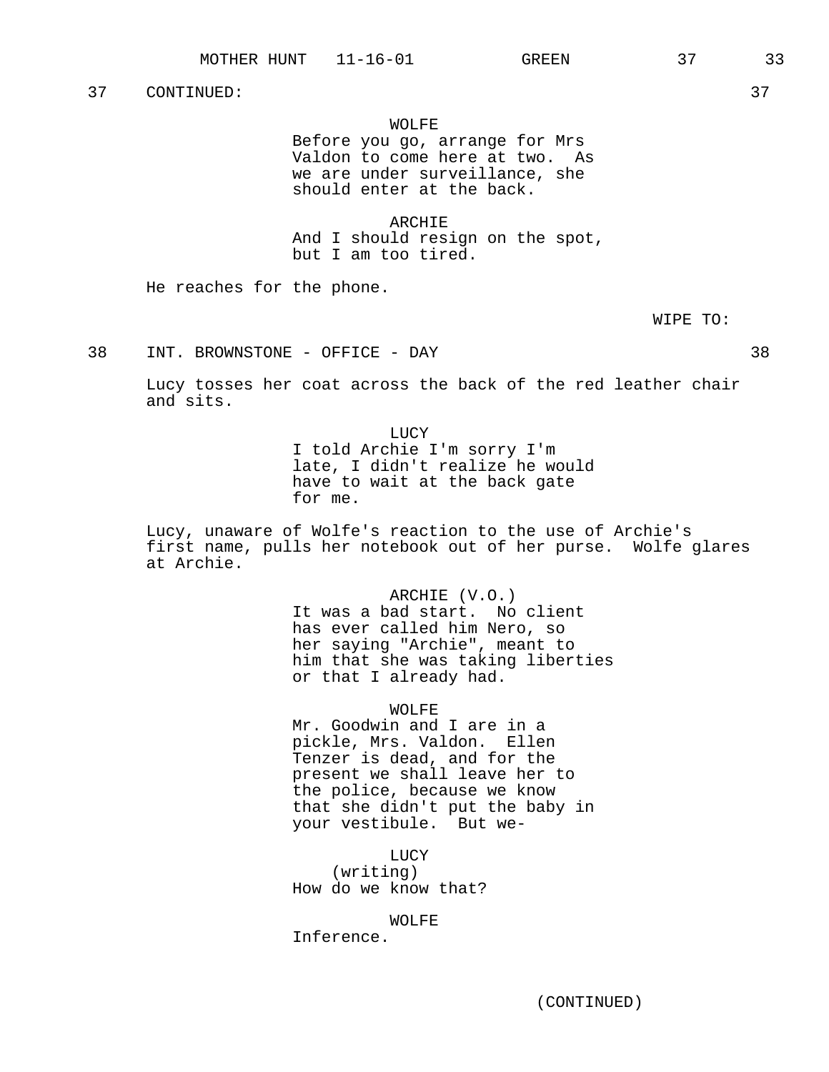37 CONTINUED: 37

WOLFE
Before you go, arrange for Mrs Valdon to come here at two. As we are under surveillance, she should enter at the back.

ARCHIE
And I should resign on the spot, but I am too tired.

He reaches for the phone.

WIPE TO:

38 INT. BROWNSTONE - OFFICE - DAY 38

Lucy tosses her coat across the back of the red leather chair and sits.

LUCY
I told Archie I'm sorry I'm late, I didn't realize he would have to wait at the back gate for me.

Lucy, unaware of Wolfe's reaction to the use of Archie's first name, pulls her notebook out of her purse. Wolfe glares at Archie.

ARCHIE (V.O.)
It was a bad start. No client has ever called him Nero, so her saying "Archie", meant to him that she was taking liberties or that I already had.

WOLFE
Mr. Goodwin and I are in a pickle, Mrs. Valdon. Ellen Tenzer is dead, and for the present we shall leave her to the police, because we know that she didn't put the baby in your vestibule. But we-

LUCY
(writing)
How do we know that?

WOLFE
Inference.

(CONTINUED)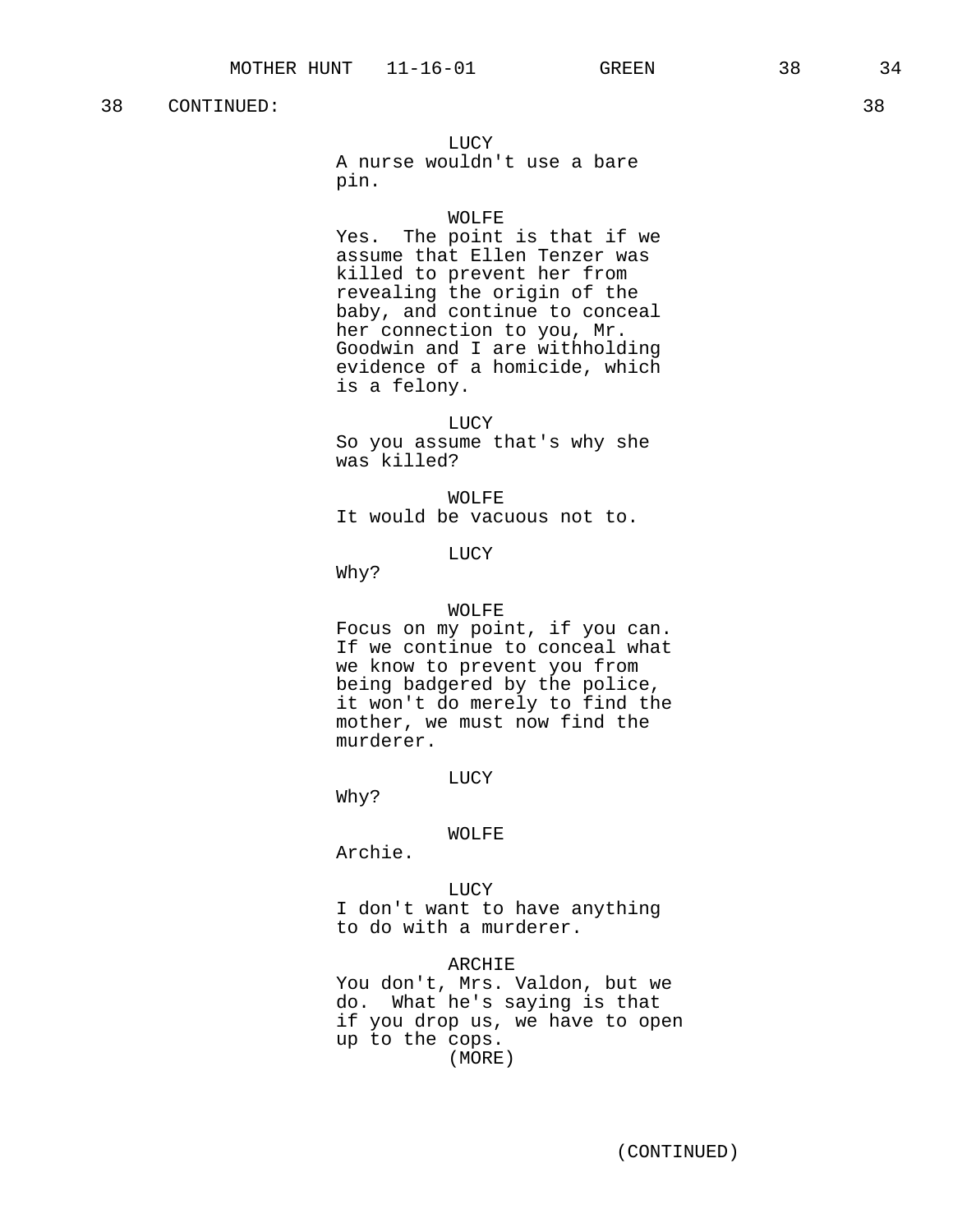38 CONTINUED: 38

LUCY
A nurse wouldn't use a bare pin.

WOLFE
Yes. The point is that if we assume that Ellen Tenzer was killed to prevent her from revealing the origin of the baby, and continue to conceal her connection to you, Mr. Goodwin and I are withholding evidence of a homicide, which is a felony.

LUCY
So you assume that's why she was killed?

WOLFE
It would be vacuous not to.

LUCY
Why?

WOLFE
Focus on my point, if you can. If we continue to conceal what we know to prevent you from being badgered by the police, it won't do merely to find the mother, we must now find the murderer.

LUCY
Why?

WOLFE
Archie.

LUCY
I don't want to have anything to do with a murderer.

ARCHIE
You don't, Mrs. Valdon, but we do. What he's saying is that if you drop us, we have to open up to the cops.
(MORE)

(CONTINUED)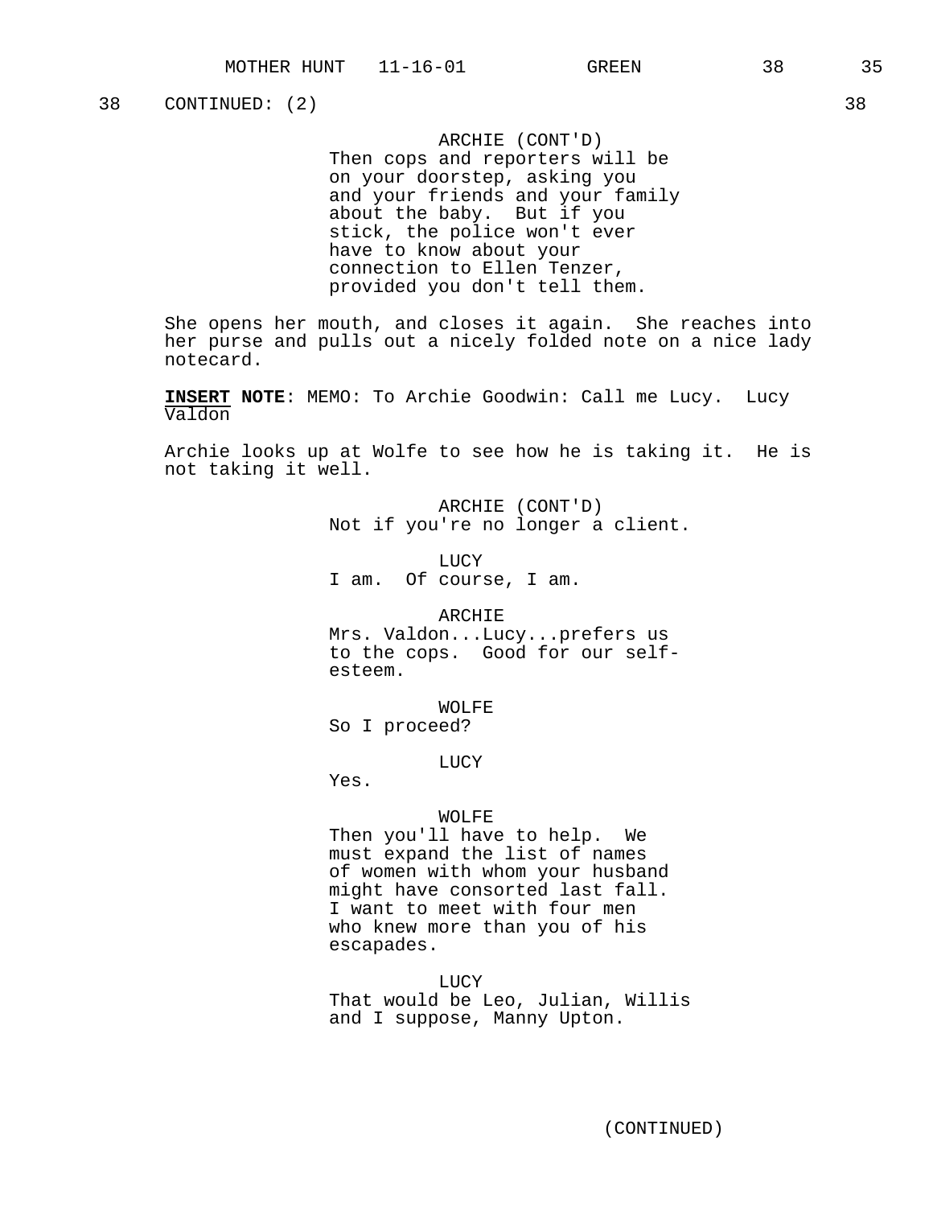38 CONTINUED: (2) 38

ARCHIE (CONT'D)
Then cops and reporters will be on your doorstep, asking you and your friends and your family about the baby. But if you stick, the police won't ever have to know about your connection to Ellen Tenzer, provided you don't tell them.

She opens her mouth, and closes it again. She reaches into her purse and pulls out a nicely folded note on a nice lady notecard.

**INSERT NOTE**: MEMO: To Archie Goodwin: Call me Lucy. Lucy Valdon

Archie looks up at Wolfe to see how he is taking it. He is not taking it well.

ARCHIE (CONT'D)
Not if you're no longer a client.

LUCY
I am. Of course, I am.

ARCHIE
Mrs. Valdon...Lucy...prefers us to the cops. Good for our self-esteem.

WOLFE
So I proceed?

LUCY
Yes.

WOLFE
Then you'll have to help. We must expand the list of names of women with whom your husband might have consorted last fall. I want to meet with four men who knew more than you of his escapades.

LUCY
That would be Leo, Julian, Willis and I suppose, Manny Upton.

(CONTINUED)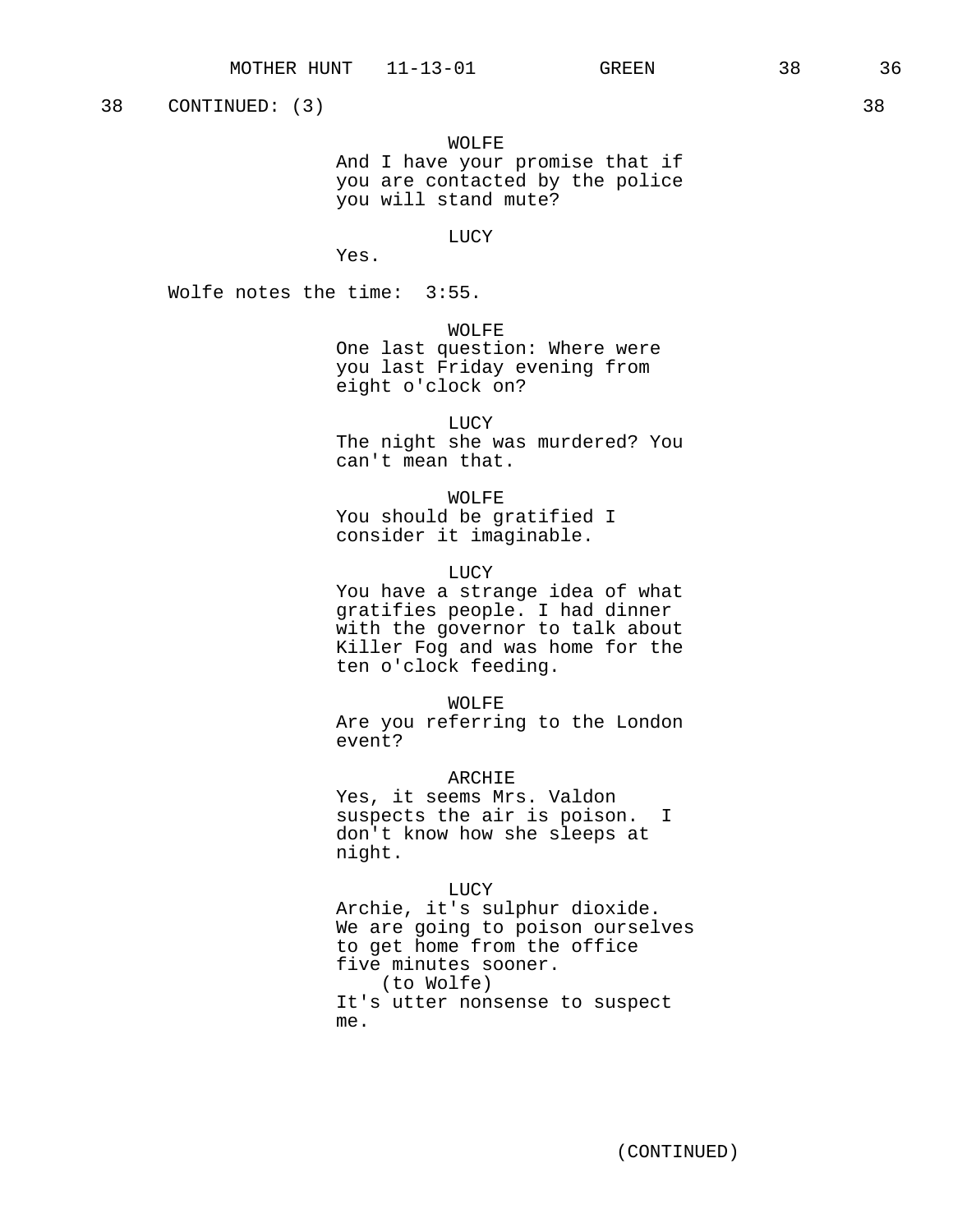38 CONTINUED: (3) 38

WOLFE
And I have your promise that if you are contacted by the police you will stand mute?

LUCY
Yes.

Wolfe notes the time: 3:55.

WOLFE
One last question: Where were you last Friday evening from eight o'clock on?

LUCY
The night she was murdered? You can't mean that.

WOLFE
You should be gratified I consider it imaginable.

LUCY
You have a strange idea of what gratifies people. I had dinner with the governor to talk about Killer Fog and was home for the ten o'clock feeding.

WOLFE
Are you referring to the London event?

ARCHIE
Yes, it seems Mrs. Valdon suspects the air is poison. I don't know how she sleeps at night.

LUCY
Archie, it's sulphur dioxide. We are going to poison ourselves to get home from the office five minutes sooner.
(to Wolfe)
It's utter nonsense to suspect me.

(CONTINUED)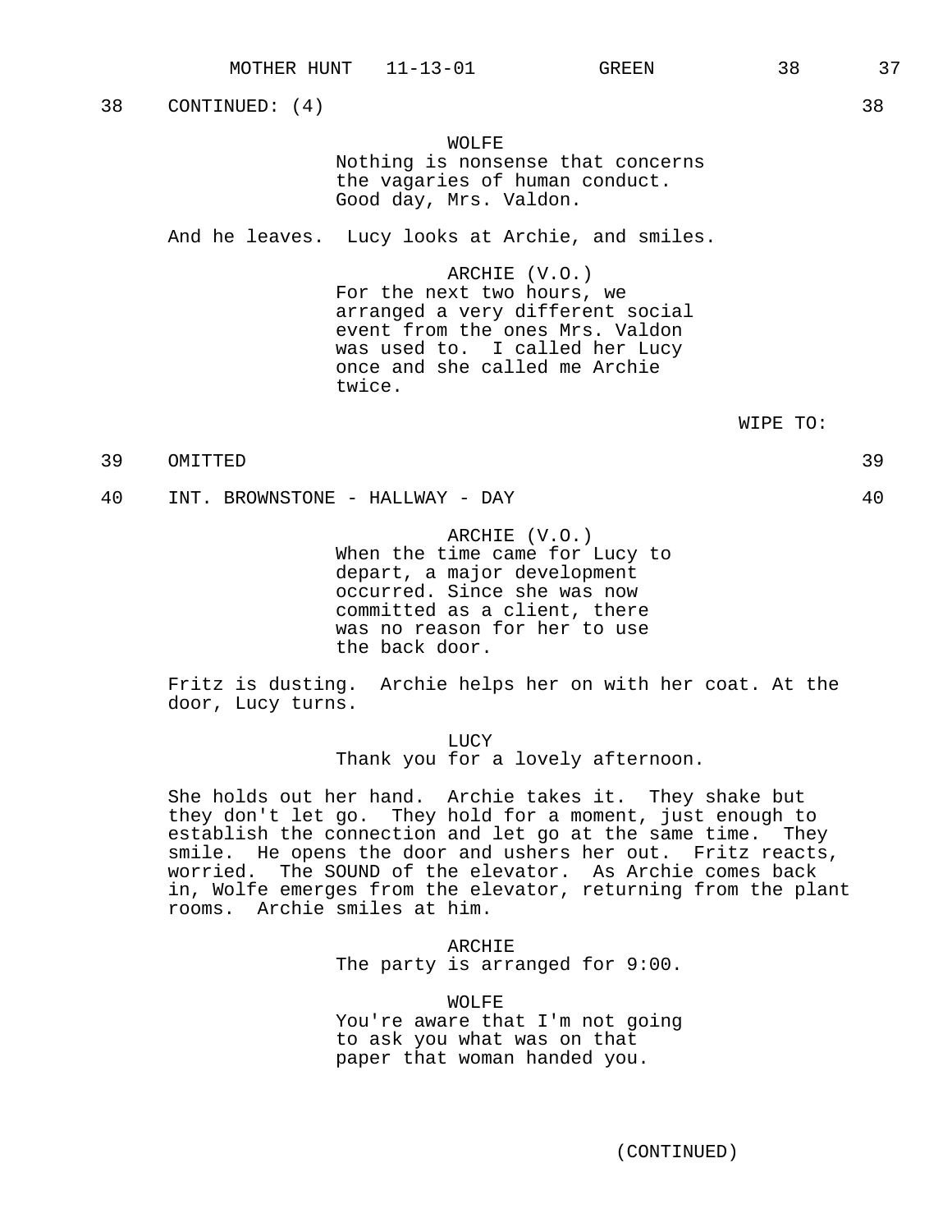38 CONTINUED: (4) 38

WOLFE
Nothing is nonsense that concerns the vagaries of human conduct. Good day, Mrs. Valdon.

And he leaves. Lucy looks at Archie, and smiles.

ARCHIE (V.O.)
For the next two hours, we arranged a very different social event from the ones Mrs. Valdon was used to. I called her Lucy once and she called me Archie twice.

WIPE TO:

39 OMITTED 39

40 INT. BROWNSTONE - HALLWAY - DAY 40

ARCHIE (V.O.)
When the time came for Lucy to depart, a major development occurred. Since she was now committed as a client, there was no reason for her to use the back door.

Fritz is dusting. Archie helps her on with her coat. At the door, Lucy turns.

LUCY
Thank you for a lovely afternoon.

She holds out her hand. Archie takes it. They shake but they don't let go. They hold for a moment, just enough to establish the connection and let go at the same time. They smile. He opens the door and ushers her out. Fritz reacts, worried. The SOUND of the elevator. As Archie comes back in, Wolfe emerges from the elevator, returning from the plant rooms. Archie smiles at him.

ARCHIE
The party is arranged for 9:00.

WOLFE
You're aware that I'm not going to ask you what was on that paper that woman handed you.

(CONTINUED)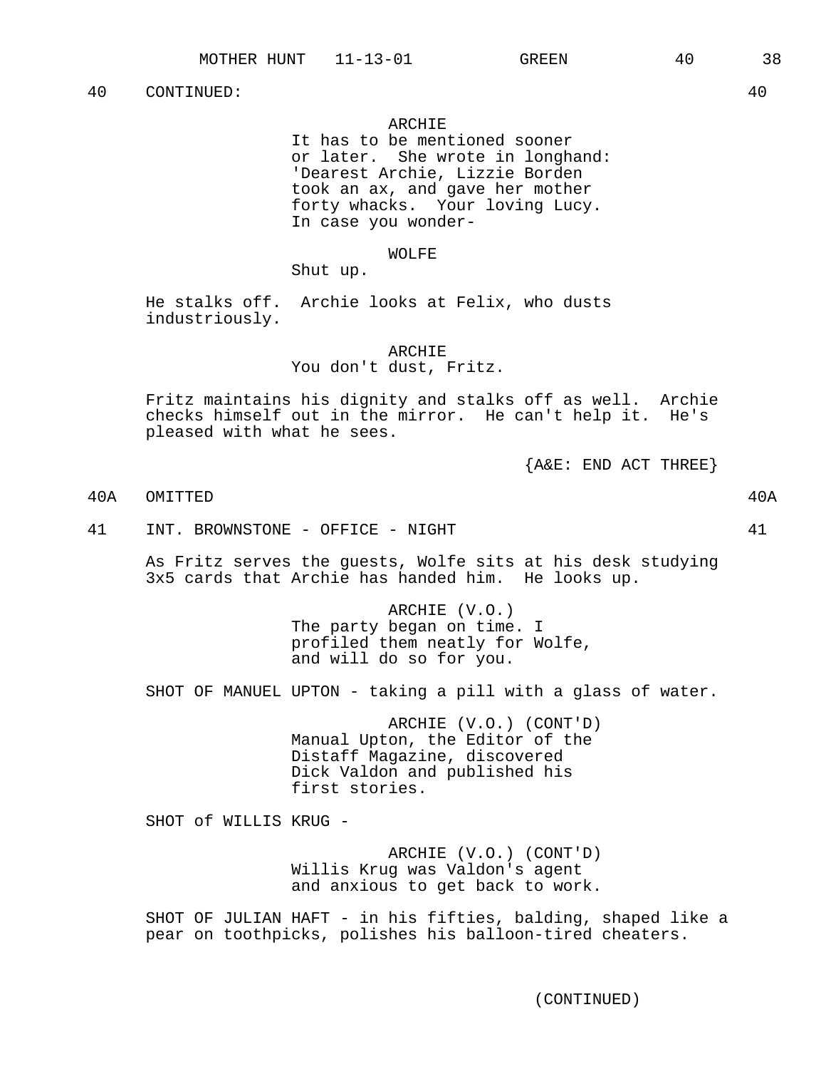40 CONTINUED: 40

ARCHIE
It has to be mentioned sooner or later. She wrote in longhand: 'Dearest Archie, Lizzie Borden took an ax, and gave her mother forty whacks. Your loving Lucy. In case you wonder-

WOLFE
Shut up.

He stalks off. Archie looks at Felix, who dusts industriously.

ARCHIE
You don't dust, Fritz.

Fritz maintains his dignity and stalks off as well. Archie checks himself out in the mirror. He can't help it. He's pleased with what he sees.

{A&E: END ACT THREE}

40A OMITTED 40A

41 INT. BROWNSTONE - OFFICE - NIGHT 41

As Fritz serves the guests, Wolfe sits at his desk studying 3x5 cards that Archie has handed him. He looks up.

ARCHIE (V.O.)
The party began on time. I profiled them neatly for Wolfe, and will do so for you.

SHOT OF MANUEL UPTON - taking a pill with a glass of water.

ARCHIE (V.O.) (CONT'D)
Manual Upton, the Editor of the Distaff Magazine, discovered Dick Valdon and published his first stories.

SHOT of WILLIS KRUG -

ARCHIE (V.O.) (CONT'D)
Willis Krug was Valdon's agent and anxious to get back to work.

SHOT OF JULIAN HAFT - in his fifties, balding, shaped like a pear on toothpicks, polishes his balloon-tired cheaters.

(CONTINUED)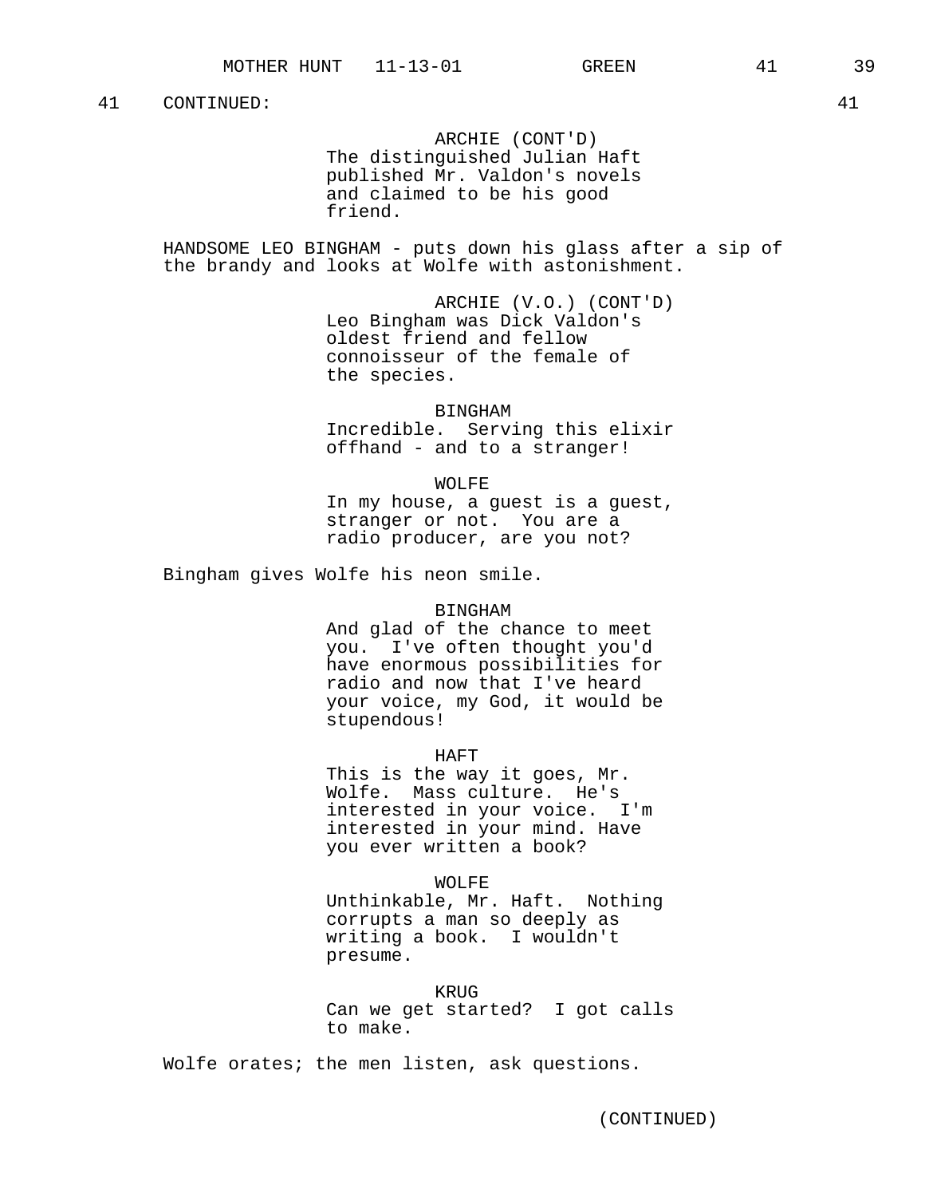41 CONTINUED: 41

ARCHIE (CONT'D)
The distinguished Julian Haft published Mr. Valdon's novels and claimed to be his good friend.

HANDSOME LEO BINGHAM - puts down his glass after a sip of the brandy and looks at Wolfe with astonishment.

ARCHIE (V.O.) (CONT'D)
Leo Bingham was Dick Valdon's oldest friend and fellow connoisseur of the female of the species.

BINGHAM
Incredible. Serving this elixir offhand - and to a stranger!

WOLFE
In my house, a guest is a guest, stranger or not. You are a radio producer, are you not?

Bingham gives Wolfe his neon smile.

BINGHAM
And glad of the chance to meet you. I've often thought you'd have enormous possibilities for radio and now that I've heard your voice, my God, it would be stupendous!

HAFT
This is the way it goes, Mr. Wolfe. Mass culture. He's interested in your voice. I'm interested in your mind. Have you ever written a book?

WOLFE
Unthinkable, Mr. Haft. Nothing corrupts a man so deeply as writing a book. I wouldn't presume.

KRUG
Can we get started? I got calls to make.

Wolfe orates; the men listen, ask questions.

(CONTINUED)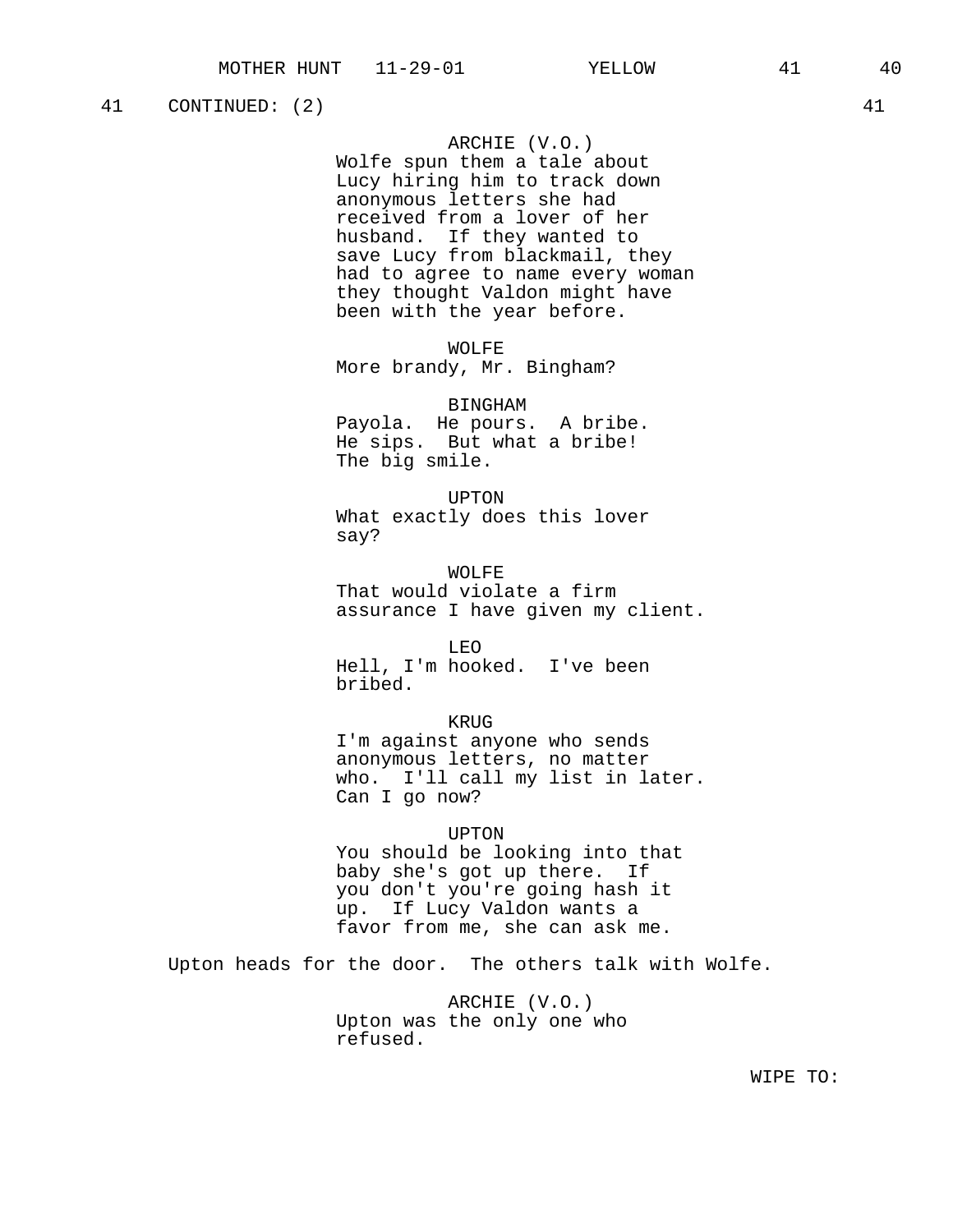41 CONTINUED: (2) 41

ARCHIE (V.O.)
Wolfe spun them a tale about Lucy hiring him to track down anonymous letters she had received from a lover of her husband. If they wanted to save Lucy from blackmail, they had to agree to name every woman they thought Valdon might have been with the year before.

WOLFE
More brandy, Mr. Bingham?

BINGHAM
Payola. He pours. A bribe. He sips. But what a bribe! The big smile.

UPTON
What exactly does this lover say?

WOLFE
That would violate a firm assurance I have given my client.

LEO
Hell, I'm hooked. I've been bribed.

KRUG
I'm against anyone who sends anonymous letters, no matter who. I'll call my list in later. Can I go now?

UPTON
You should be looking into that baby she's got up there. If you don't you're going hash it up. If Lucy Valdon wants a favor from me, she can ask me.

Upton heads for the door. The others talk with Wolfe.

ARCHIE (V.O.)
Upton was the only one who refused.

WIPE TO: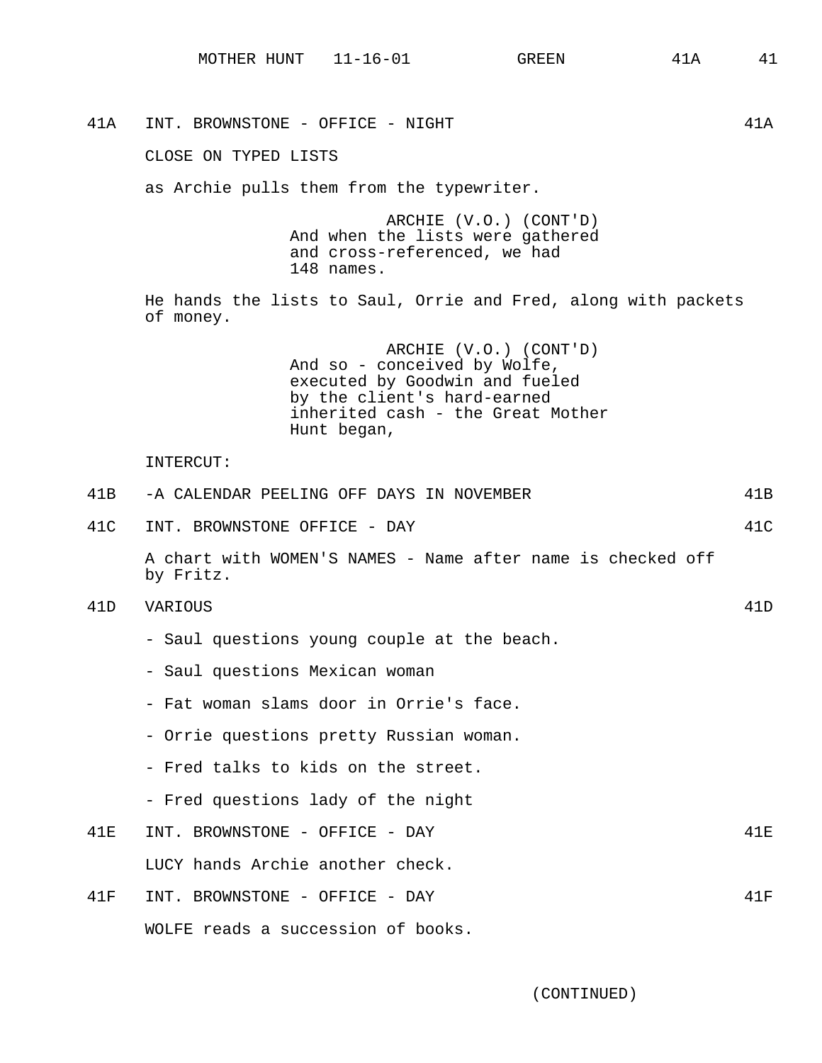41A INT. BROWNSTONE - OFFICE - NIGHT 41A

CLOSE ON TYPED LISTS

as Archie pulls them from the typewriter.

ARCHIE (V.O.) (CONT'D)
And when the lists were gathered and cross-referenced, we had 148 names.

He hands the lists to Saul, Orrie and Fred, along with packets of money.

ARCHIE (V.O.) (CONT'D)
And so - conceived by Wolfe, executed by Goodwin and fueled by the client's hard-earned inherited cash - the Great Mother Hunt began,

INTERCUT:

41B -A CALENDAR PEELING OFF DAYS IN NOVEMBER 41B

41C INT. BROWNSTONE OFFICE - DAY 41C

A chart with WOMEN'S NAMES - Name after name is checked off by Fritz.

41D VARIOUS 41D

- Saul questions young couple at the beach.

- Saul questions Mexican woman

- Fat woman slams door in Orrie's face.

- Orrie questions pretty Russian woman.

- Fred talks to kids on the street.

- Fred questions lady of the night

41E INT. BROWNSTONE - OFFICE - DAY 41E

LUCY hands Archie another check.

41F INT. BROWNSTONE - OFFICE - DAY 41F

WOLFE reads a succession of books.

(CONTINUED)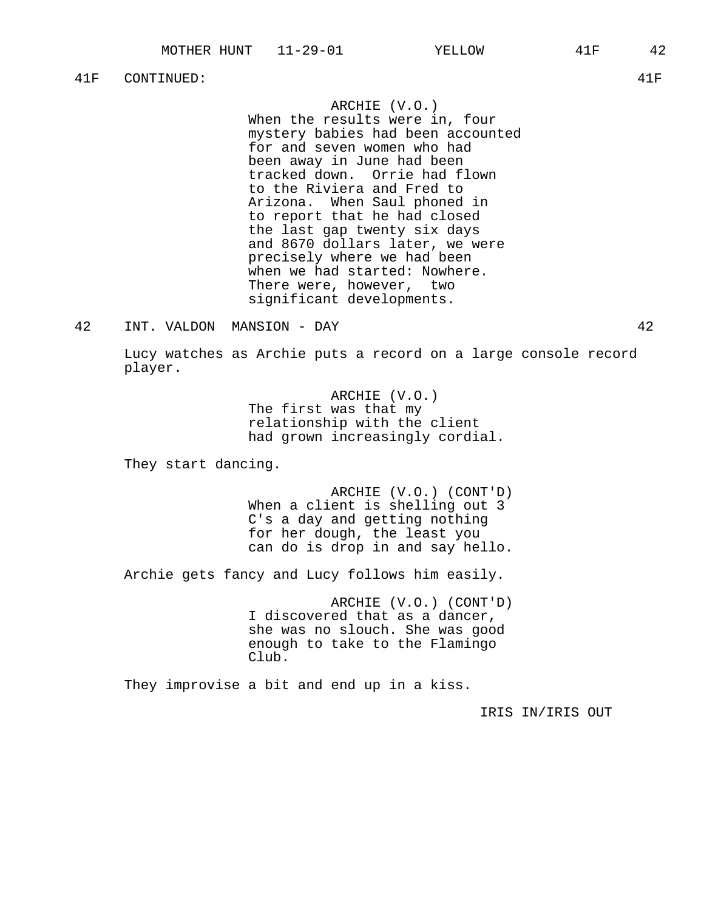41F CONTINUED: 41F

ARCHIE (V.O.)
When the results were in, four mystery babies had been accounted for and seven women who had been away in June had been tracked down. Orrie had flown to the Riviera and Fred to Arizona. When Saul phoned in to report that he had closed the last gap twenty six days and 8670 dollars later, we were precisely where we had been when we had started: Nowhere. There were, however, two significant developments.

42 INT. VALDON MANSION - DAY 42

Lucy watches as Archie puts a record on a large console record player.

ARCHIE (V.O.)
The first was that my relationship with the client had grown increasingly cordial.

They start dancing.

ARCHIE (V.O.) (CONT'D)
When a client is shelling out 3 C's a day and getting nothing for her dough, the least you can do is drop in and say hello.

Archie gets fancy and Lucy follows him easily.

ARCHIE (V.O.) (CONT'D)
I discovered that as a dancer, she was no slouch. She was good enough to take to the Flamingo Club.

They improvise a bit and end up in a kiss.

IRIS IN/IRIS OUT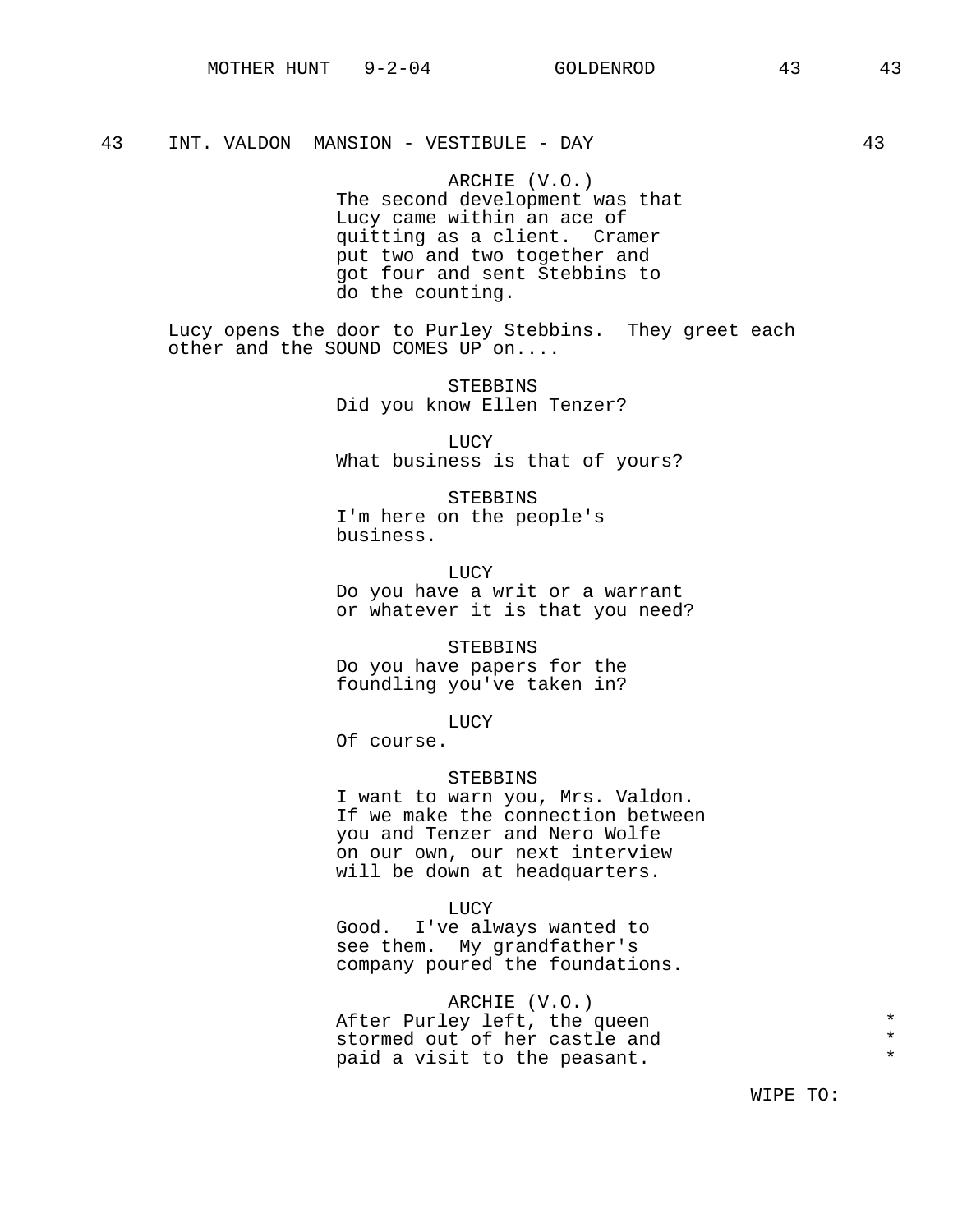43 INT. VALDON MANSION - VESTIBULE - DAY 43

ARCHIE (V.O.)
The second development was that Lucy came within an ace of quitting as a client. Cramer put two and two together and got four and sent Stebbins to do the counting.

Lucy opens the door to Purley Stebbins. They greet each other and the SOUND COMES UP on....

STEBBINS
Did you know Ellen Tenzer?

LUCY
What business is that of yours?

STEBBINS
I'm here on the people's business.

LUCY
Do you have a writ or a warrant or whatever it is that you need?

STEBBINS
Do you have papers for the foundling you've taken in?

LUCY
Of course.

STEBBINS
I want to warn you, Mrs. Valdon. If we make the connection between you and Tenzer and Nero Wolfe on our own, our next interview will be down at headquarters.

LUCY
Good. I've always wanted to see them. My grandfather's company poured the foundations.

ARCHIE (V.O.)
After Purley left, the queen stormed out of her castle and paid a visit to the peasant. *

WIPE TO: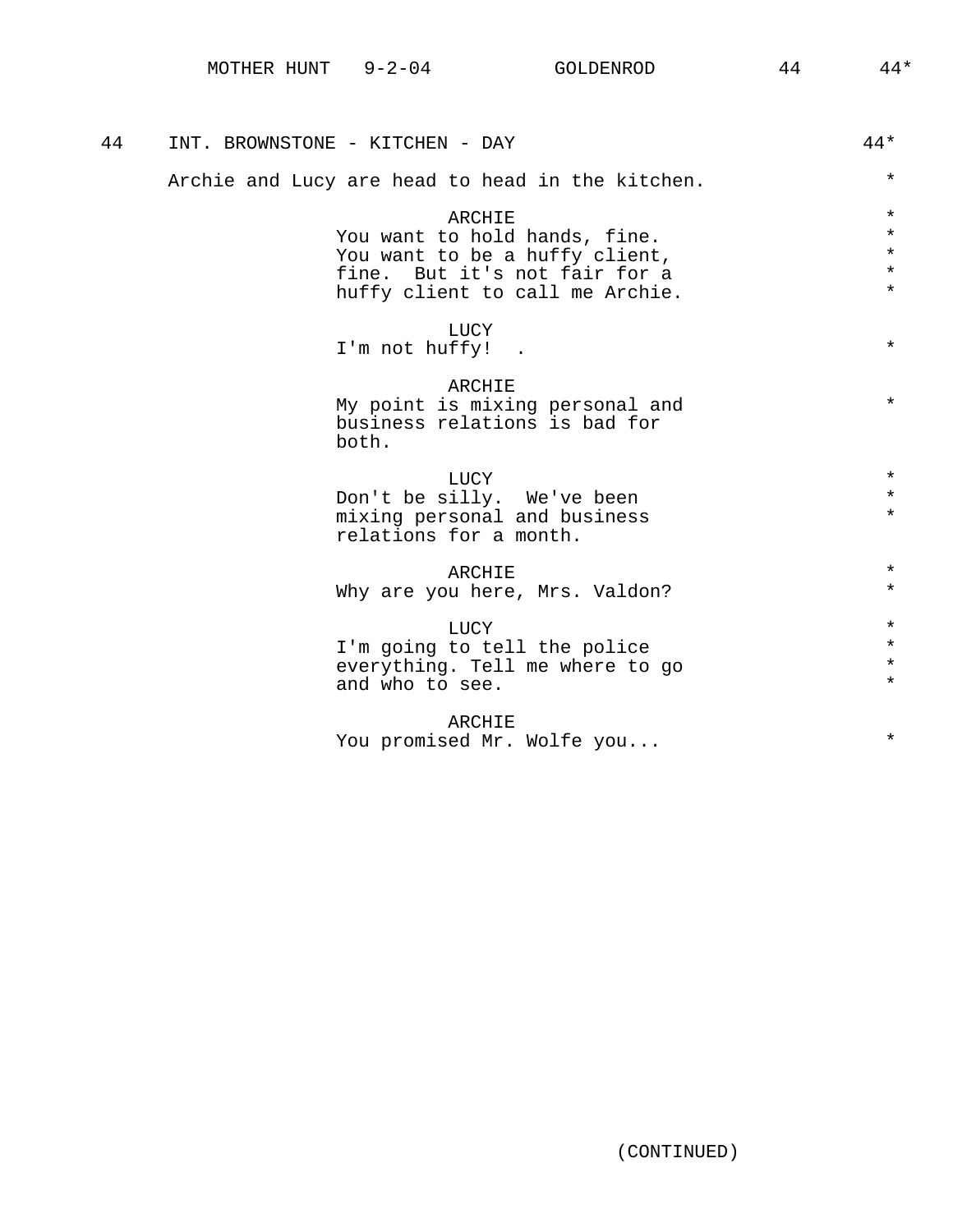44 INT. BROWNSTONE - KITCHEN - DAY 44*

Archie and Lucy are head to head in the kitchen. *

ARCHIE
You want to hold hands, fine. *
You want to be a huffy client, *
fine. But it's not fair for a *
huffy client to call me Archie. *

LUCY
I'm not huffy! . *

ARCHIE
My point is mixing personal and *
business relations is bad for
both.

LUCY *
Don't be silly. We've been *
mixing personal and business *
relations for a month.

ARCHIE *
Why are you here, Mrs. Valdon? *

LUCY *
I'm going to tell the police *
everything. Tell me where to go *
and who to see. *

ARCHIE
You promised Mr. Wolfe you... *

(CONTINUED)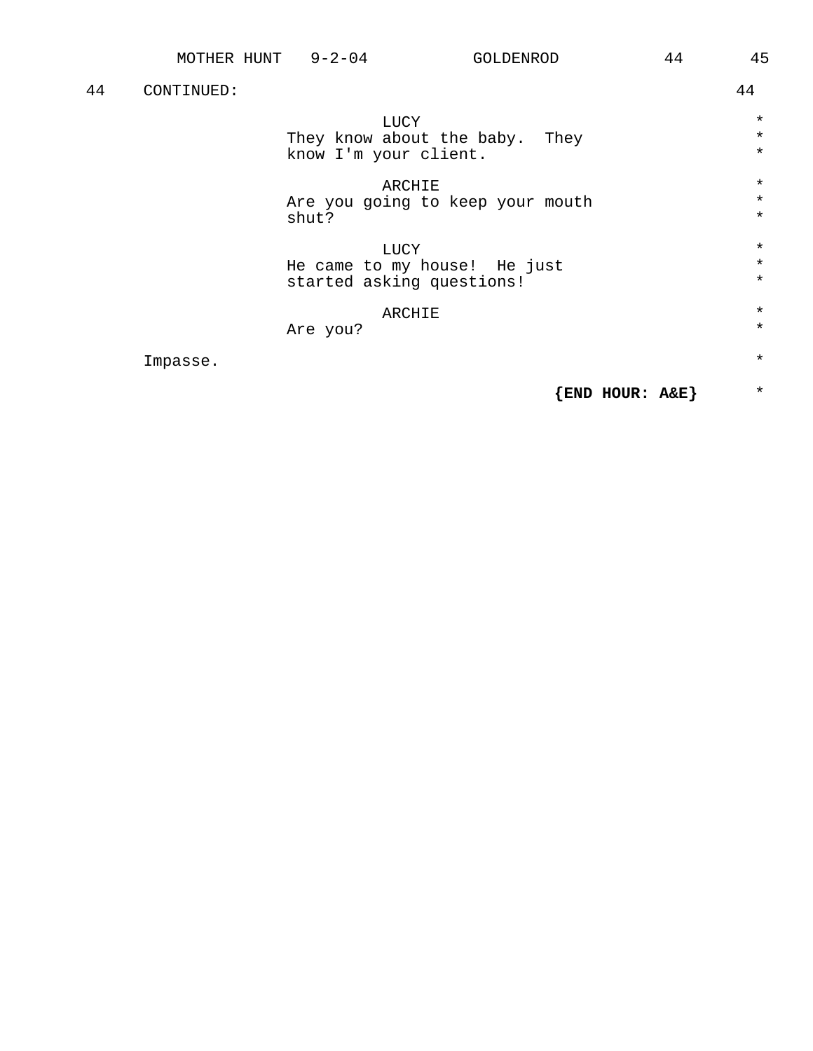44 CONTINUED: 44

LUCY
They know about the baby. They know I'm your client.

ARCHIE
Are you going to keep your mouth shut?

LUCY
He came to my house! He just started asking questions!

ARCHIE
Are you?

Impasse.

**{END HOUR: A&E}**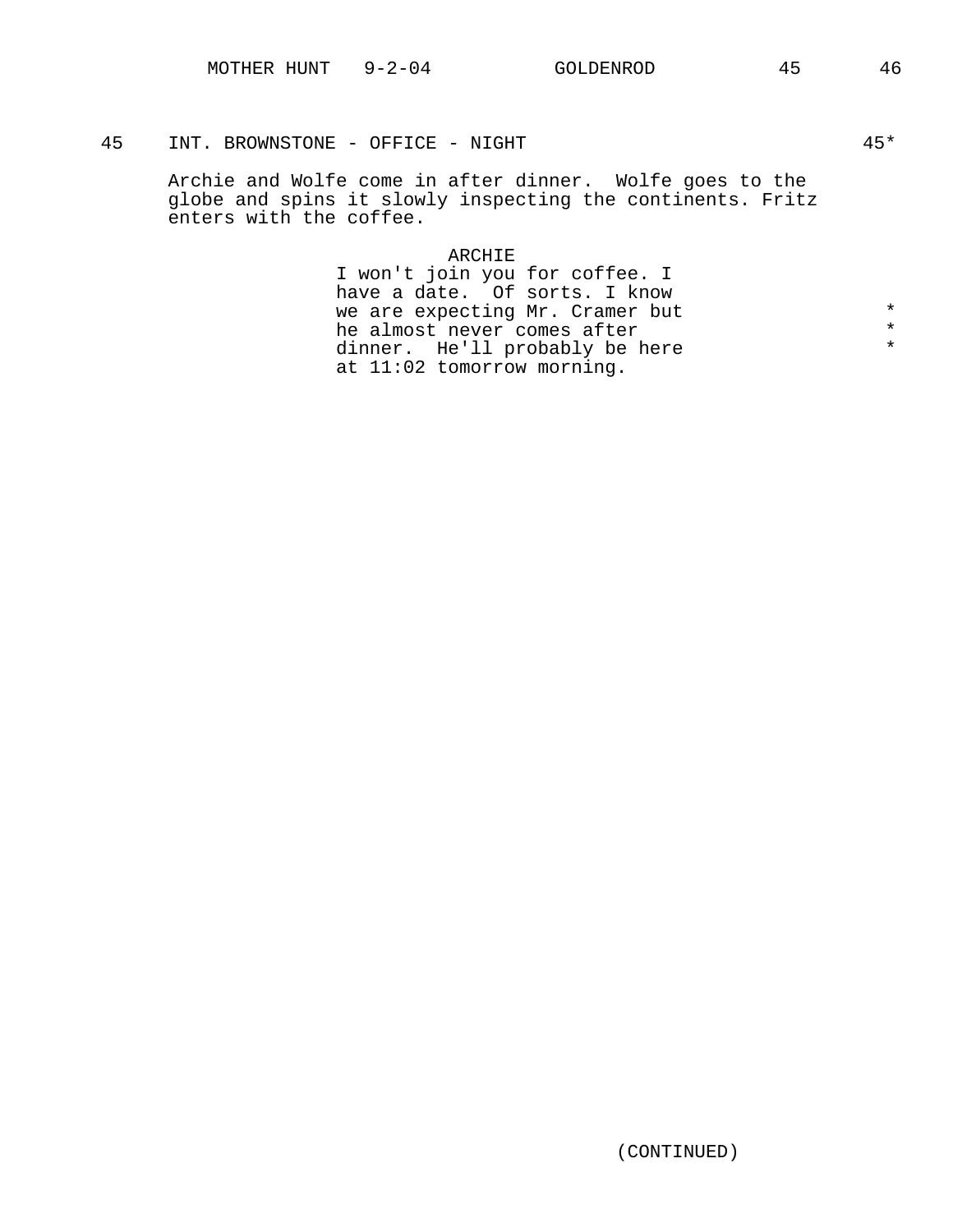45 INT. BROWNSTONE - OFFICE - NIGHT 45*

Archie and Wolfe come in after dinner. Wolfe goes to the globe and spins it slowly inspecting the continents. Fritz enters with the coffee.

ARCHIE
I won't join you for coffee. I have a date. Of sorts. I know we are expecting Mr. Cramer but he almost never comes after dinner. He'll probably be here at 11:02 tomorrow morning. * * *

(CONTINUED)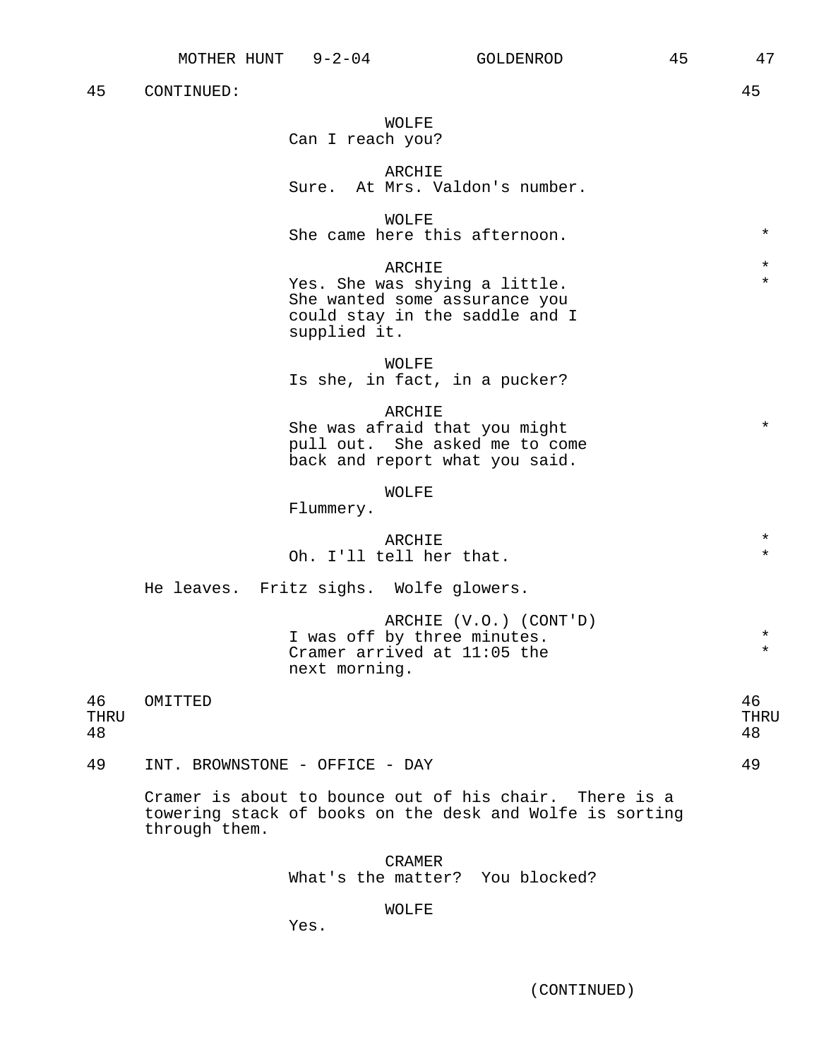45 CONTINUED: 45

WOLFE
Can I reach you?

ARCHIE
Sure. At Mrs. Valdon's number.

WOLFE
She came here this afternoon. *

ARCHIE *
Yes. She was shying a little. *
She wanted some assurance you
could stay in the saddle and I
supplied it.

WOLFE
Is she, in fact, in a pucker?

ARCHIE
She was afraid that you might *
pull out. She asked me to come
back and report what you said.

WOLFE
Flummery.

ARCHIE *
Oh. I'll tell her that. *

He leaves. Fritz sighs. Wolfe glowers.

ARCHIE (V.O.) (CONT'D)
I was off by three minutes. *
Cramer arrived at 11:05 the *
next morning.

46 THRU 48 OMITTED 46 THRU 48

49 INT. BROWNSTONE - OFFICE - DAY 49

Cramer is about to bounce out of his chair. There is a towering stack of books on the desk and Wolfe is sorting through them.

CRAMER
What's the matter? You blocked?

WOLFE
Yes.

(CONTINUED)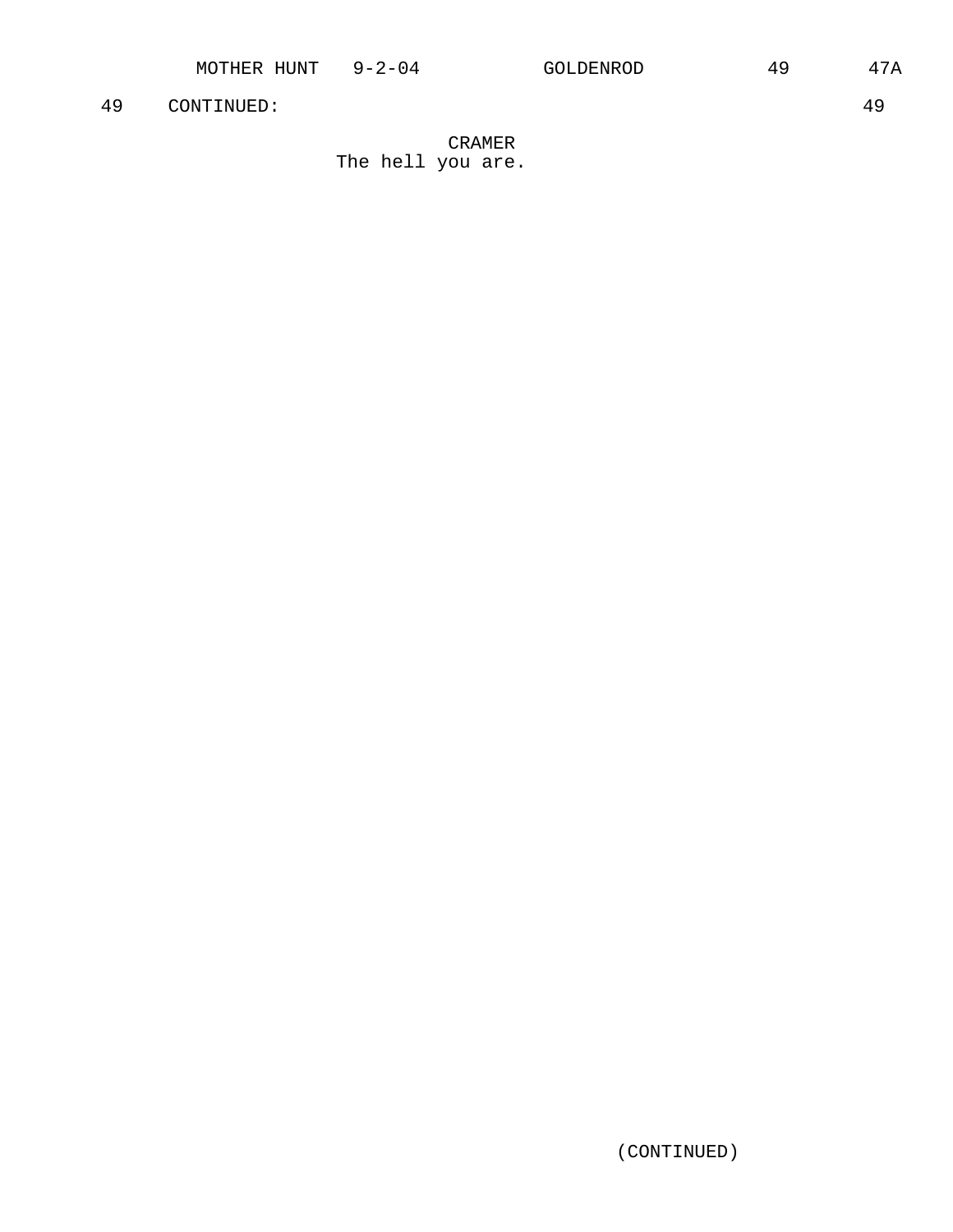49 CONTINUED: 49

CRAMER
The hell you are.

(CONTINUED)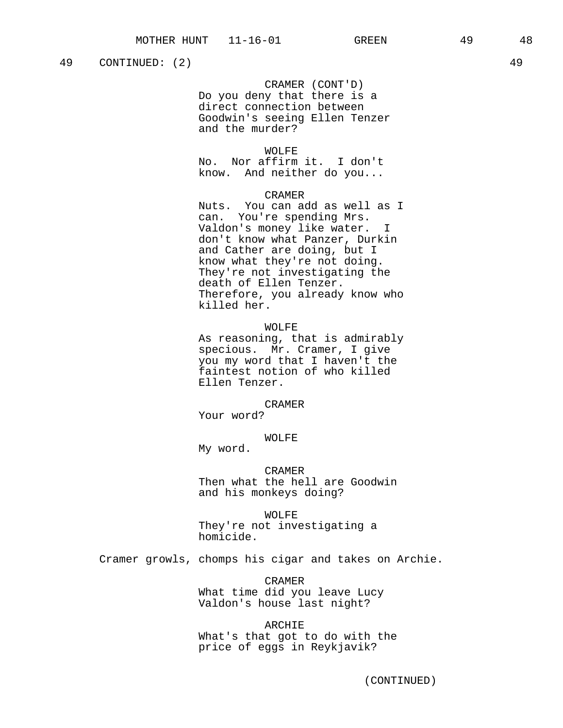49 CONTINUED: (2) 49

CRAMER (CONT'D)
Do you deny that there is a direct connection between Goodwin's seeing Ellen Tenzer and the murder?

WOLFE
No. Nor affirm it. I don't know. And neither do you...

CRAMER
Nuts. You can add as well as I can. You're spending Mrs. Valdon's money like water. I don't know what Panzer, Durkin and Cather are doing, but I know what they're not doing. They're not investigating the death of Ellen Tenzer. Therefore, you already know who killed her.

WOLFE
As reasoning, that is admirably specious. Mr. Cramer, I give you my word that I haven't the faintest notion of who killed Ellen Tenzer.

CRAMER
Your word?

WOLFE
My word.

CRAMER
Then what the hell are Goodwin and his monkeys doing?

WOLFE
They're not investigating a homicide.

Cramer growls, chomps his cigar and takes on Archie.

CRAMER
What time did you leave Lucy Valdon's house last night?

ARCHIE
What's that got to do with the price of eggs in Reykjavik?

(CONTINUED)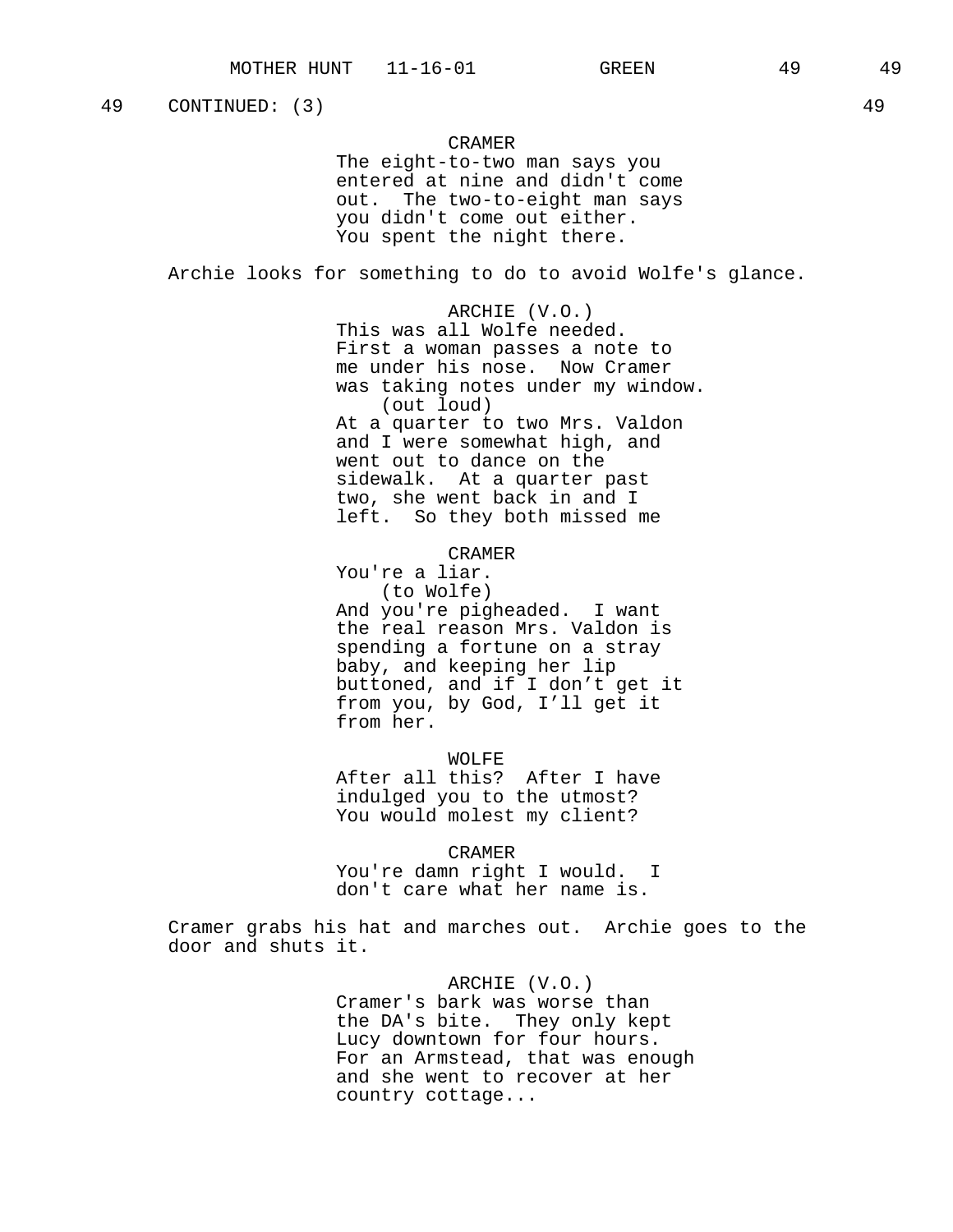49 CONTINUED: (3) 49

CRAMER
The eight-to-two man says you entered at nine and didn't come out. The two-to-eight man says you didn't come out either. You spent the night there.

Archie looks for something to do to avoid Wolfe's glance.

ARCHIE (V.O.)
This was all Wolfe needed. First a woman passes a note to me under his nose. Now Cramer was taking notes under my window.
(out loud)
At a quarter to two Mrs. Valdon and I were somewhat high, and went out to dance on the sidewalk. At a quarter past two, she went back in and I left. So they both missed me

CRAMER
You're a liar.
(to Wolfe)
And you're pigheaded. I want the real reason Mrs. Valdon is spending a fortune on a stray baby, and keeping her lip buttoned, and if I don't get it from you, by God, I'll get it from her.

WOLFE
After all this? After I have indulged you to the utmost? You would molest my client?

CRAMER
You're damn right I would. I don't care what her name is.

Cramer grabs his hat and marches out. Archie goes to the door and shuts it.

ARCHIE (V.O.)
Cramer's bark was worse than the DA's bite. They only kept Lucy downtown for four hours. For an Armstead, that was enough and she went to recover at her country cottage...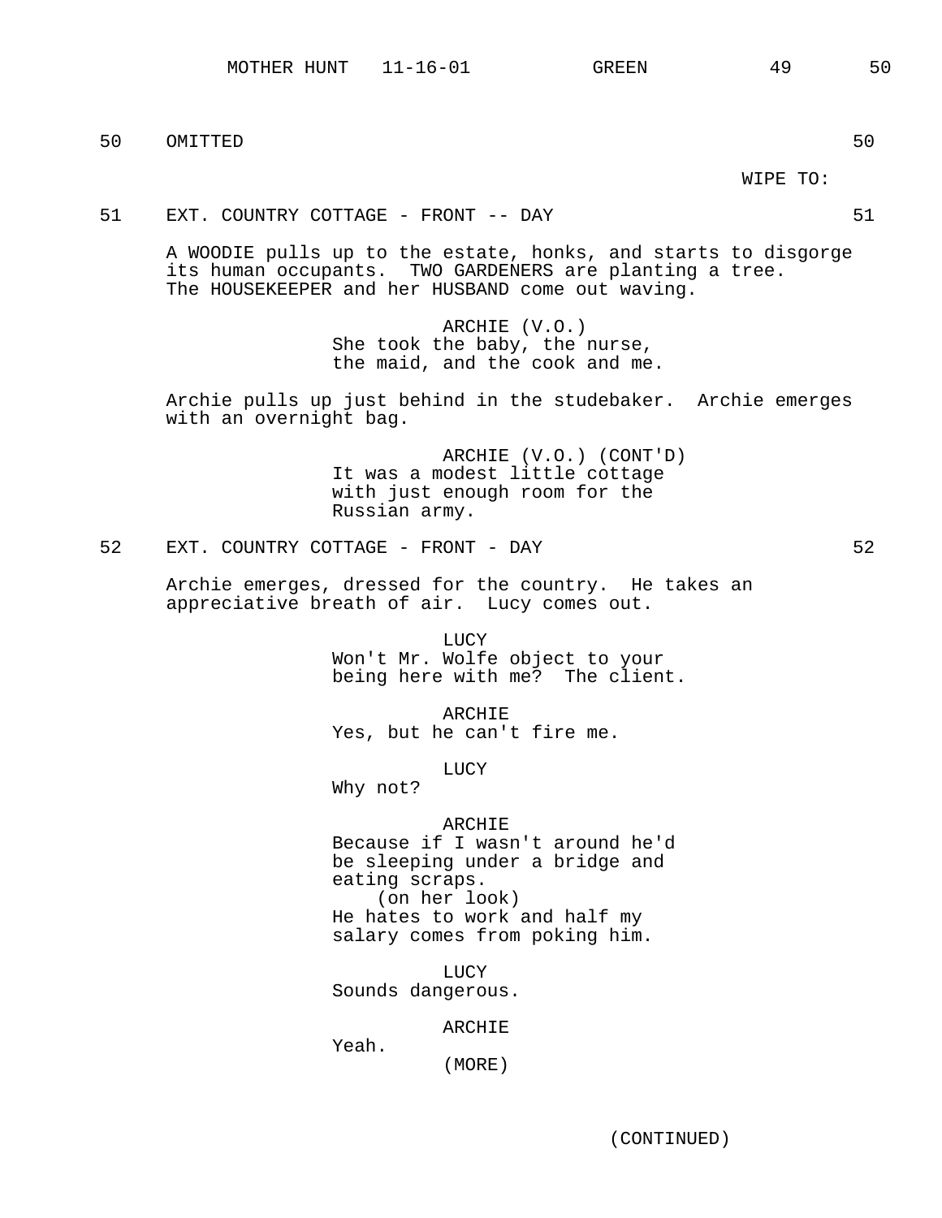50 OMITTED 50

WIPE TO:

51 EXT. COUNTRY COTTAGE - FRONT -- DAY 51

A WOODIE pulls up to the estate, honks, and starts to disgorge its human occupants. TWO GARDENERS are planting a tree. The HOUSEKEEPER and her HUSBAND come out waving.

ARCHIE (V.O.)
She took the baby, the nurse, the maid, and the cook and me.

Archie pulls up just behind in the studebaker. Archie emerges with an overnight bag.

ARCHIE (V.O.) (CONT'D)
It was a modest little cottage with just enough room for the Russian army.

52 EXT. COUNTRY COTTAGE - FRONT - DAY 52

Archie emerges, dressed for the country. He takes an appreciative breath of air. Lucy comes out.

LUCY
Won't Mr. Wolfe object to your being here with me? The client.

ARCHIE
Yes, but he can't fire me.

LUCY
Why not?

ARCHIE
Because if I wasn't around he'd be sleeping under a bridge and eating scraps.
(on her look)
He hates to work and half my salary comes from poking him.

LUCY
Sounds dangerous.

ARCHIE
Yeah.
(MORE)

(CONTINUED)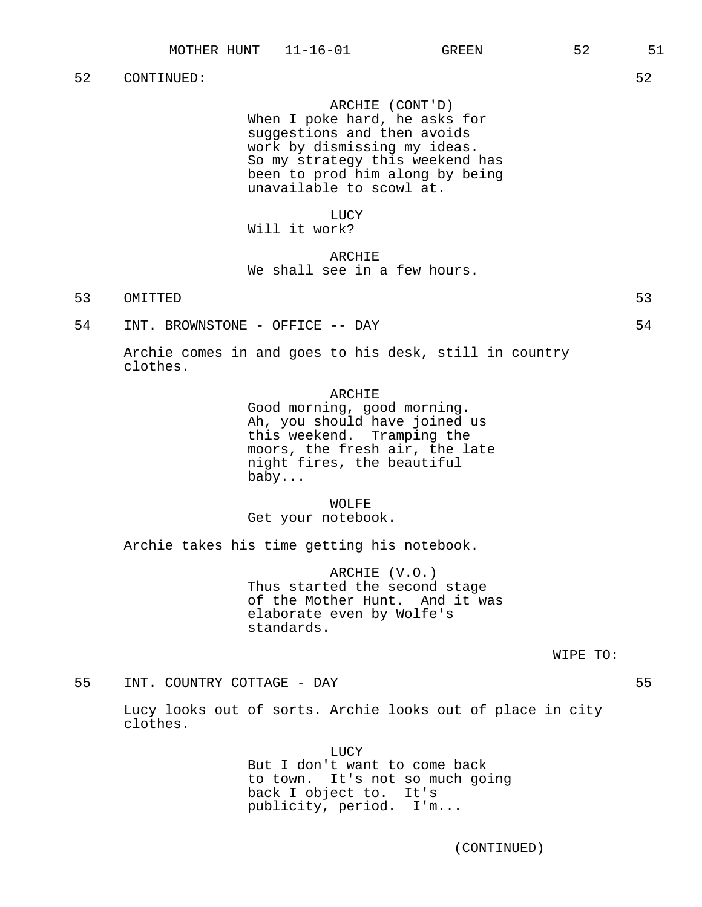52 CONTINUED: 52

ARCHIE (CONT'D)
When I poke hard, he asks for suggestions and then avoids work by dismissing my ideas. So my strategy this weekend has been to prod him along by being unavailable to scowl at.

LUCY
Will it work?

ARCHIE
We shall see in a few hours.

53 OMITTED 53

54 INT. BROWNSTONE - OFFICE -- DAY 54

Archie comes in and goes to his desk, still in country clothes.

ARCHIE
Good morning, good morning. Ah, you should have joined us this weekend. Tramping the moors, the fresh air, the late night fires, the beautiful baby...

WOLFE
Get your notebook.

Archie takes his time getting his notebook.

ARCHIE (V.O.)
Thus started the second stage of the Mother Hunt. And it was elaborate even by Wolfe's standards.

WIPE TO:

55 INT. COUNTRY COTTAGE - DAY 55

Lucy looks out of sorts. Archie looks out of place in city clothes.

LUCY
But I don't want to come back to town. It's not so much going back I object to. It's publicity, period. I'm...

(CONTINUED)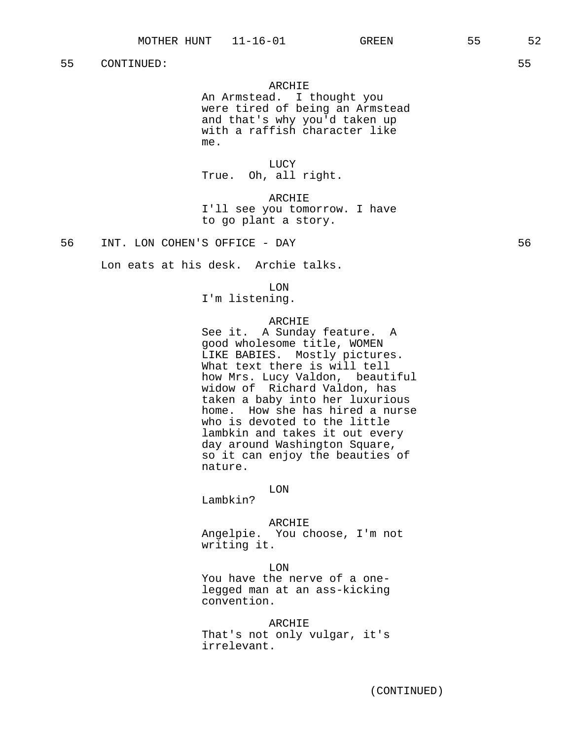55 CONTINUED: 55

ARCHIE
An Armstead. I thought you were tired of being an Armstead and that's why you'd taken up with a raffish character like me.

LUCY
True. Oh, all right.

ARCHIE
I'll see you tomorrow. I have to go plant a story.

56 INT. LON COHEN'S OFFICE - DAY 56

Lon eats at his desk. Archie talks.

LON
I'm listening.

ARCHIE
See it. A Sunday feature. A good wholesome title, WOMEN LIKE BABIES. Mostly pictures. What text there is will tell how Mrs. Lucy Valdon, beautiful widow of Richard Valdon, has taken a baby into her luxurious home. How she has hired a nurse who is devoted to the little lambkin and takes it out every day around Washington Square, so it can enjoy the beauties of nature.

LON
Lambkin?

ARCHIE
Angelpie. You choose, I'm not writing it.

LON
You have the nerve of a one-legged man at an ass-kicking convention.

ARCHIE
That's not only vulgar, it's irrelevant.

(CONTINUED)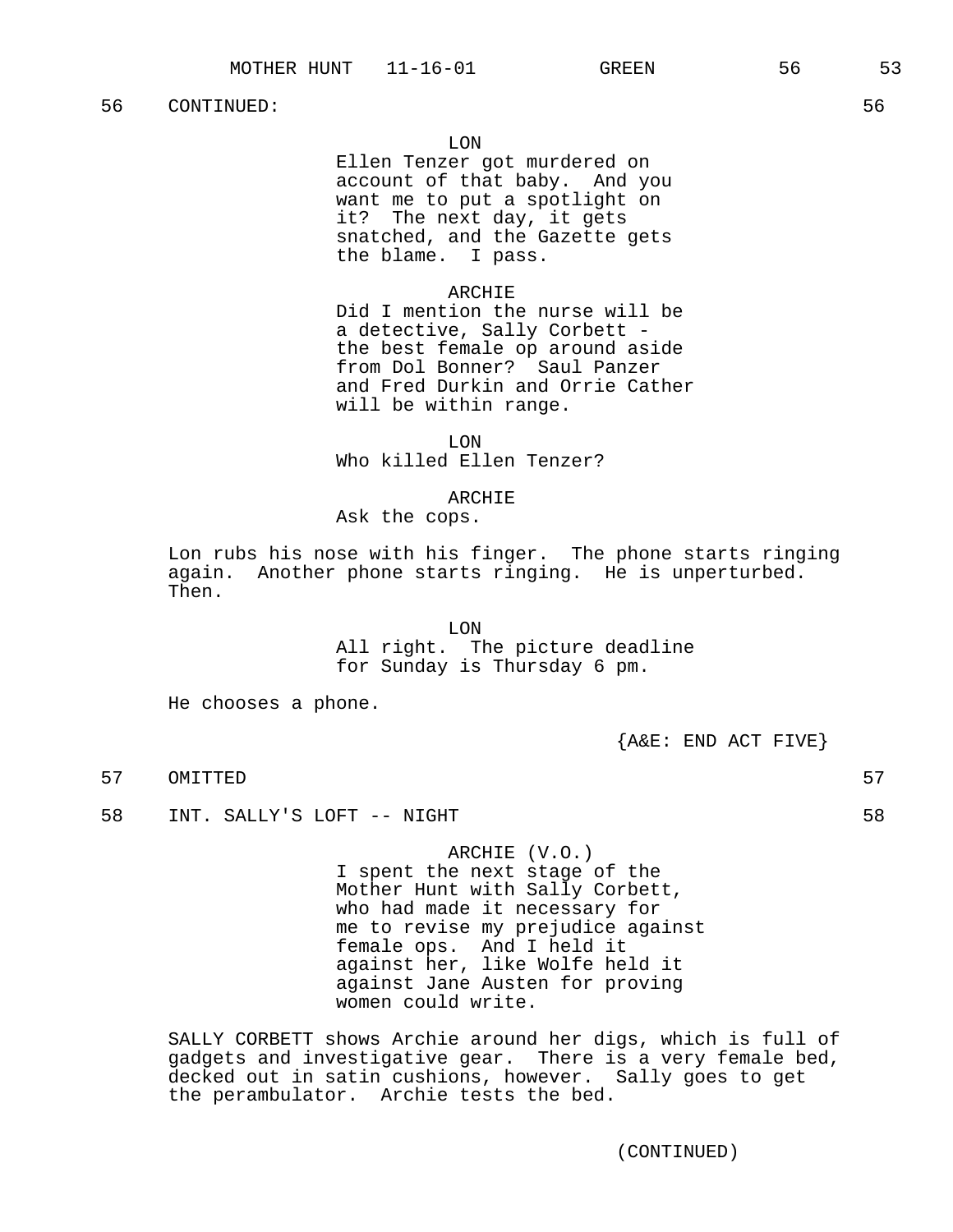56 CONTINUED: 56

LON
Ellen Tenzer got murdered on account of that baby. And you want me to put a spotlight on it? The next day, it gets snatched, and the Gazette gets the blame. I pass.

ARCHIE
Did I mention the nurse will be a detective, Sally Corbett - the best female op around aside from Dol Bonner? Saul Panzer and Fred Durkin and Orrie Cather will be within range.

LON
Who killed Ellen Tenzer?

ARCHIE
Ask the cops.

Lon rubs his nose with his finger. The phone starts ringing again. Another phone starts ringing. He is unperturbed. Then.

LON
All right. The picture deadline for Sunday is Thursday 6 pm.

He chooses a phone.

{A&E: END ACT FIVE}

57 OMITTED 57

58 INT. SALLY'S LOFT -- NIGHT 58

ARCHIE (V.O.)
I spent the next stage of the Mother Hunt with Sally Corbett, who had made it necessary for me to revise my prejudice against female ops. And I held it against her, like Wolfe held it against Jane Austen for proving women could write.

SALLY CORBETT shows Archie around her digs, which is full of gadgets and investigative gear. There is a very female bed, decked out in satin cushions, however. Sally goes to get the perambulator. Archie tests the bed.

(CONTINUED)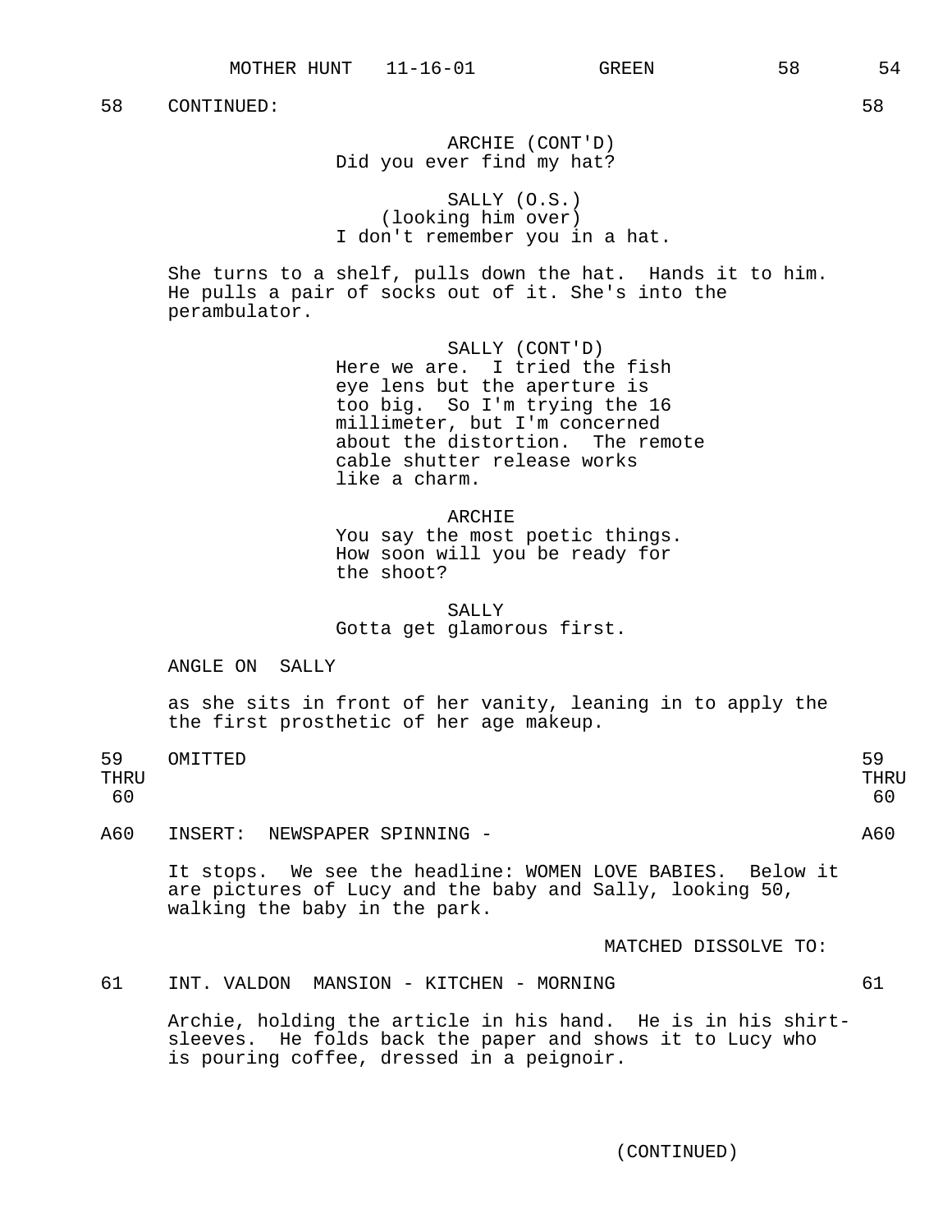58 CONTINUED: 58

ARCHIE (CONT'D)
Did you ever find my hat?

SALLY (O.S.)
(looking him over)
I don't remember you in a hat.

She turns to a shelf, pulls down the hat. Hands it to him. He pulls a pair of socks out of it. She's into the perambulator.

SALLY (CONT'D)
Here we are. I tried the fish eye lens but the aperture is too big. So I'm trying the 16 millimeter, but I'm concerned about the distortion. The remote cable shutter release works like a charm.

ARCHIE
You say the most poetic things. How soon will you be ready for the shoot?

SALLY
Gotta get glamorous first.

ANGLE ON SALLY

as she sits in front of her vanity, leaning in to apply the the first prosthetic of her age makeup.

59 THRU 60 OMITTED 59 THRU 60

A60 INSERT: NEWSPAPER SPINNING - A60

It stops. We see the headline: WOMEN LOVE BABIES. Below it are pictures of Lucy and the baby and Sally, looking 50, walking the baby in the park.

MATCHED DISSOLVE TO:

61 INT. VALDON MANSION - KITCHEN - MORNING 61

Archie, holding the article in his hand. He is in his shirt-sleeves. He folds back the paper and shows it to Lucy who is pouring coffee, dressed in a peignoir.

(CONTINUED)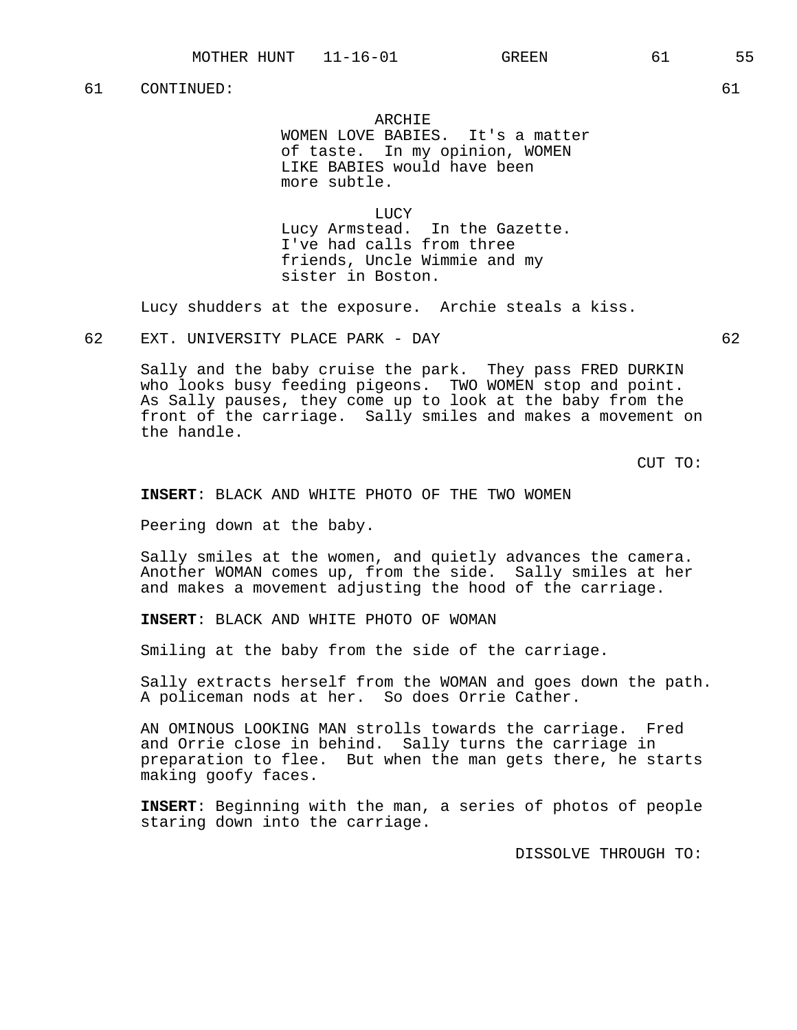61 CONTINUED: 61

ARCHIE
WOMEN LOVE BABIES. It's a matter of taste. In my opinion, WOMEN LIKE BABIES would have been more subtle.

LUCY
Lucy Armstead. In the Gazette. I've had calls from three friends, Uncle Wimmie and my sister in Boston.

Lucy shudders at the exposure. Archie steals a kiss.

62 EXT. UNIVERSITY PLACE PARK - DAY 62

Sally and the baby cruise the park. They pass FRED DURKIN who looks busy feeding pigeons. TWO WOMEN stop and point. As Sally pauses, they come up to look at the baby from the front of the carriage. Sally smiles and makes a movement on the handle.

CUT TO:

**INSERT**: BLACK AND WHITE PHOTO OF THE TWO WOMEN

Peering down at the baby.

Sally smiles at the women, and quietly advances the camera. Another WOMAN comes up, from the side. Sally smiles at her and makes a movement adjusting the hood of the carriage.

**INSERT**: BLACK AND WHITE PHOTO OF WOMAN

Smiling at the baby from the side of the carriage.

Sally extracts herself from the WOMAN and goes down the path. A policeman nods at her. So does Orrie Cather.

AN OMINOUS LOOKING MAN strolls towards the carriage. Fred and Orrie close in behind. Sally turns the carriage in preparation to flee. But when the man gets there, he starts making goofy faces.

**INSERT**: Beginning with the man, a series of photos of people staring down into the carriage.

DISSOLVE THROUGH TO: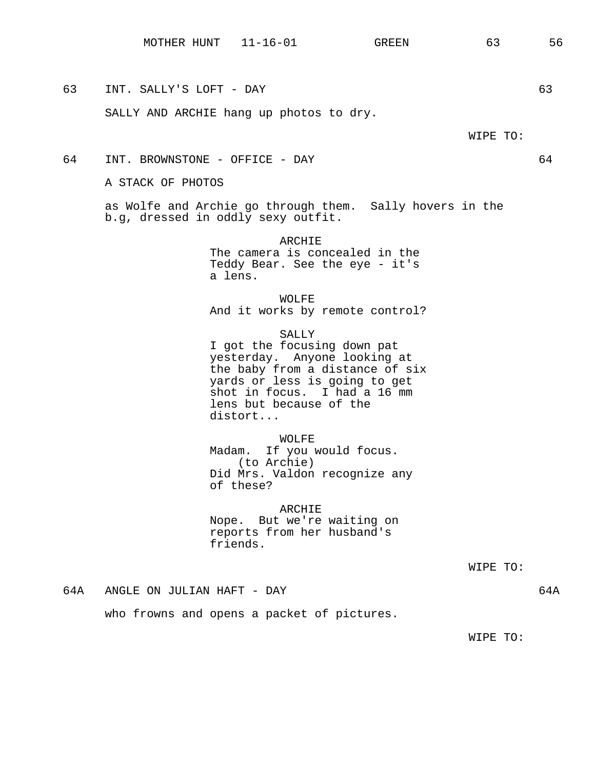63 INT. SALLY'S LOFT - DAY 63

SALLY AND ARCHIE hang up photos to dry.

WIPE TO:

64 INT. BROWNSTONE - OFFICE - DAY 64

A STACK OF PHOTOS

as Wolfe and Archie go through them. Sally hovers in the b.g, dressed in oddly sexy outfit.

ARCHIE
The camera is concealed in the Teddy Bear. See the eye - it's a lens.

WOLFE
And it works by remote control?

SALLY
I got the focusing down pat yesterday. Anyone looking at the baby from a distance of six yards or less is going to get shot in focus. I had a 16 mm lens but because of the distort...

WOLFE
Madam. If you would focus.
(to Archie)
Did Mrs. Valdon recognize any of these?

ARCHIE
Nope. But we're waiting on reports from her husband's friends.

WIPE TO:

64A ANGLE ON JULIAN HAFT - DAY 64A

who frowns and opens a packet of pictures.

WIPE TO: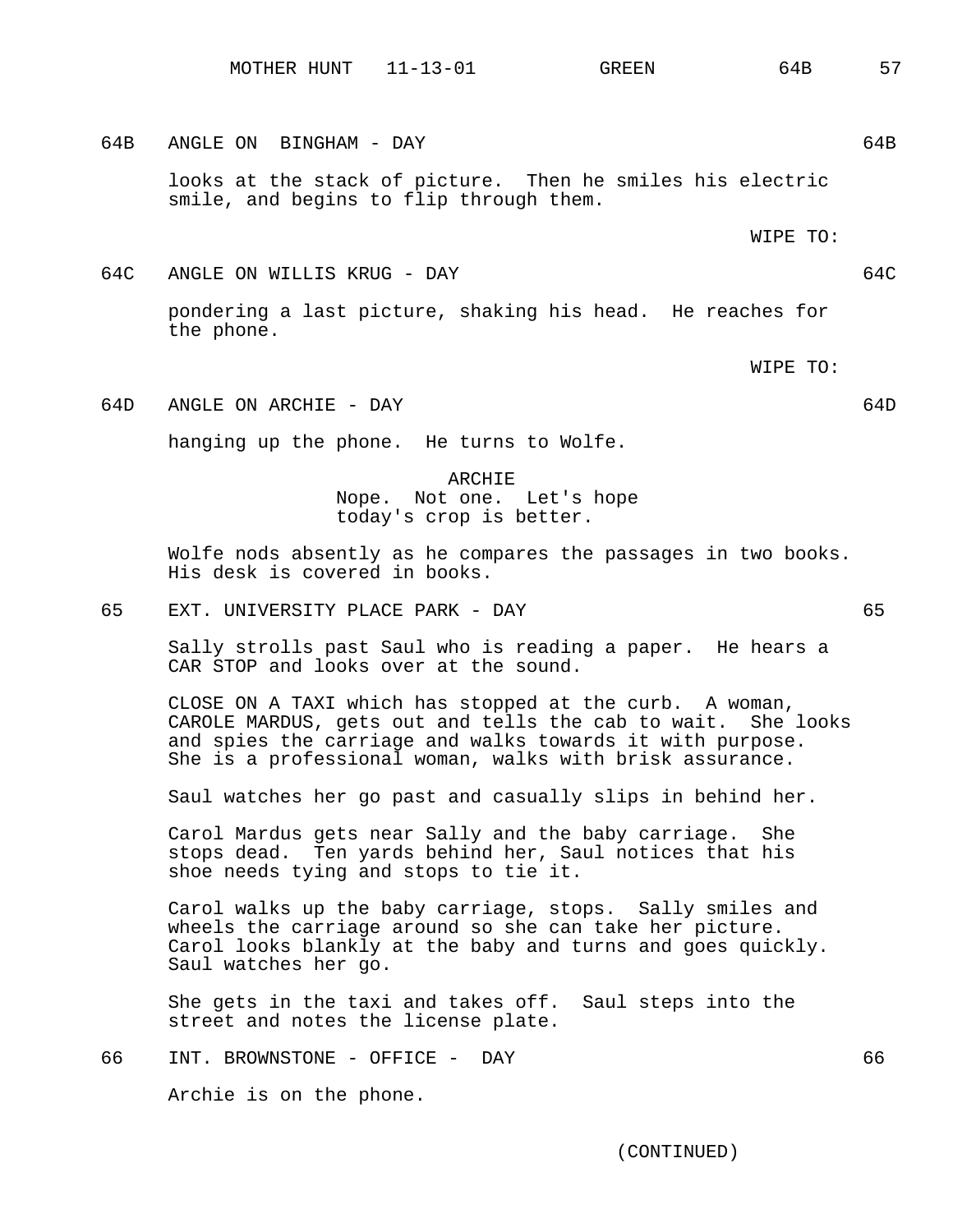64B ANGLE ON BINGHAM - DAY 64B

looks at the stack of picture. Then he smiles his electric smile, and begins to flip through them.

WIPE TO:

64C ANGLE ON WILLIS KRUG - DAY 64C

pondering a last picture, shaking his head. He reaches for the phone.

WIPE TO:

64D ANGLE ON ARCHIE - DAY 64D

hanging up the phone. He turns to Wolfe.

ARCHIE
Nope. Not one. Let's hope today's crop is better.

Wolfe nods absently as he compares the passages in two books. His desk is covered in books.

65 EXT. UNIVERSITY PLACE PARK - DAY 65

Sally strolls past Saul who is reading a paper. He hears a CAR STOP and looks over at the sound.

CLOSE ON A TAXI which has stopped at the curb. A woman, CAROLE MARDUS, gets out and tells the cab to wait. She looks and spies the carriage and walks towards it with purpose. She is a professional woman, walks with brisk assurance.

Saul watches her go past and casually slips in behind her.

Carol Mardus gets near Sally and the baby carriage. She stops dead. Ten yards behind her, Saul notices that his shoe needs tying and stops to tie it.

Carol walks up the baby carriage, stops. Sally smiles and wheels the carriage around so she can take her picture. Carol looks blankly at the baby and turns and goes quickly. Saul watches her go.

She gets in the taxi and takes off. Saul steps into the street and notes the license plate.

66 INT. BROWNSTONE - OFFICE - DAY 66

Archie is on the phone.

(CONTINUED)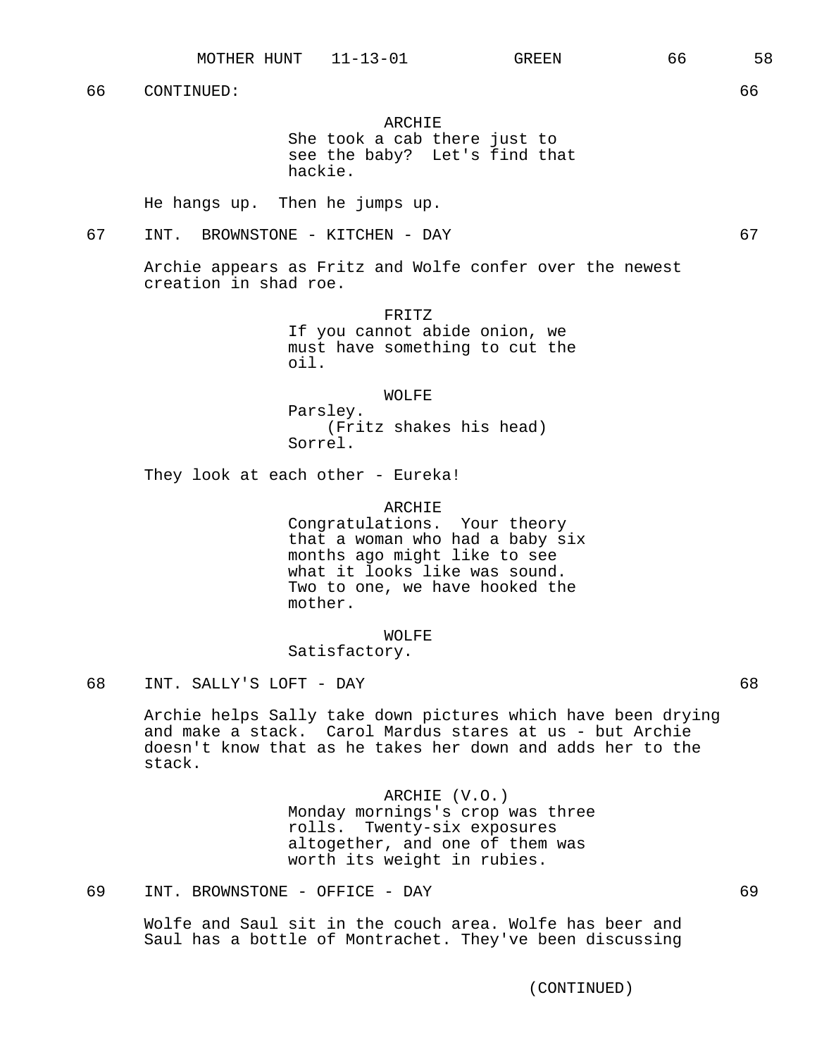66 CONTINUED: 66

ARCHIE
She took a cab there just to see the baby? Let's find that hackie.

He hangs up. Then he jumps up.

67 INT. BROWNSTONE - KITCHEN - DAY 67

Archie appears as Fritz and Wolfe confer over the newest creation in shad roe.

FRITZ
If you cannot abide onion, we must have something to cut the oil.

WOLFE
Parsley.
(Fritz shakes his head)
Sorrel.

They look at each other - Eureka!

ARCHIE
Congratulations. Your theory that a woman who had a baby six months ago might like to see what it looks like was sound. Two to one, we have hooked the mother.

WOLFE
Satisfactory.

68 INT. SALLY'S LOFT - DAY 68

Archie helps Sally take down pictures which have been drying and make a stack. Carol Mardus stares at us - but Archie doesn't know that as he takes her down and adds her to the stack.

ARCHIE (V.O.)
Monday mornings's crop was three rolls. Twenty-six exposures altogether, and one of them was worth its weight in rubies.

69 INT. BROWNSTONE - OFFICE - DAY 69

Wolfe and Saul sit in the couch area. Wolfe has beer and Saul has a bottle of Montrachet. They've been discussing

(CONTINUED)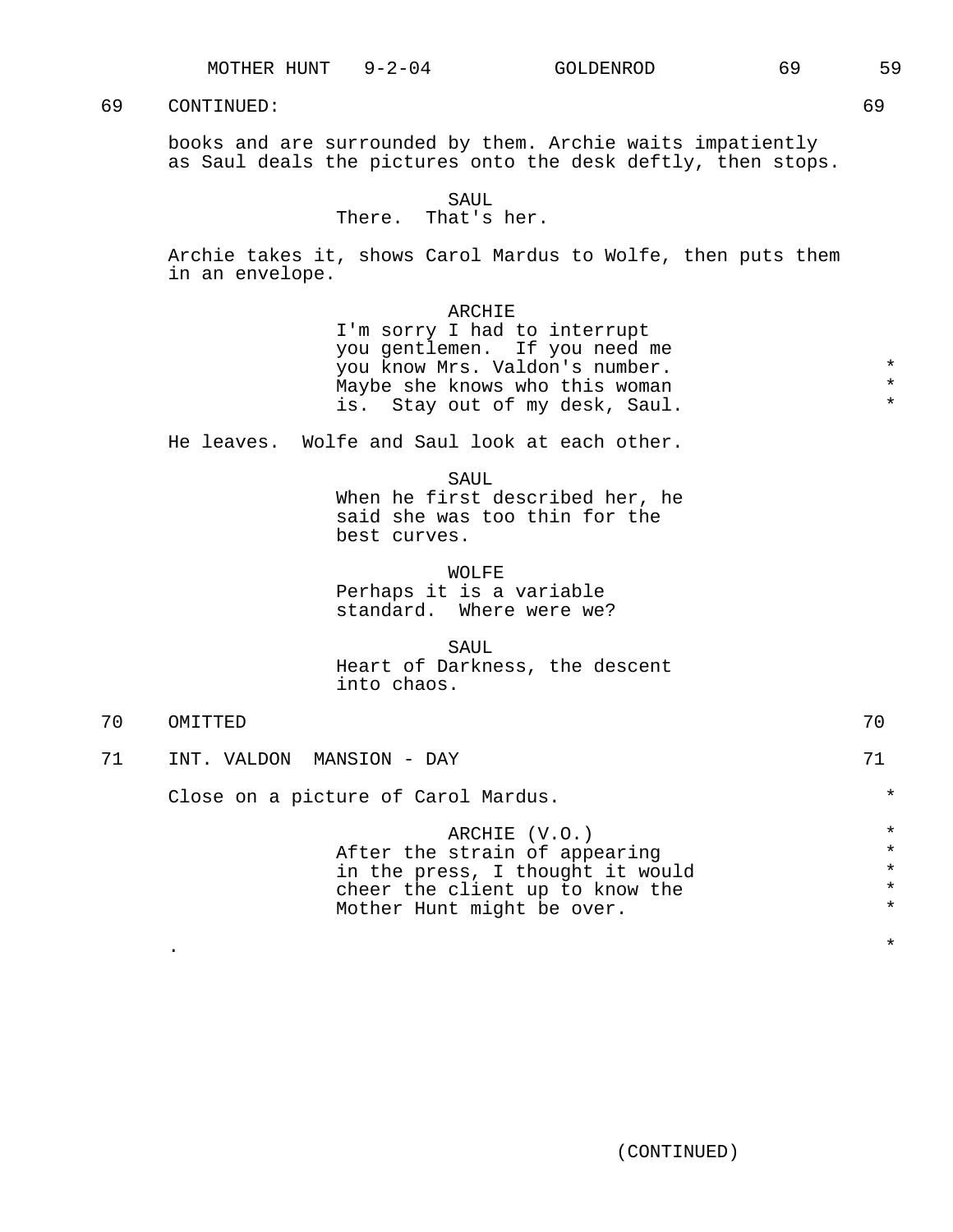69 CONTINUED: 69

books and are surrounded by them. Archie waits impatiently as Saul deals the pictures onto the desk deftly, then stops.

SAUL
There. That's her.

Archie takes it, shows Carol Mardus to Wolfe, then puts them in an envelope.

ARCHIE
I'm sorry I had to interrupt you gentlemen. If you need me you know Mrs. Valdon's number. Maybe she knows who this woman is. Stay out of my desk, Saul. *

He leaves. Wolfe and Saul look at each other.

SAUL
When he first described her, he said she was too thin for the best curves.

WOLFE
Perhaps it is a variable standard. Where were we?

SAUL
Heart of Darkness, the descent into chaos.

70 OMITTED 70

71 INT. VALDON MANSION - DAY 71

Close on a picture of Carol Mardus. *

ARCHIE (V.O.) *
After the strain of appearing in the press, I thought it would cheer the client up to know the Mother Hunt might be over. *

. *

(CONTINUED)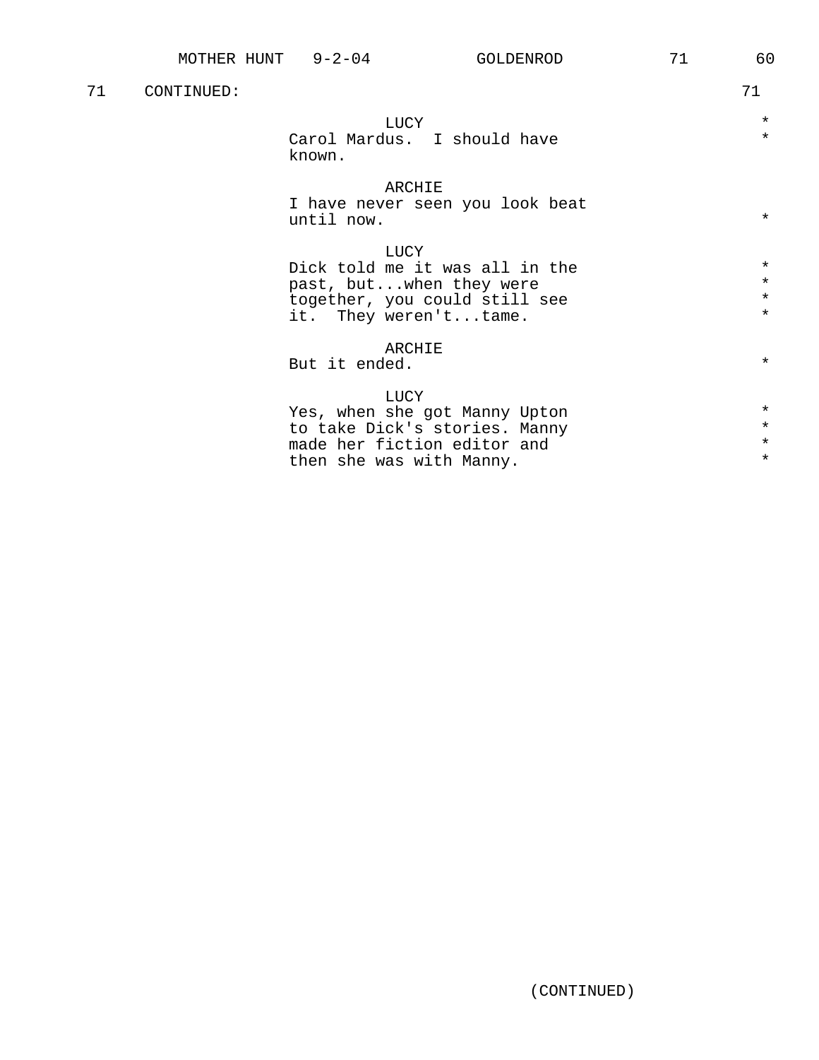71 CONTINUED: 71

LUCY
Carol Mardus. I should have known.

ARCHIE
I have never seen you look beat until now.

LUCY
Dick told me it was all in the past, but...when they were together, you could still see it. They weren't...tame.

ARCHIE
But it ended.

LUCY
Yes, when she got Manny Upton to take Dick's stories. Manny made her fiction editor and then she was with Manny.

(CONTINUED)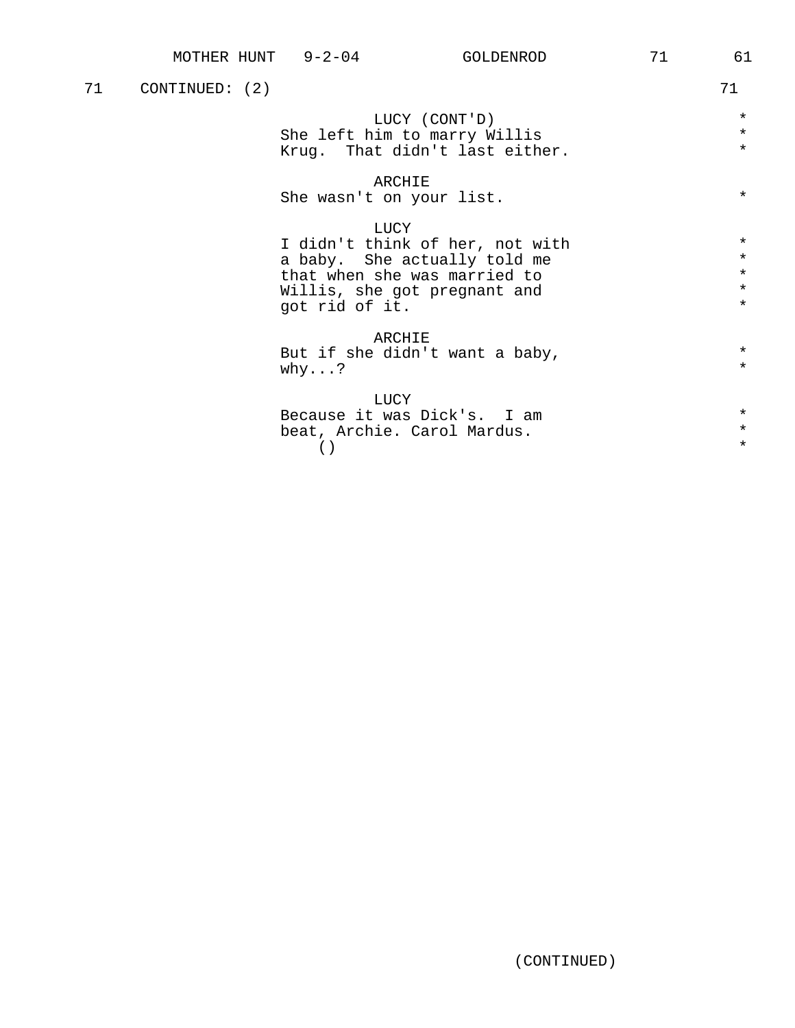71 CONTINUED: (2) 71

LUCY (CONT'D)
She left him to marry Willis Krug. That didn't last either. *

ARCHIE
She wasn't on your list. *

LUCY
I didn't think of her, not with a baby. She actually told me that when she was married to Willis, she got pregnant and got rid of it. *

ARCHIE
But if she didn't want a baby, why...? *

LUCY
Because it was Dick's. I am beat, Archie. Carol Mardus. *
() *

(CONTINUED)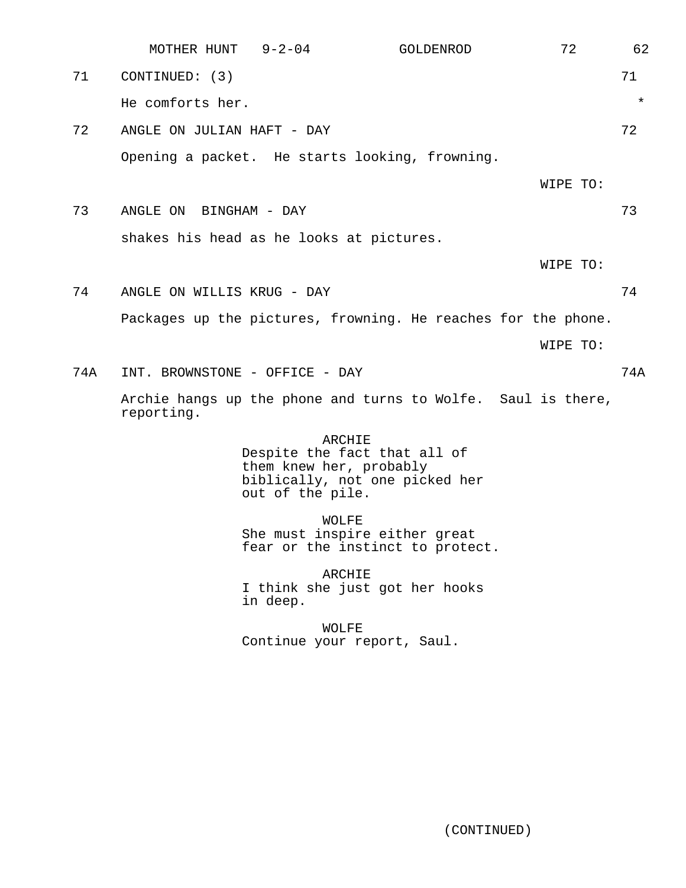71 CONTINUED: (3) 71

He comforts her. *

72 ANGLE ON JULIAN HAFT - DAY 72

Opening a packet. He starts looking, frowning.

WIPE TO:

73 ANGLE ON BINGHAM - DAY 73

shakes his head as he looks at pictures.

WIPE TO:

74 ANGLE ON WILLIS KRUG - DAY 74

Packages up the pictures, frowning. He reaches for the phone.

WIPE TO:

74A INT. BROWNSTONE - OFFICE - DAY 74A

Archie hangs up the phone and turns to Wolfe. Saul is there, reporting.

ARCHIE
Despite the fact that all of them knew her, probably biblically, not one picked her out of the pile.

WOLFE
She must inspire either great fear or the instinct to protect.

ARCHIE
I think she just got her hooks in deep.

WOLFE
Continue your report, Saul.

(CONTINUED)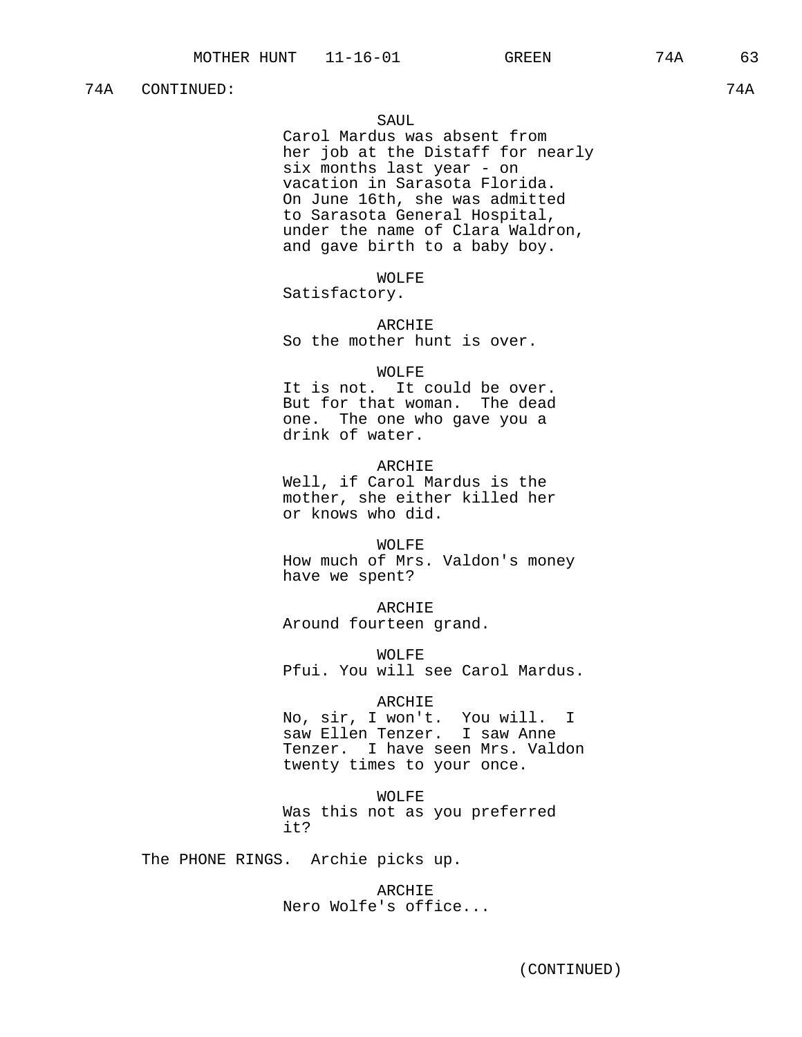74A CONTINUED: 74A

SAUL
Carol Mardus was absent from her job at the Distaff for nearly six months last year - on vacation in Sarasota Florida. On June 16th, she was admitted to Sarasota General Hospital, under the name of Clara Waldron, and gave birth to a baby boy.

WOLFE
Satisfactory.

ARCHIE
So the mother hunt is over.

WOLFE
It is not. It could be over. But for that woman. The dead one. The one who gave you a drink of water.

ARCHIE
Well, if Carol Mardus is the mother, she either killed her or knows who did.

WOLFE
How much of Mrs. Valdon's money have we spent?

ARCHIE
Around fourteen grand.

WOLFE
Pfui. You will see Carol Mardus.

ARCHIE
No, sir, I won't. You will. I saw Ellen Tenzer. I saw Anne Tenzer. I have seen Mrs. Valdon twenty times to your once.

WOLFE
Was this not as you preferred it?

The PHONE RINGS. Archie picks up.

ARCHIE
Nero Wolfe's office...

(CONTINUED)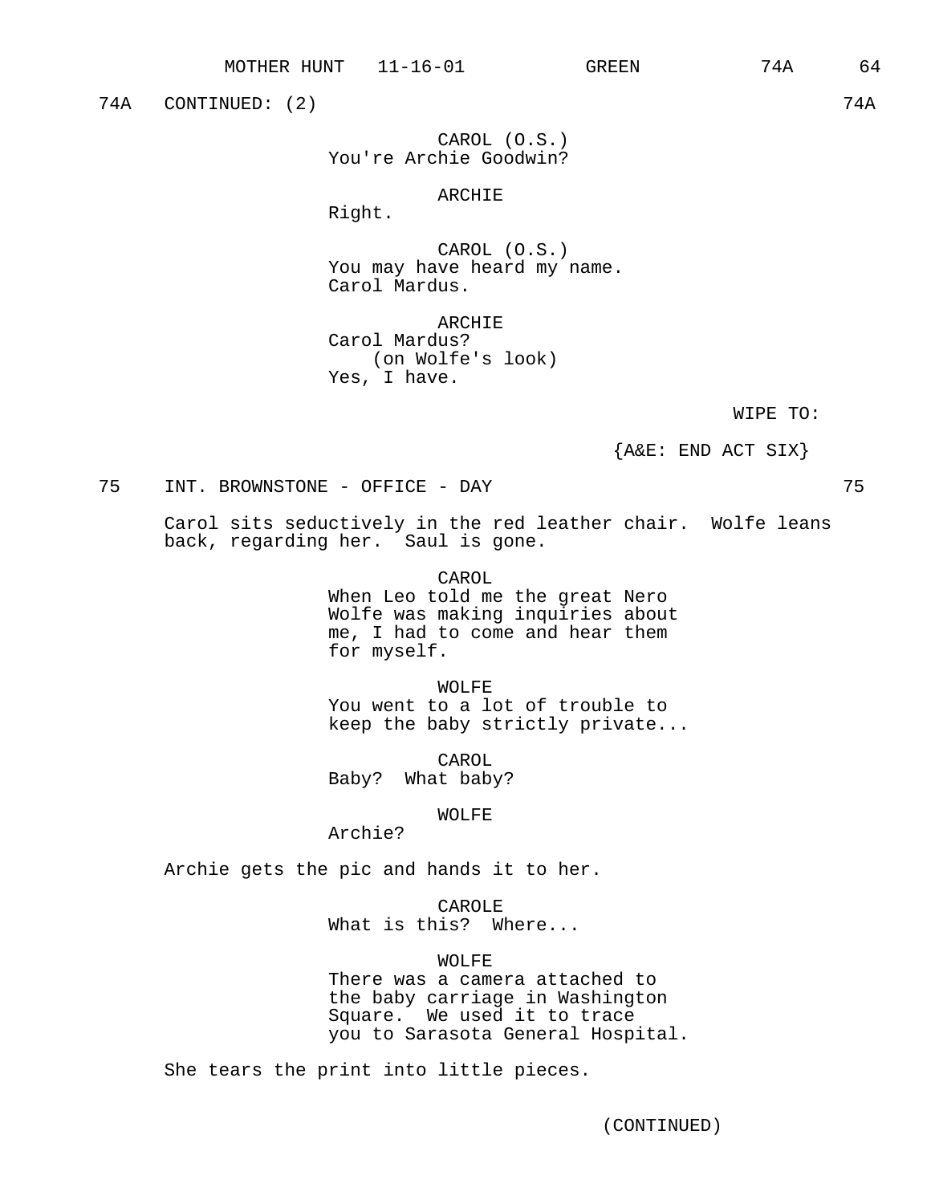74A CONTINUED: (2) 74A

CAROL (O.S.)
You're Archie Goodwin?

ARCHIE
Right.

CAROL (O.S.)
You may have heard my name.
Carol Mardus.

ARCHIE
Carol Mardus?
(on Wolfe's look)
Yes, I have.

WIPE TO:

{A&E: END ACT SIX}

75 INT. BROWNSTONE - OFFICE - DAY 75

Carol sits seductively in the red leather chair. Wolfe leans back, regarding her. Saul is gone.

CAROL
When Leo told me the great Nero
Wolfe was making inquiries about
me, I had to come and hear them
for myself.

WOLFE
You went to a lot of trouble to
keep the baby strictly private...

CAROL
Baby? What baby?

WOLFE
Archie?

Archie gets the pic and hands it to her.

CAROLE
What is this? Where...

WOLFE
There was a camera attached to
the baby carriage in Washington
Square. We used it to trace
you to Sarasota General Hospital.

She tears the print into little pieces.

(CONTINUED)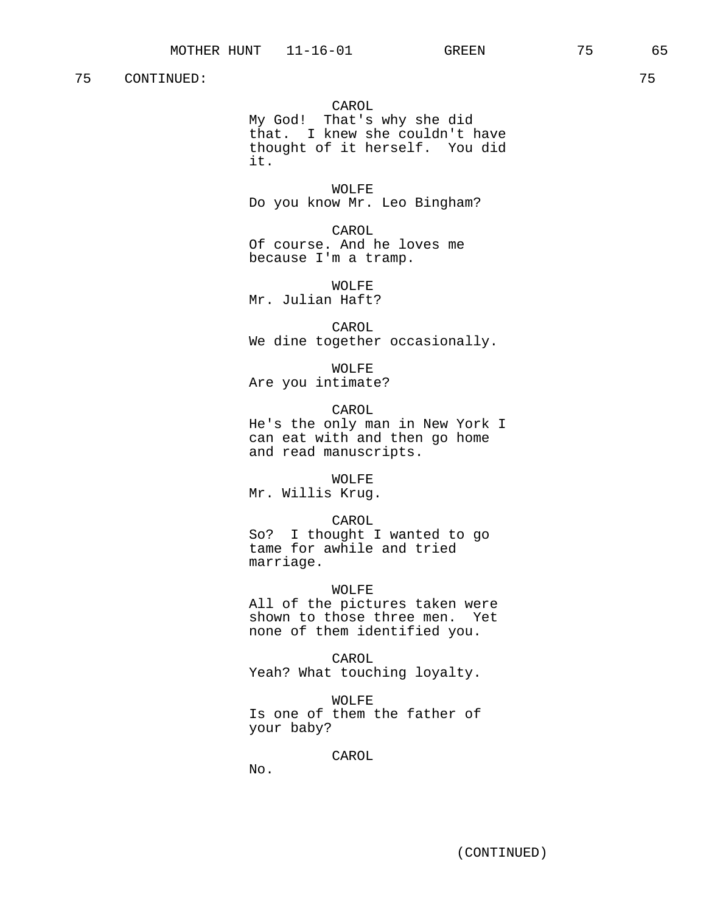75 CONTINUED: 75

CAROL
My God! That's why she did that. I knew she couldn't have thought of it herself. You did it.

WOLFE
Do you know Mr. Leo Bingham?

CAROL
Of course. And he loves me because I'm a tramp.

WOLFE
Mr. Julian Haft?

CAROL
We dine together occasionally.

WOLFE
Are you intimate?

CAROL
He's the only man in New York I can eat with and then go home and read manuscripts.

WOLFE
Mr. Willis Krug.

CAROL
So? I thought I wanted to go tame for awhile and tried marriage.

WOLFE
All of the pictures taken were shown to those three men. Yet none of them identified you.

CAROL
Yeah? What touching loyalty.

WOLFE
Is one of them the father of your baby?

CAROL
No.

(CONTINUED)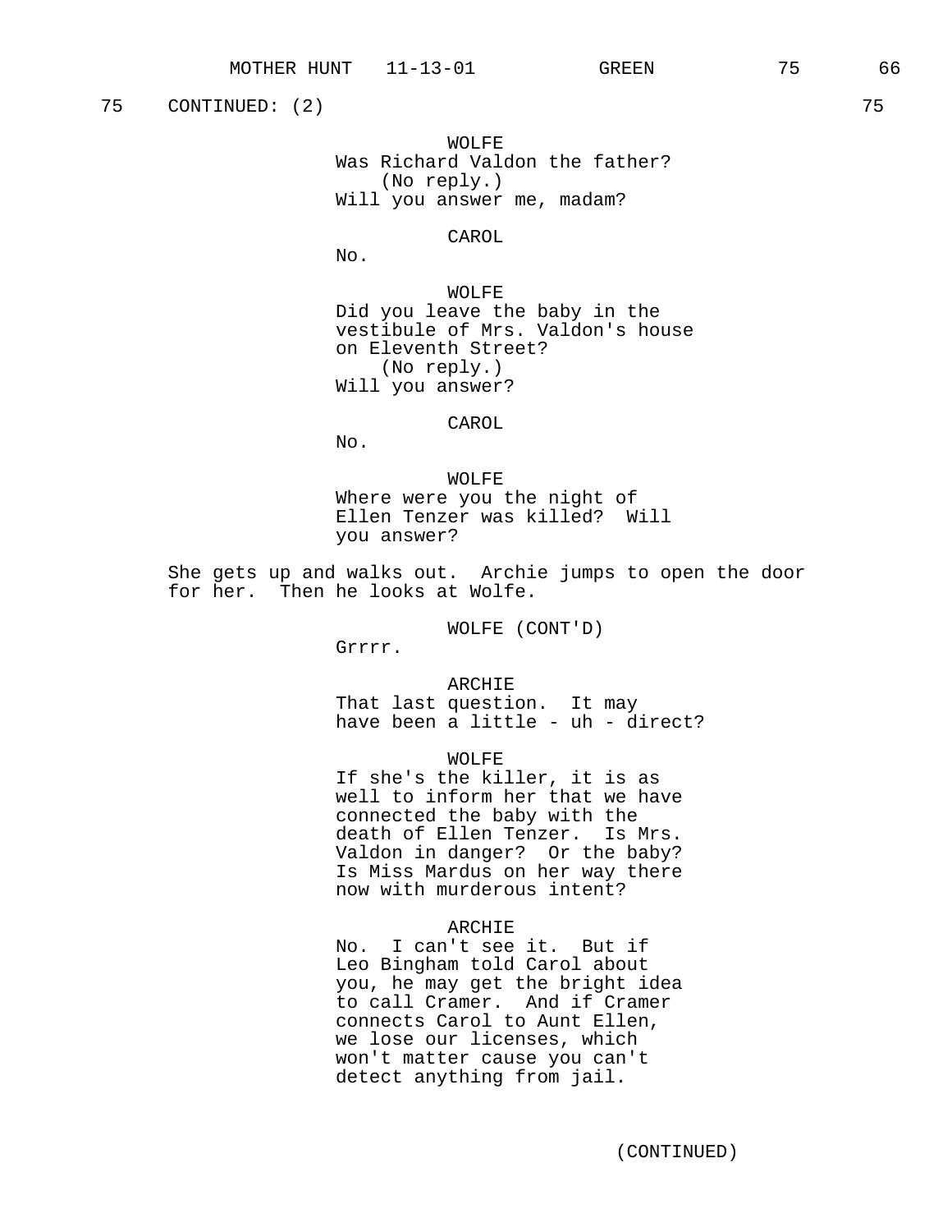75 CONTINUED: (2) 75

WOLFE
Was Richard Valdon the father?
(No reply.)
Will you answer me, madam?

CAROL
No.

WOLFE
Did you leave the baby in the vestibule of Mrs. Valdon's house on Eleventh Street?
(No reply.)
Will you answer?

CAROL
No.

WOLFE
Where were you the night of Ellen Tenzer was killed? Will you answer?

She gets up and walks out. Archie jumps to open the door for her. Then he looks at Wolfe.

WOLFE (CONT'D)
Grrrr.

ARCHIE
That last question. It may have been a little - uh - direct?

WOLFE
If she's the killer, it is as well to inform her that we have connected the baby with the death of Ellen Tenzer. Is Mrs. Valdon in danger? Or the baby? Is Miss Mardus on her way there now with murderous intent?

ARCHIE
No. I can't see it. But if Leo Bingham told Carol about you, he may get the bright idea to call Cramer. And if Cramer connects Carol to Aunt Ellen, we lose our licenses, which won't matter cause you can't detect anything from jail.

(CONTINUED)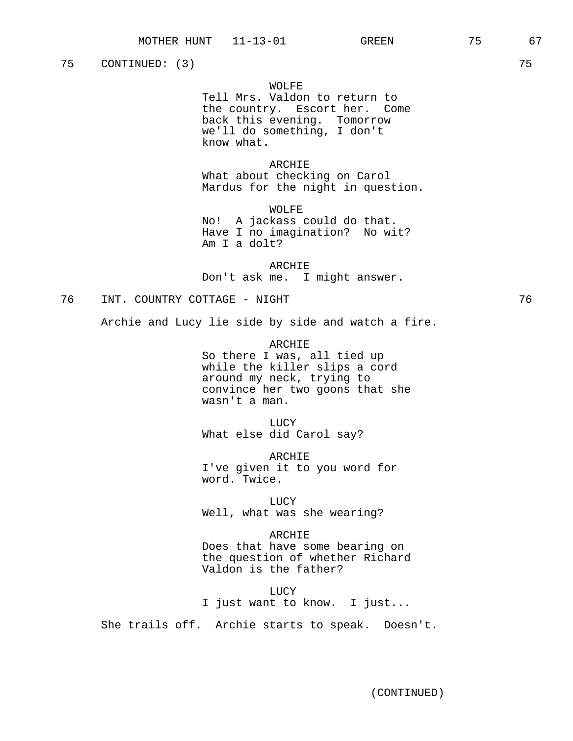75 CONTINUED: (3) 75

WOLFE
Tell Mrs. Valdon to return to the country. Escort her. Come back this evening. Tomorrow we'll do something, I don't know what.

ARCHIE
What about checking on Carol Mardus for the night in question.

WOLFE
No! A jackass could do that. Have I no imagination? No wit? Am I a dolt?

ARCHIE
Don't ask me. I might answer.

76 INT. COUNTRY COTTAGE - NIGHT 76

Archie and Lucy lie side by side and watch a fire.

ARCHIE
So there I was, all tied up while the killer slips a cord around my neck, trying to convince her two goons that she wasn't a man.

LUCY
What else did Carol say?

ARCHIE
I've given it to you word for word. Twice.

LUCY
Well, what was she wearing?

ARCHIE
Does that have some bearing on the question of whether Richard Valdon is the father?

LUCY
I just want to know. I just...

She trails off. Archie starts to speak. Doesn't.

(CONTINUED)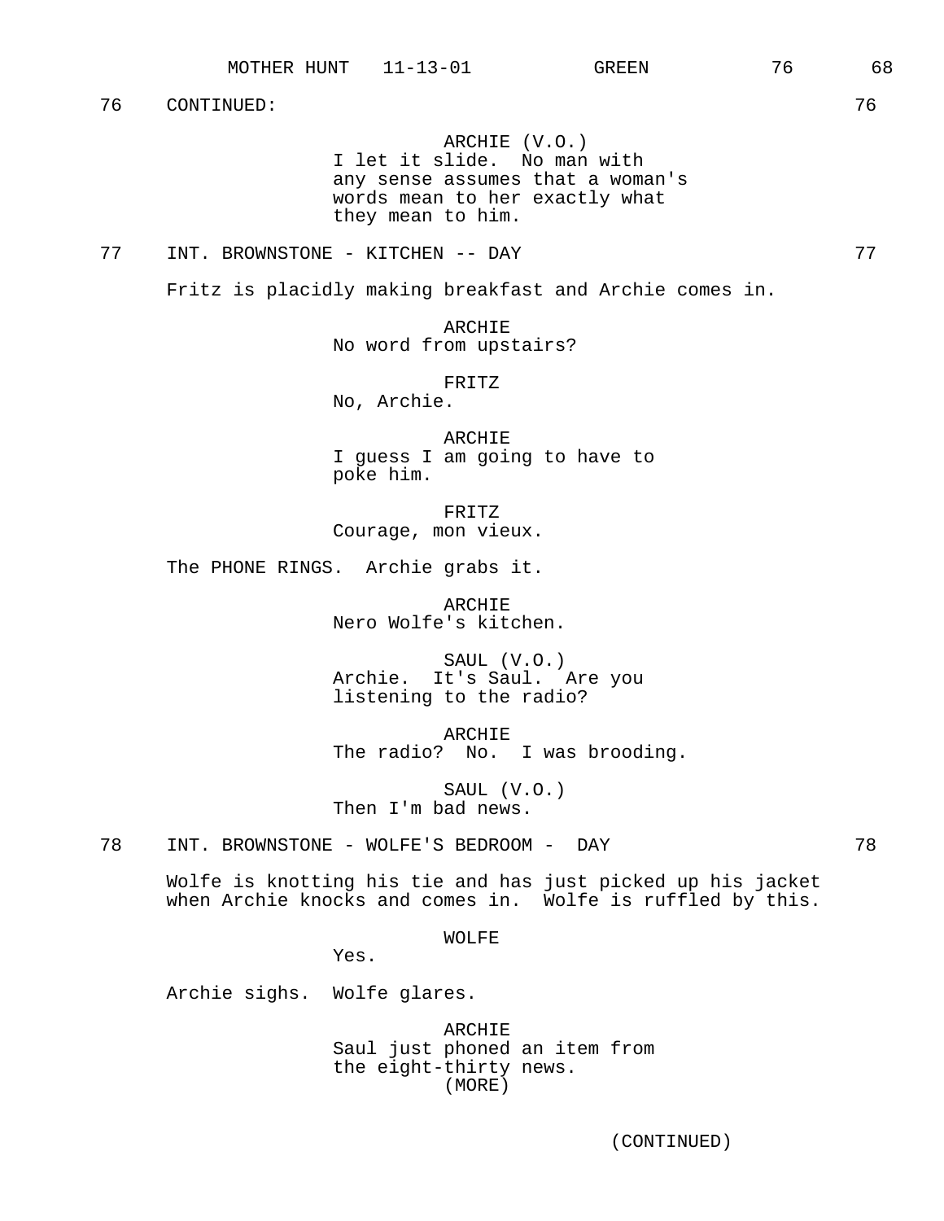76 CONTINUED: 76

ARCHIE (V.O.)
I let it slide. No man with any sense assumes that a woman's words mean to her exactly what they mean to him.

77 INT. BROWNSTONE - KITCHEN -- DAY 77

Fritz is placidly making breakfast and Archie comes in.

ARCHIE
No word from upstairs?

FRITZ
No, Archie.

ARCHIE
I guess I am going to have to poke him.

FRITZ
Courage, mon vieux.

The PHONE RINGS. Archie grabs it.

ARCHIE
Nero Wolfe's kitchen.

SAUL (V.O.)
Archie. It's Saul. Are you listening to the radio?

ARCHIE
The radio? No. I was brooding.

SAUL (V.O.)
Then I'm bad news.

78 INT. BROWNSTONE - WOLFE'S BEDROOM - DAY 78

Wolfe is knotting his tie and has just picked up his jacket when Archie knocks and comes in. Wolfe is ruffled by this.

WOLFE
Yes.

Archie sighs. Wolfe glares.

ARCHIE
Saul just phoned an item from the eight-thirty news.
(MORE)

(CONTINUED)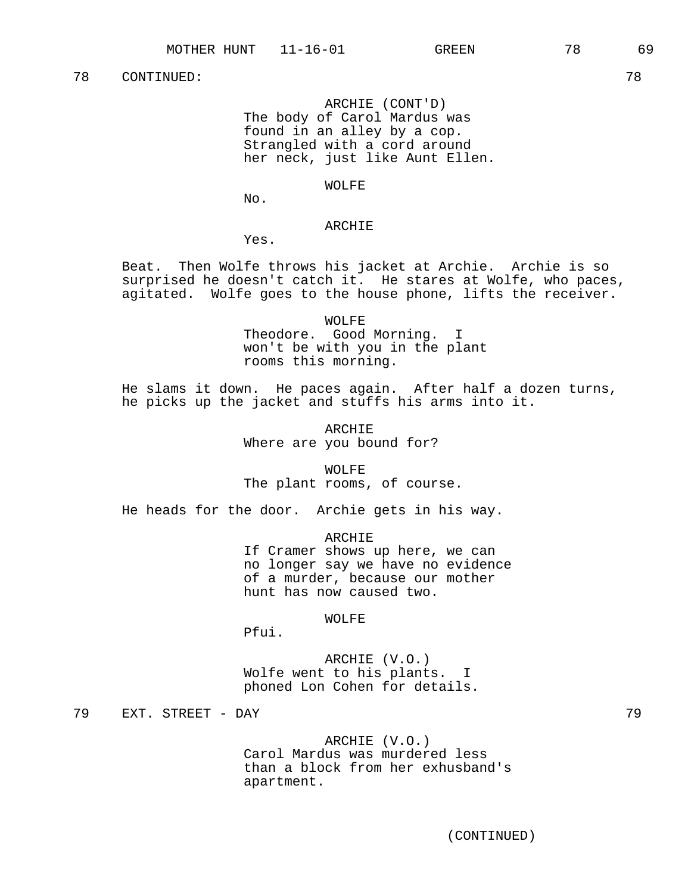78 CONTINUED: 78

ARCHIE (CONT'D)
The body of Carol Mardus was found in an alley by a cop. Strangled with a cord around her neck, just like Aunt Ellen.

WOLFE
No.

ARCHIE
Yes.

Beat. Then Wolfe throws his jacket at Archie. Archie is so surprised he doesn't catch it. He stares at Wolfe, who paces, agitated. Wolfe goes to the house phone, lifts the receiver.

WOLFE
Theodore. Good Morning. I won't be with you in the plant rooms this morning.

He slams it down. He paces again. After half a dozen turns, he picks up the jacket and stuffs his arms into it.

ARCHIE
Where are you bound for?

WOLFE
The plant rooms, of course.

He heads for the door. Archie gets in his way.

ARCHIE
If Cramer shows up here, we can no longer say we have no evidence of a murder, because our mother hunt has now caused two.

WOLFE
Pfui.

ARCHIE (V.O.)
Wolfe went to his plants. I phoned Lon Cohen for details.

79 EXT. STREET - DAY 79

ARCHIE (V.O.)
Carol Mardus was murdered less than a block from her exhusband's apartment.

(CONTINUED)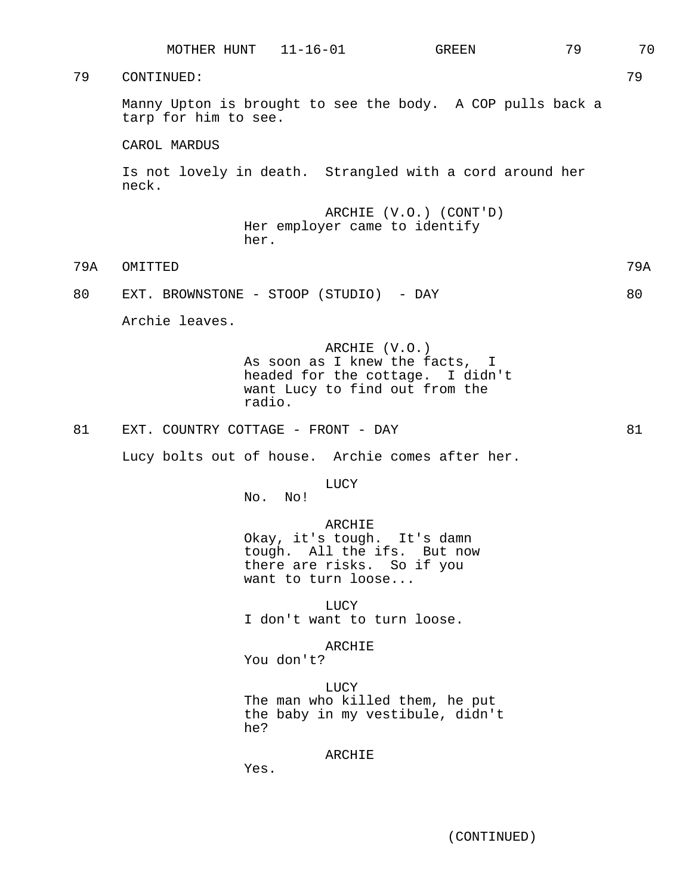79 CONTINUED: 79

Manny Upton is brought to see the body. A COP pulls back a tarp for him to see.

CAROL MARDUS

Is not lovely in death. Strangled with a cord around her neck.

ARCHIE (V.O.) (CONT'D)
Her employer came to identify her.

79A OMITTED 79A

80 EXT. BROWNSTONE - STOOP (STUDIO) - DAY 80

Archie leaves.

ARCHIE (V.O.)
As soon as I knew the facts, I headed for the cottage. I didn't want Lucy to find out from the radio.

81 EXT. COUNTRY COTTAGE - FRONT - DAY 81

Lucy bolts out of house. Archie comes after her.

LUCY
No. No!

ARCHIE
Okay, it's tough. It's damn tough. All the ifs. But now there are risks. So if you want to turn loose...

LUCY
I don't want to turn loose.

ARCHIE
You don't?

LUCY
The man who killed them, he put the baby in my vestibule, didn't he?

ARCHIE
Yes.

(CONTINUED)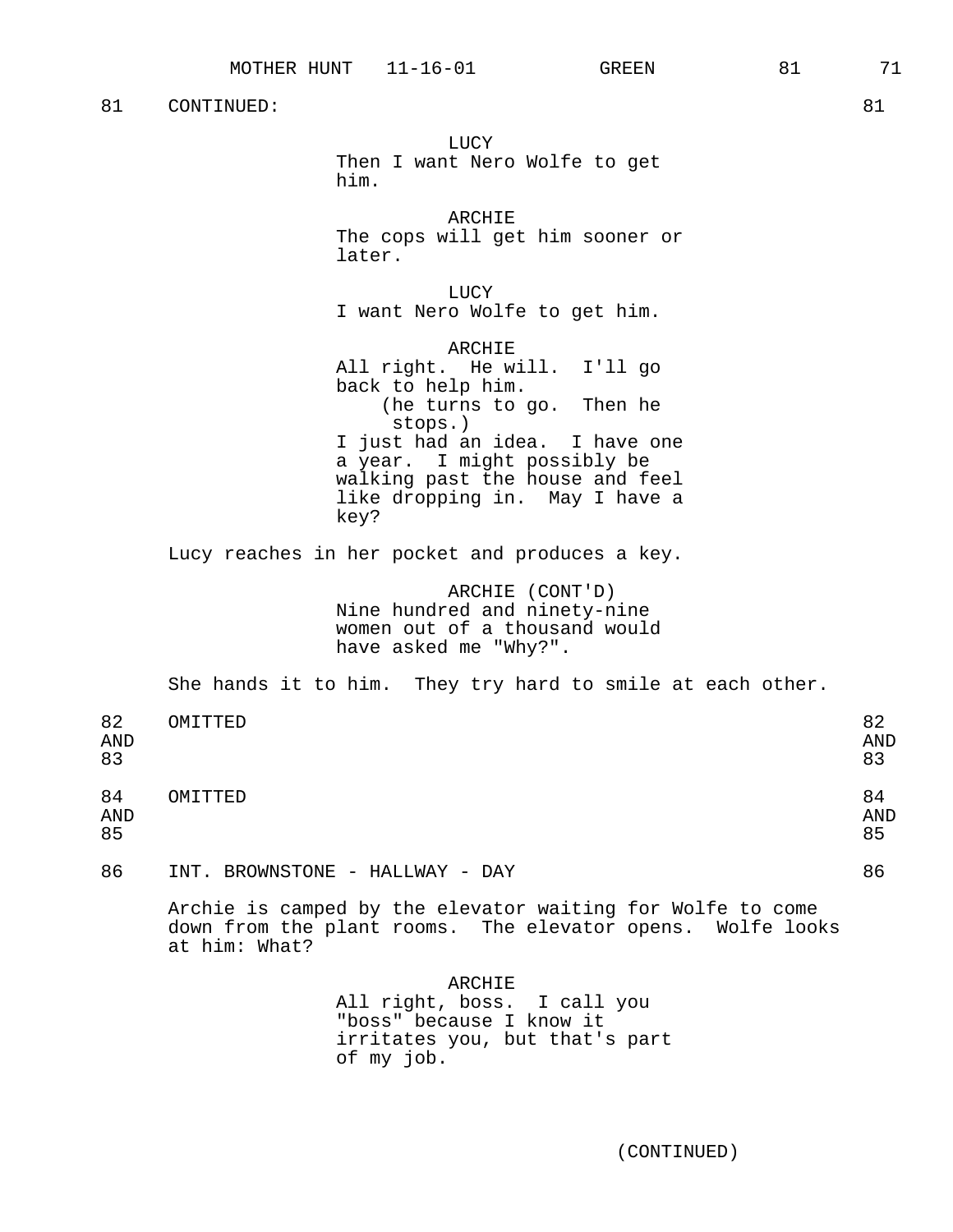81 CONTINUED: 81

LUCY
Then I want Nero Wolfe to get him.

ARCHIE
The cops will get him sooner or later.

LUCY
I want Nero Wolfe to get him.

ARCHIE
All right. He will. I'll go back to help him.
(he turns to go. Then he stops.)
I just had an idea. I have one a year. I might possibly be walking past the house and feel like dropping in. May I have a key?

Lucy reaches in her pocket and produces a key.

ARCHIE (CONT'D)
Nine hundred and ninety-nine women out of a thousand would have asked me "Why?".

She hands it to him. They try hard to smile at each other.

82 AND 83 OMITTED 82 AND 83

84 AND 85 OMITTED 84 AND 85

86 INT. BROWNSTONE - HALLWAY - DAY 86

Archie is camped by the elevator waiting for Wolfe to come down from the plant rooms. The elevator opens. Wolfe looks at him: What?

ARCHIE
All right, boss. I call you "boss" because I know it irritates you, but that's part of my job.

(CONTINUED)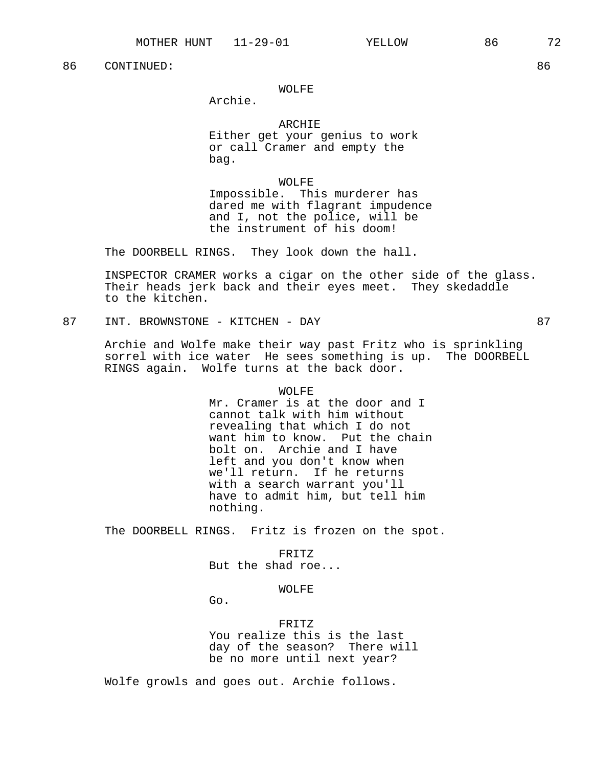86 CONTINUED: 86

WOLFE
Archie.

ARCHIE
Either get your genius to work or call Cramer and empty the bag.

WOLFE
Impossible. This murderer has dared me with flagrant impudence and I, not the police, will be the instrument of his doom!

The DOORBELL RINGS. They look down the hall.

INSPECTOR CRAMER works a cigar on the other side of the glass. Their heads jerk back and their eyes meet. They skedaddle to the kitchen.

87 INT. BROWNSTONE - KITCHEN - DAY 87

Archie and Wolfe make their way past Fritz who is sprinkling sorrel with ice water He sees something is up. The DOORBELL RINGS again. Wolfe turns at the back door.

WOLFE
Mr. Cramer is at the door and I cannot talk with him without revealing that which I do not want him to know. Put the chain bolt on. Archie and I have left and you don't know when we'll return. If he returns with a search warrant you'll have to admit him, but tell him nothing.

The DOORBELL RINGS. Fritz is frozen on the spot.

FRITZ
But the shad roe...

WOLFE
Go.

FRITZ
You realize this is the last day of the season? There will be no more until next year?

Wolfe growls and goes out. Archie follows.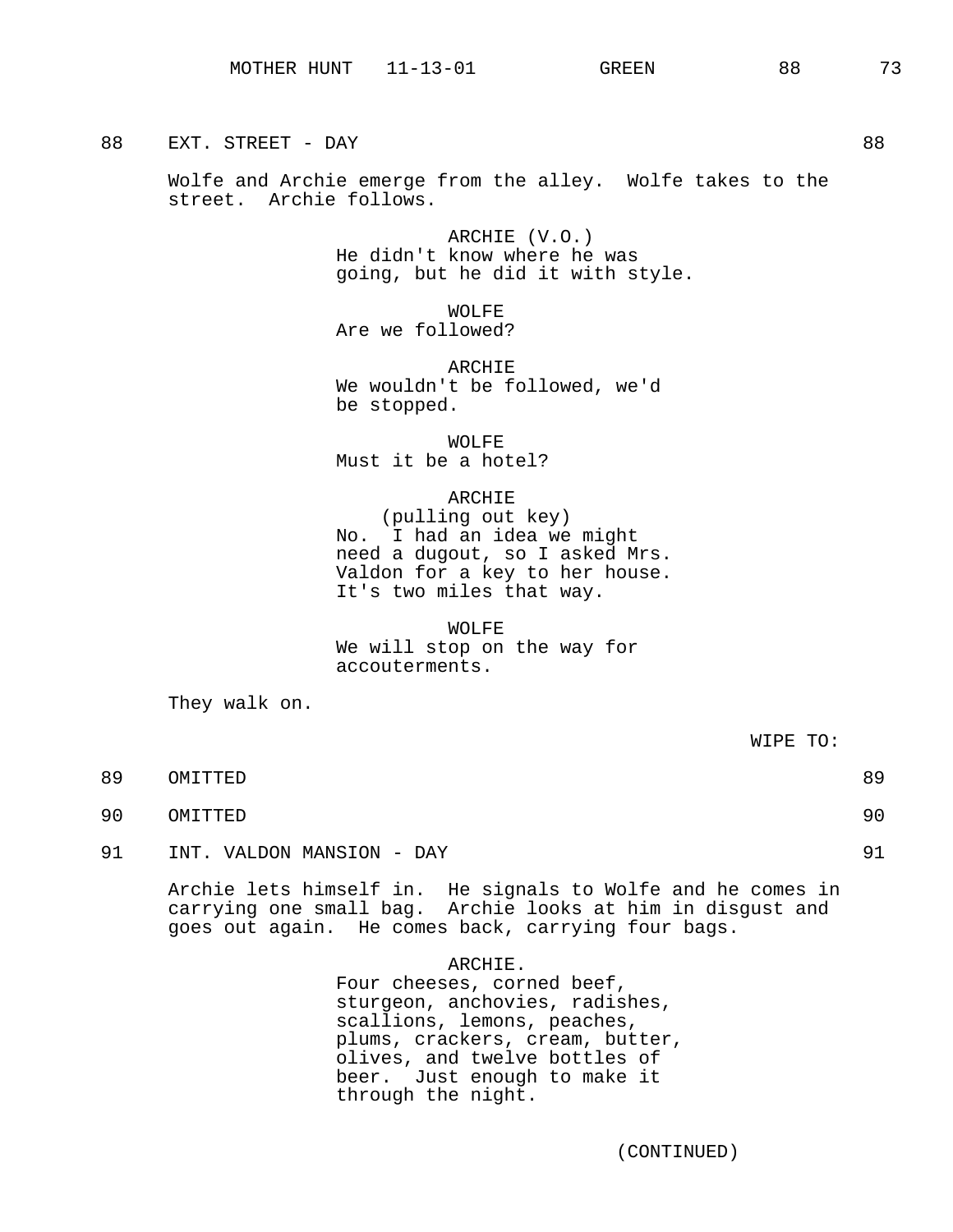88 EXT. STREET - DAY 88

Wolfe and Archie emerge from the alley. Wolfe takes to the street. Archie follows.

ARCHIE (V.O.)
He didn't know where he was going, but he did it with style.

WOLFE
Are we followed?

ARCHIE
We wouldn't be followed, we'd be stopped.

WOLFE
Must it be a hotel?

ARCHIE
(pulling out key)
No. I had an idea we might need a dugout, so I asked Mrs. Valdon for a key to her house. It's two miles that way.

WOLFE
We will stop on the way for accouterments.

They walk on.

WIPE TO:

89 OMITTED 89

90 OMITTED 90

91 INT. VALDON MANSION - DAY 91

Archie lets himself in. He signals to Wolfe and he comes in carrying one small bag. Archie looks at him in disgust and goes out again. He comes back, carrying four bags.

ARCHIE.
Four cheeses, corned beef, sturgeon, anchovies, radishes, scallions, lemons, peaches, plums, crackers, cream, butter, olives, and twelve bottles of beer. Just enough to make it through the night.

(CONTINUED)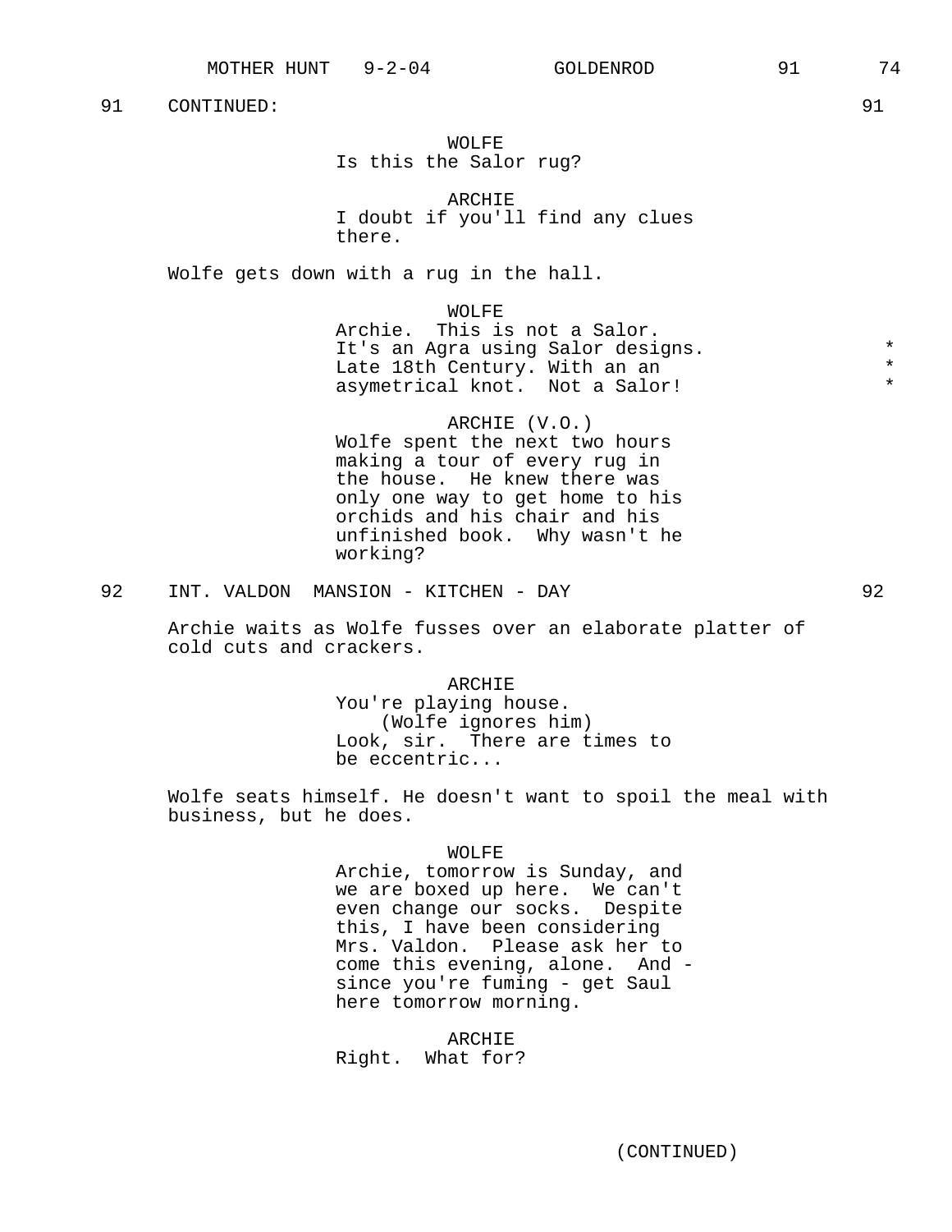91 CONTINUED: 91

WOLFE
Is this the Salor rug?

ARCHIE
I doubt if you'll find any clues there.

Wolfe gets down with a rug in the hall.

WOLFE
Archie. This is not a Salor. It's an Agra using Salor designs. Late 18th Century. With an an asymetrical knot. Not a Salor! *

ARCHIE (V.O.)
Wolfe spent the next two hours making a tour of every rug in the house. He knew there was only one way to get home to his orchids and his chair and his unfinished book. Why wasn't he working?

92 INT. VALDON MANSION - KITCHEN - DAY 92

Archie waits as Wolfe fusses over an elaborate platter of cold cuts and crackers.

ARCHIE
You're playing house.
(Wolfe ignores him)
Look, sir. There are times to be eccentric...

Wolfe seats himself. He doesn't want to spoil the meal with business, but he does.

WOLFE
Archie, tomorrow is Sunday, and we are boxed up here. We can't even change our socks. Despite this, I have been considering Mrs. Valdon. Please ask her to come this evening, alone. And - since you're fuming - get Saul here tomorrow morning.

ARCHIE
Right. What for?

(CONTINUED)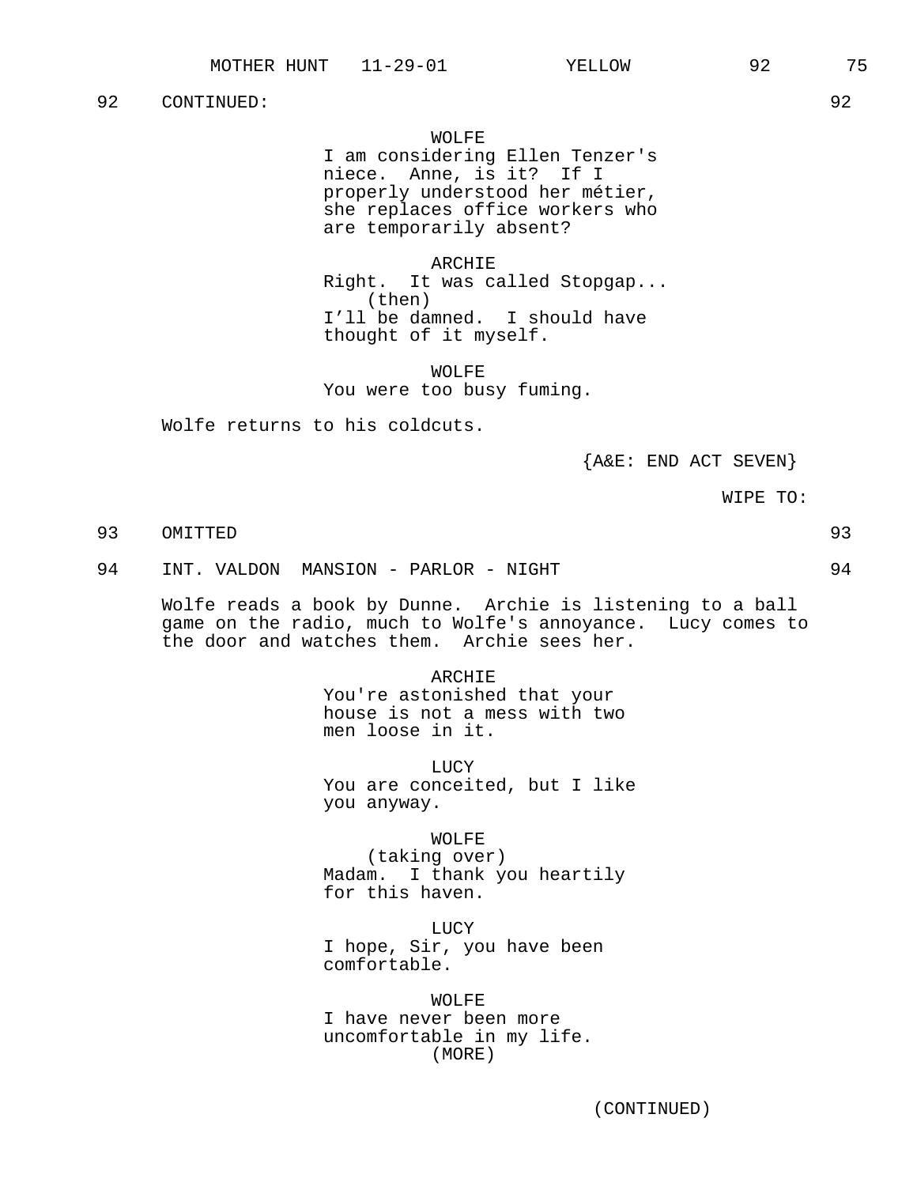92 CONTINUED: 92

WOLFE
I am considering Ellen Tenzer's niece. Anne, is it? If I properly understood her métier, she replaces office workers who are temporarily absent?

ARCHIE
Right. It was called Stopgap...
(then)
I'll be damned. I should have thought of it myself.

WOLFE
You were too busy fuming.

Wolfe returns to his coldcuts.

{A&E: END ACT SEVEN}

WIPE TO:

93 OMITTED 93

94 INT. VALDON MANSION - PARLOR - NIGHT 94

Wolfe reads a book by Dunne. Archie is listening to a ball game on the radio, much to Wolfe's annoyance. Lucy comes to the door and watches them. Archie sees her.

ARCHIE
You're astonished that your house is not a mess with two men loose in it.

LUCY
You are conceited, but I like you anyway.

WOLFE
(taking over)
Madam. I thank you heartily for this haven.

LUCY
I hope, Sir, you have been comfortable.

WOLFE
I have never been more uncomfortable in my life.
(MORE)

(CONTINUED)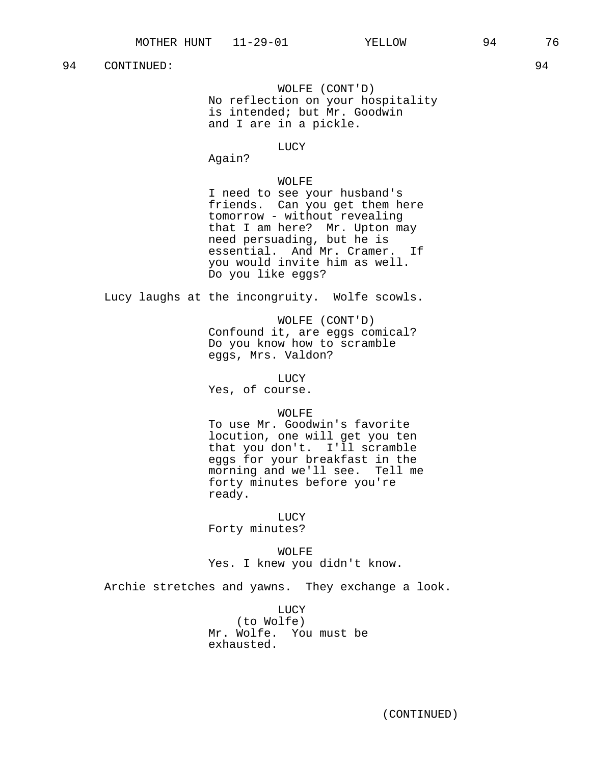94 CONTINUED: 94

WOLFE (CONT'D)
No reflection on your hospitality is intended; but Mr. Goodwin and I are in a pickle.

LUCY
Again?

WOLFE
I need to see your husband's friends. Can you get them here tomorrow - without revealing that I am here? Mr. Upton may need persuading, but he is essential. And Mr. Cramer. If you would invite him as well. Do you like eggs?

Lucy laughs at the incongruity. Wolfe scowls.

WOLFE (CONT'D)
Confound it, are eggs comical? Do you know how to scramble eggs, Mrs. Valdon?

LUCY
Yes, of course.

WOLFE
To use Mr. Goodwin's favorite locution, one will get you ten that you don't. I'll scramble eggs for your breakfast in the morning and we'll see. Tell me forty minutes before you're ready.

LUCY
Forty minutes?

WOLFE
Yes. I knew you didn't know.

Archie stretches and yawns. They exchange a look.

LUCY
(to Wolfe)
Mr. Wolfe. You must be exhausted.

(CONTINUED)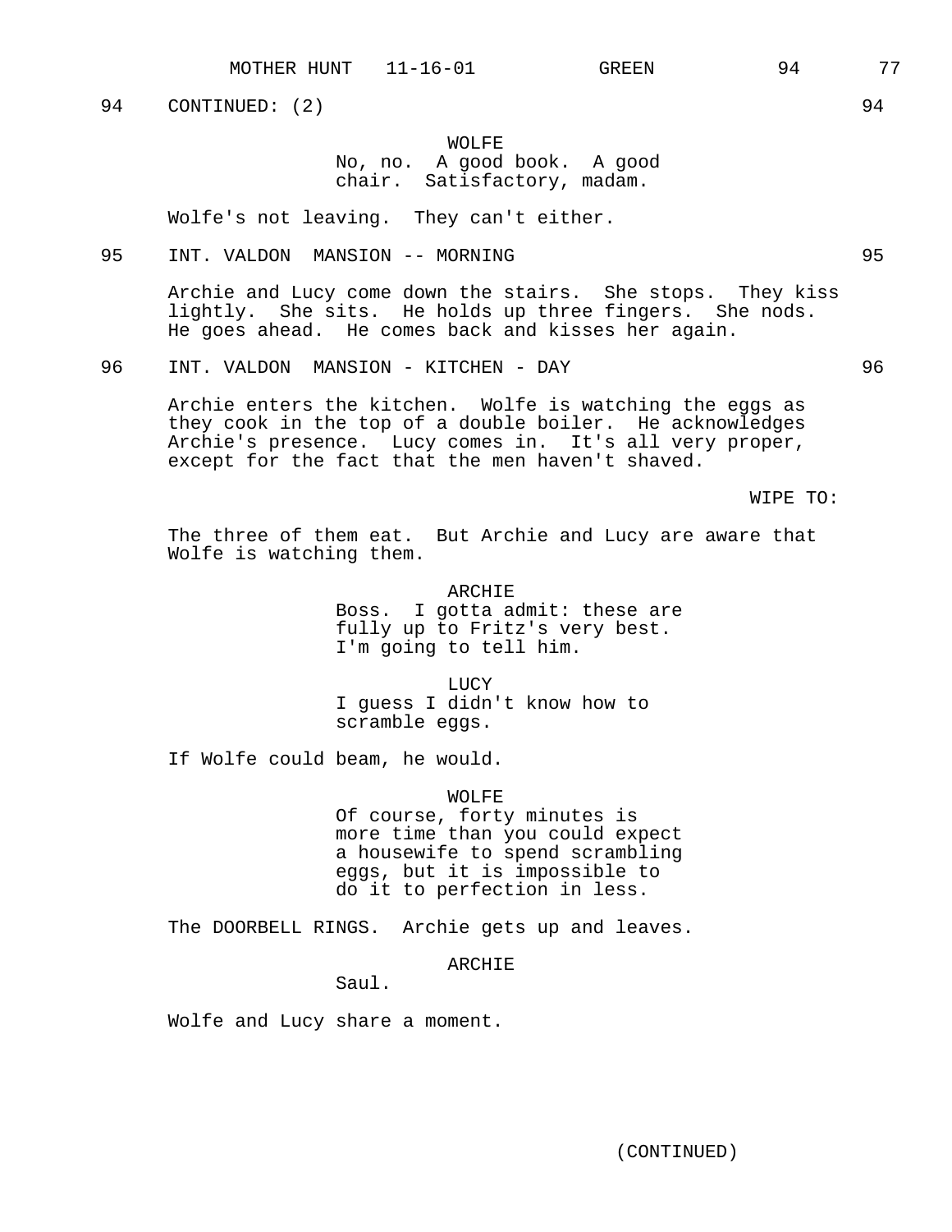94 CONTINUED: (2) 94

WOLFE
No, no. A good book. A good chair. Satisfactory, madam.

Wolfe's not leaving. They can't either.

95 INT. VALDON MANSION -- MORNING 95

Archie and Lucy come down the stairs. She stops. They kiss lightly. She sits. He holds up three fingers. She nods. He goes ahead. He comes back and kisses her again.

96 INT. VALDON MANSION - KITCHEN - DAY 96

Archie enters the kitchen. Wolfe is watching the eggs as they cook in the top of a double boiler. He acknowledges Archie's presence. Lucy comes in. It's all very proper, except for the fact that the men haven't shaved.

WIPE TO:

The three of them eat. But Archie and Lucy are aware that Wolfe is watching them.

ARCHIE
Boss. I gotta admit: these are fully up to Fritz's very best. I'm going to tell him.

LUCY
I guess I didn't know how to scramble eggs.

If Wolfe could beam, he would.

WOLFE
Of course, forty minutes is more time than you could expect a housewife to spend scrambling eggs, but it is impossible to do it to perfection in less.

The DOORBELL RINGS. Archie gets up and leaves.

ARCHIE
Saul.

Wolfe and Lucy share a moment.

(CONTINUED)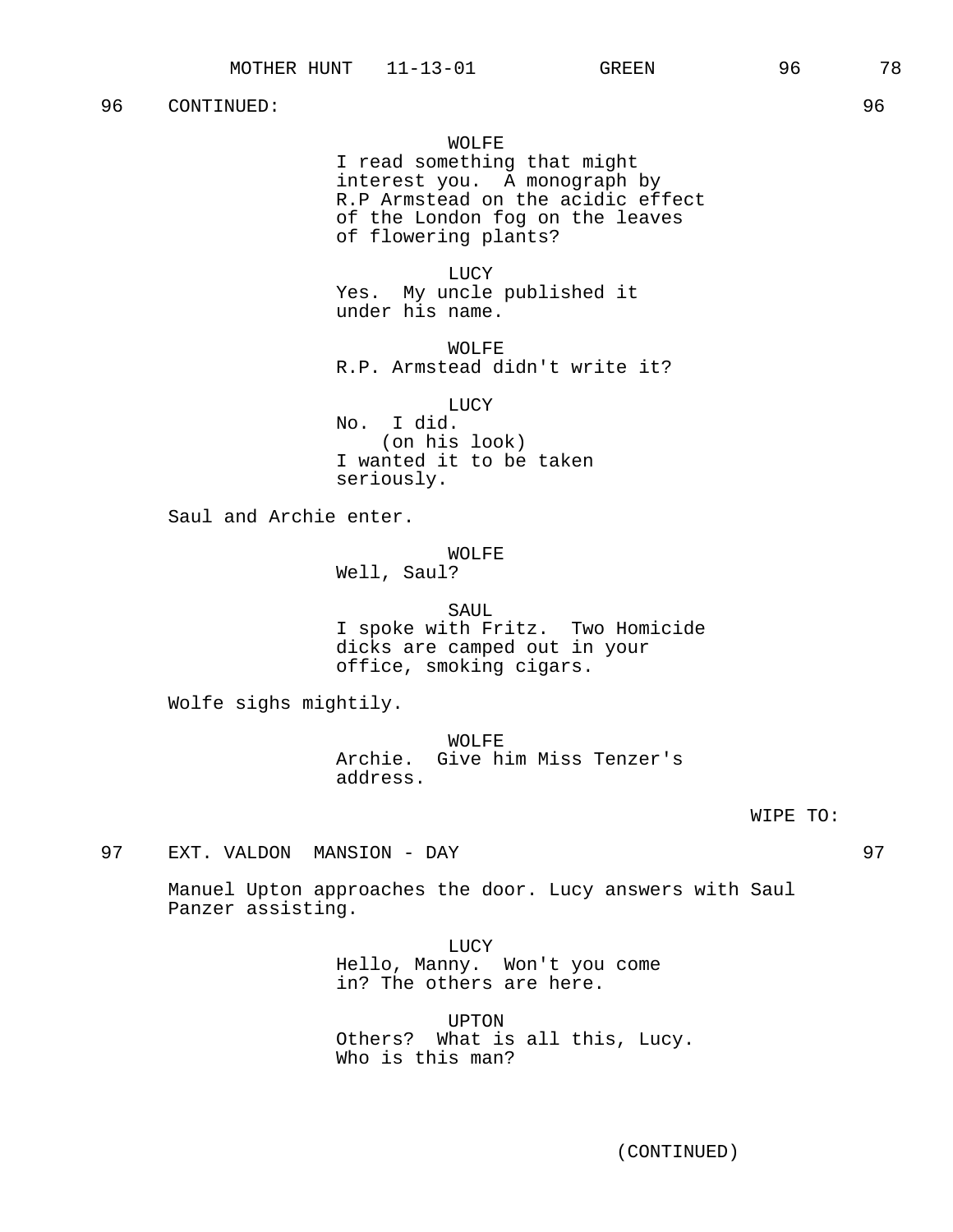96 CONTINUED: 96

WOLFE
I read something that might interest you. A monograph by R.P Armstead on the acidic effect of the London fog on the leaves of flowering plants?

LUCY
Yes. My uncle published it under his name.

WOLFE
R.P. Armstead didn't write it?

LUCY
No. I did.
(on his look)
I wanted it to be taken seriously.

Saul and Archie enter.

WOLFE
Well, Saul?

SAUL
I spoke with Fritz. Two Homicide dicks are camped out in your office, smoking cigars.

Wolfe sighs mightily.

WOLFE
Archie. Give him Miss Tenzer's address.

WIPE TO:

97 EXT. VALDON MANSION - DAY 97

Manuel Upton approaches the door. Lucy answers with Saul Panzer assisting.

LUCY
Hello, Manny. Won't you come in? The others are here.

UPTON
Others? What is all this, Lucy. Who is this man?

(CONTINUED)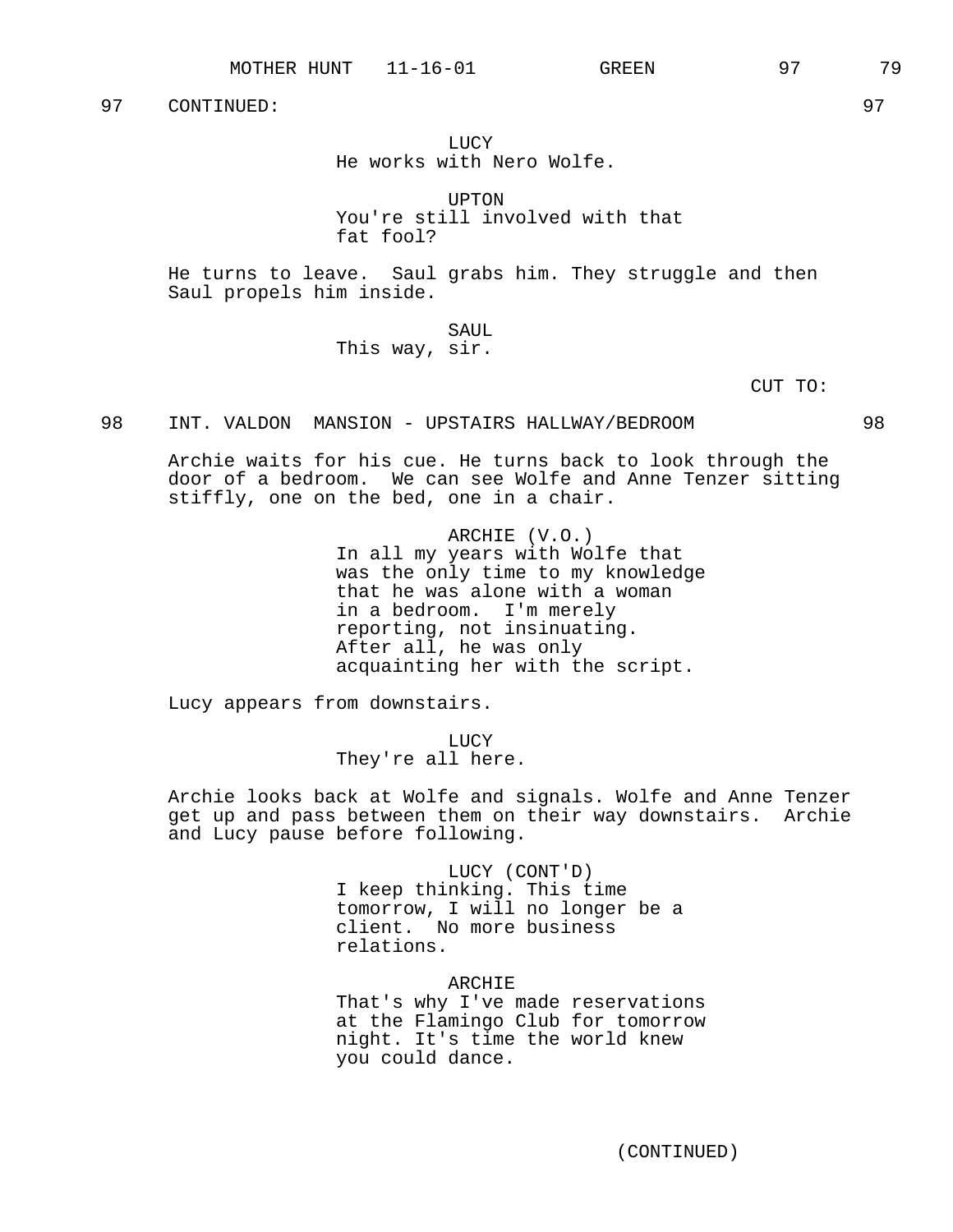97 CONTINUED: 97

LUCY
He works with Nero Wolfe.

UPTON
You're still involved with that fat fool?

He turns to leave. Saul grabs him. They struggle and then Saul propels him inside.

SAUL
This way, sir.

CUT TO:

98 INT. VALDON MANSION - UPSTAIRS HALLWAY/BEDROOM 98

Archie waits for his cue. He turns back to look through the door of a bedroom. We can see Wolfe and Anne Tenzer sitting stiffly, one on the bed, one in a chair.

ARCHIE (V.O.)
In all my years with Wolfe that was the only time to my knowledge that he was alone with a woman in a bedroom. I'm merely reporting, not insinuating. After all, he was only acquainting her with the script.

Lucy appears from downstairs.

LUCY
They're all here.

Archie looks back at Wolfe and signals. Wolfe and Anne Tenzer get up and pass between them on their way downstairs. Archie and Lucy pause before following.

LUCY (CONT'D)
I keep thinking. This time tomorrow, I will no longer be a client. No more business relations.

ARCHIE
That's why I've made reservations at the Flamingo Club for tomorrow night. It's time the world knew you could dance.

(CONTINUED)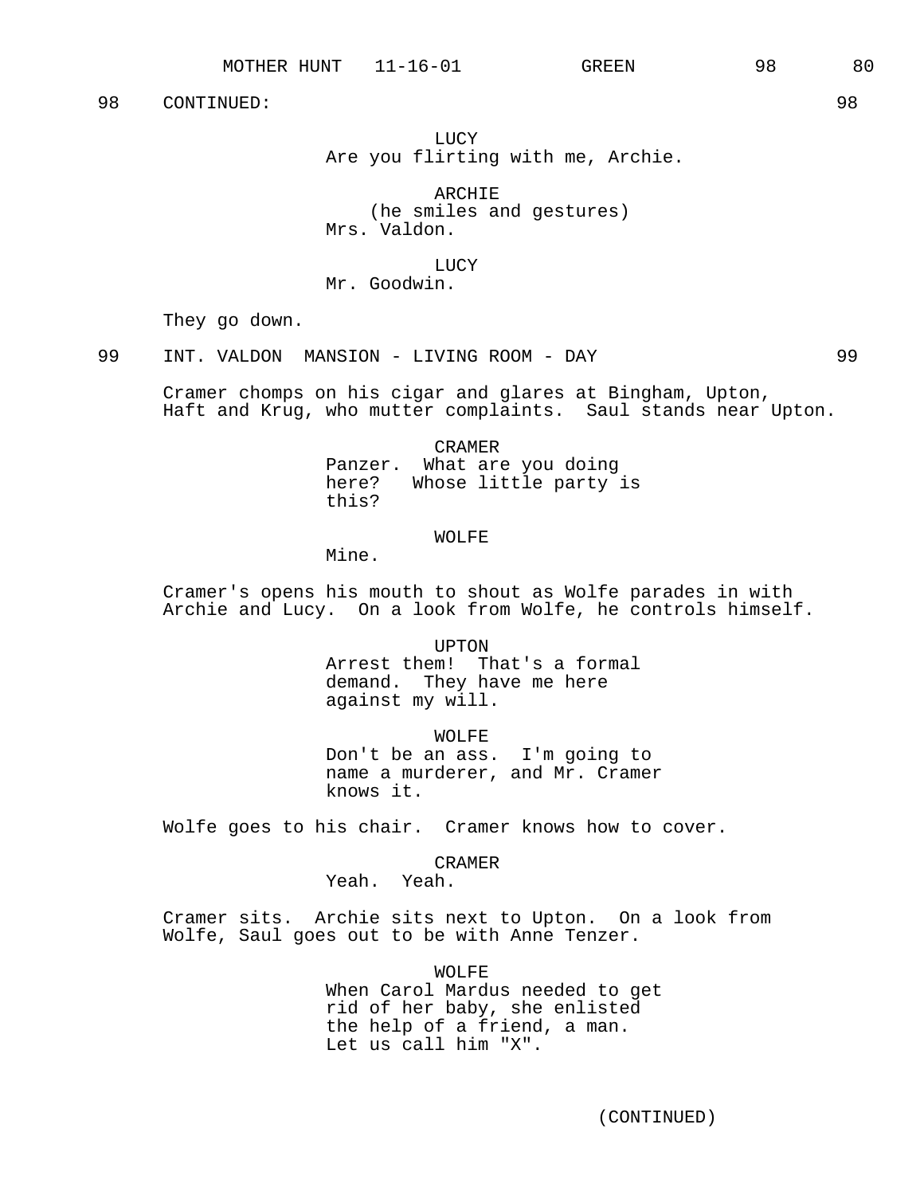98 CONTINUED: 98

LUCY
Are you flirting with me, Archie.

ARCHIE
(he smiles and gestures)
Mrs. Valdon.

LUCY
Mr. Goodwin.

They go down.

99 INT. VALDON MANSION - LIVING ROOM - DAY 99

Cramer chomps on his cigar and glares at Bingham, Upton, Haft and Krug, who mutter complaints. Saul stands near Upton.

CRAMER
Panzer. What are you doing here? Whose little party is this?

WOLFE
Mine.

Cramer's opens his mouth to shout as Wolfe parades in with Archie and Lucy. On a look from Wolfe, he controls himself.

UPTON
Arrest them! That's a formal demand. They have me here against my will.

WOLFE
Don't be an ass. I'm going to name a murderer, and Mr. Cramer knows it.

Wolfe goes to his chair. Cramer knows how to cover.

CRAMER
Yeah. Yeah.

Cramer sits. Archie sits next to Upton. On a look from Wolfe, Saul goes out to be with Anne Tenzer.

WOLFE
When Carol Mardus needed to get rid of her baby, she enlisted the help of a friend, a man. Let us call him "X".

(CONTINUED)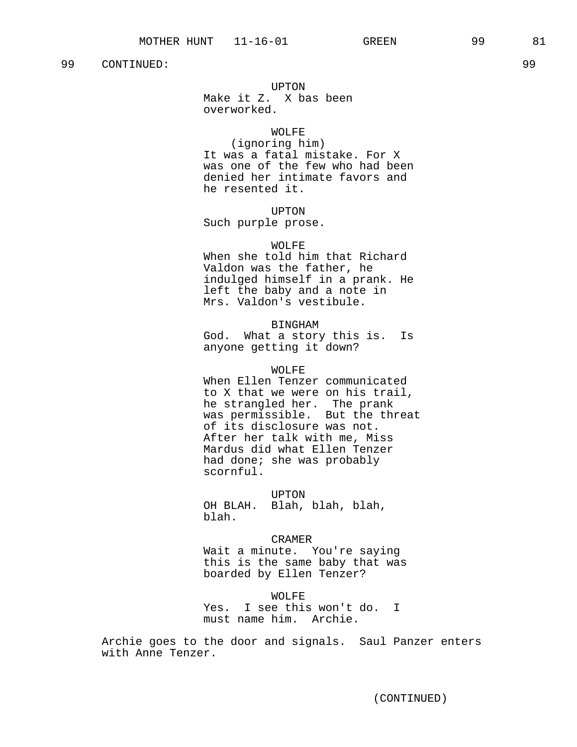99 CONTINUED: 99

UPTON
Make it Z.  X bas been overworked.

WOLFE
(ignoring him)
It was a fatal mistake. For X was one of the few who had been denied her intimate favors and he resented it.

UPTON
Such purple prose.

WOLFE
When she told him that Richard Valdon was the father, he indulged himself in a prank. He left the baby and a note in Mrs. Valdon's vestibule.

BINGHAM
God.  What a story this is.  Is anyone getting it down?

WOLFE
When Ellen Tenzer communicated to X that we were on his trail, he strangled her.  The prank was permissible.  But the threat of its disclosure was not. After her talk with me, Miss Mardus did what Ellen Tenzer had done; she was probably scornful.

UPTON
OH BLAH.  Blah, blah, blah, blah.

CRAMER
Wait a minute.  You're saying this is the same baby that was boarded by Ellen Tenzer?

WOLFE
Yes.  I see this won't do.  I must name him.  Archie.

Archie goes to the door and signals.  Saul Panzer enters with Anne Tenzer.

(CONTINUED)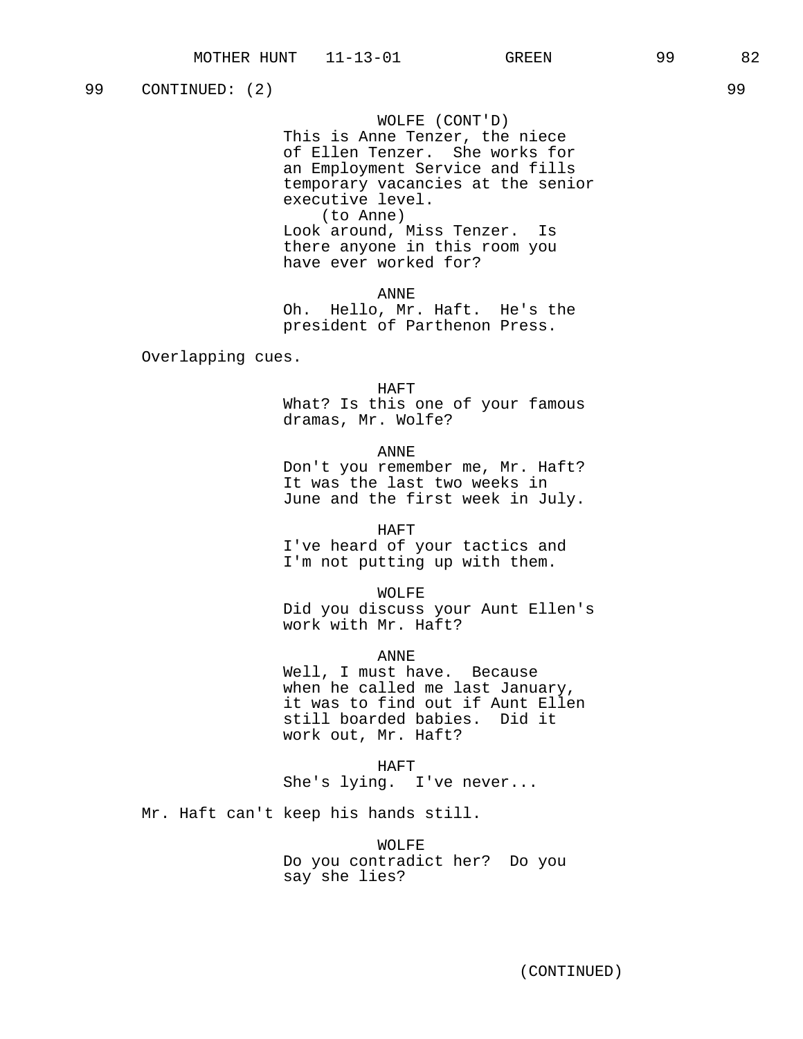99 CONTINUED: (2) 99

WOLFE (CONT'D)
This is Anne Tenzer, the niece of Ellen Tenzer. She works for an Employment Service and fills temporary vacancies at the senior executive level.
(to Anne)
Look around, Miss Tenzer. Is there anyone in this room you have ever worked for?

ANNE
Oh. Hello, Mr. Haft. He's the president of Parthenon Press.

Overlapping cues.

HAFT
What? Is this one of your famous dramas, Mr. Wolfe?

ANNE
Don't you remember me, Mr. Haft? It was the last two weeks in June and the first week in July.

HAFT
I've heard of your tactics and I'm not putting up with them.

WOLFE
Did you discuss your Aunt Ellen's work with Mr. Haft?

ANNE
Well, I must have. Because when he called me last January, it was to find out if Aunt Ellen still boarded babies. Did it work out, Mr. Haft?

HAFT
She's lying. I've never...

Mr. Haft can't keep his hands still.

WOLFE
Do you contradict her? Do you say she lies?

(CONTINUED)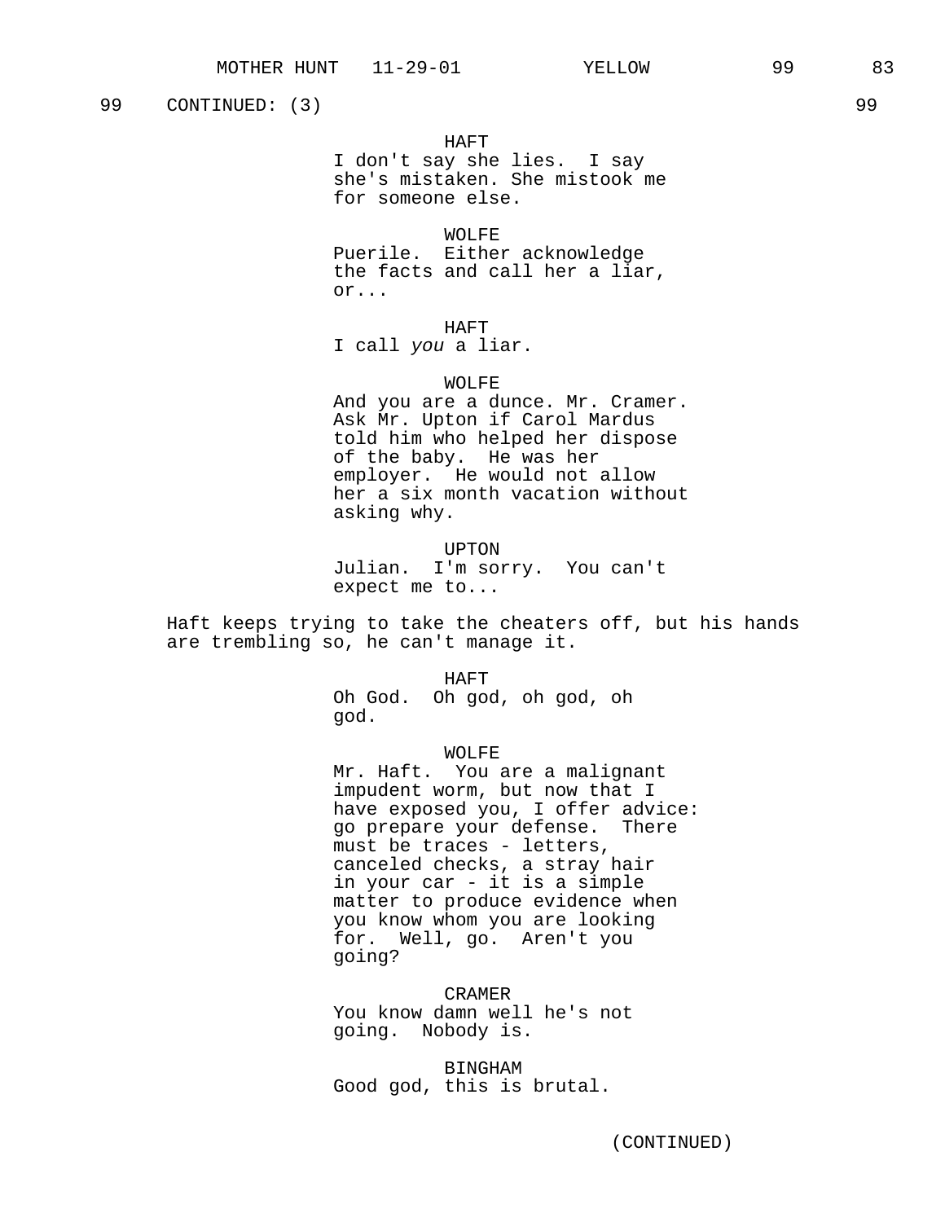99 CONTINUED: (3) 99

HAFT
I don't say she lies. I say she's mistaken. She mistook me for someone else.

WOLFE
Puerile. Either acknowledge the facts and call her a liar, or...

HAFT
I call *you* a liar.

WOLFE
And you are a dunce. Mr. Cramer. Ask Mr. Upton if Carol Mardus told him who helped her dispose of the baby. He was her employer. He would not allow her a six month vacation without asking why.

UPTON
Julian. I'm sorry. You can't expect me to...

Haft keeps trying to take the cheaters off, but his hands are trembling so, he can't manage it.

HAFT
Oh God. Oh god, oh god, oh god.

WOLFE
Mr. Haft. You are a malignant impudent worm, but now that I have exposed you, I offer advice: go prepare your defense. There must be traces - letters, canceled checks, a stray hair in your car - it is a simple matter to produce evidence when you know whom you are looking for. Well, go. Aren't you going?

CRAMER
You know damn well he's not going. Nobody is.

BINGHAM
Good god, this is brutal.

(CONTINUED)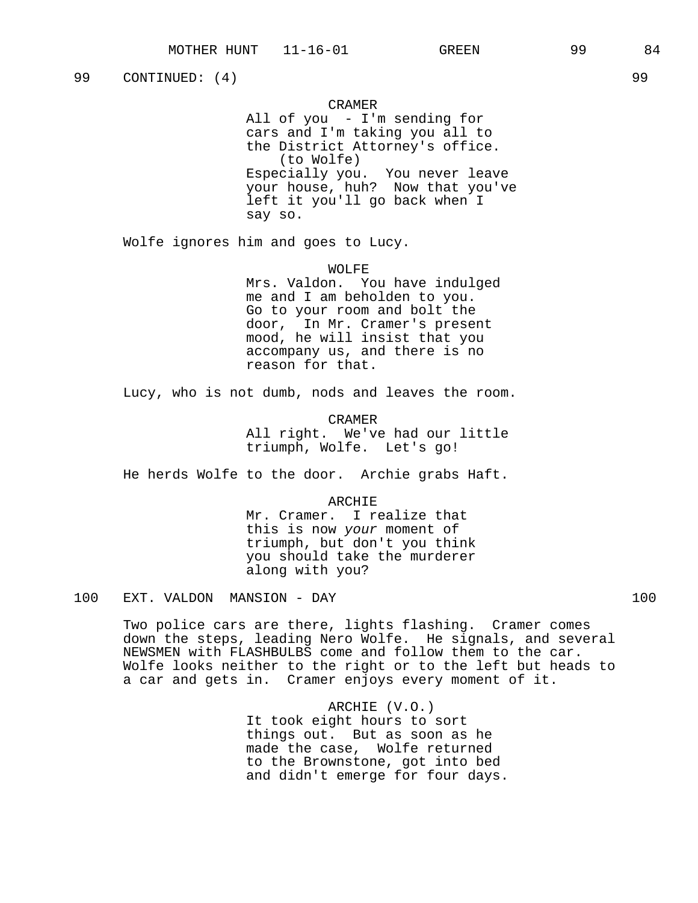99 CONTINUED: (4) 99

CRAMER
All of you - I'm sending for cars and I'm taking you all to the District Attorney's office.
(to Wolfe)
Especially you. You never leave your house, huh? Now that you've left it you'll go back when I say so.

Wolfe ignores him and goes to Lucy.

WOLFE
Mrs. Valdon. You have indulged me and I am beholden to you. Go to your room and bolt the door, In Mr. Cramer's present mood, he will insist that you accompany us, and there is no reason for that.

Lucy, who is not dumb, nods and leaves the room.

CRAMER
All right. We've had our little triumph, Wolfe. Let's go!

He herds Wolfe to the door. Archie grabs Haft.

ARCHIE
Mr. Cramer. I realize that this is now *your* moment of triumph, but don't you think you should take the murderer along with you?

100 EXT. VALDON MANSION - DAY 100

Two police cars are there, lights flashing. Cramer comes down the steps, leading Nero Wolfe. He signals, and several NEWSMEN with FLASHBULBS come and follow them to the car. Wolfe looks neither to the right or to the left but heads to a car and gets in. Cramer enjoys every moment of it.

ARCHIE (V.O.)
It took eight hours to sort things out. But as soon as he made the case, Wolfe returned to the Brownstone, got into bed and didn't emerge for four days.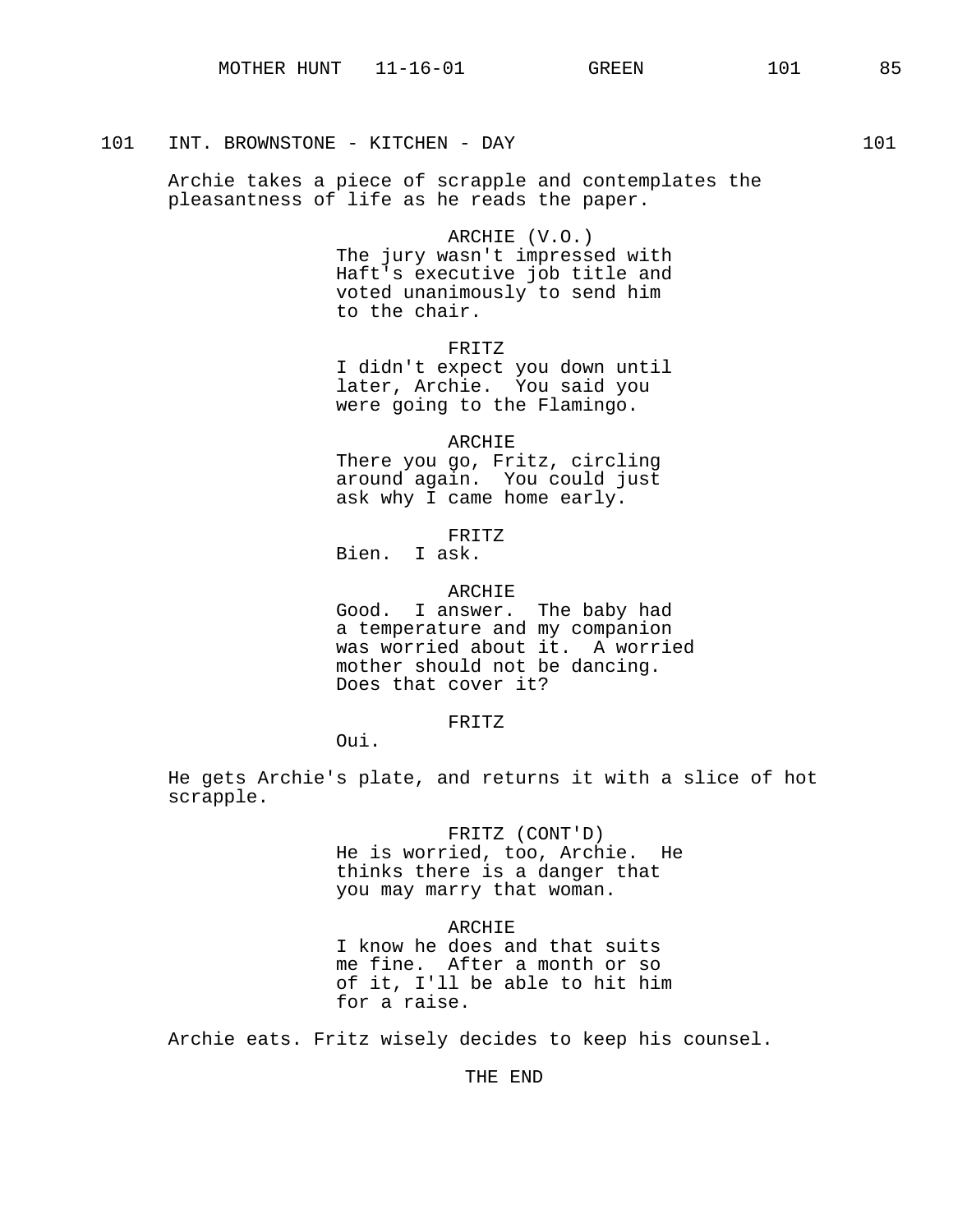101 INT. BROWNSTONE - KITCHEN - DAY 101

Archie takes a piece of scrapple and contemplates the pleasantness of life as he reads the paper.

ARCHIE (V.O.)
The jury wasn't impressed with Haft's executive job title and voted unanimously to send him to the chair.

FRITZ
I didn't expect you down until later, Archie. You said you were going to the Flamingo.

ARCHIE
There you go, Fritz, circling around again. You could just ask why I came home early.

FRITZ
Bien. I ask.

ARCHIE
Good. I answer. The baby had a temperature and my companion was worried about it. A worried mother should not be dancing. Does that cover it?

FRITZ
Oui.

He gets Archie's plate, and returns it with a slice of hot scrapple.

FRITZ (CONT'D)
He is worried, too, Archie. He thinks there is a danger that you may marry that woman.

ARCHIE
I know he does and that suits me fine. After a month or so of it, I'll be able to hit him for a raise.

Archie eats. Fritz wisely decides to keep his counsel.

THE END